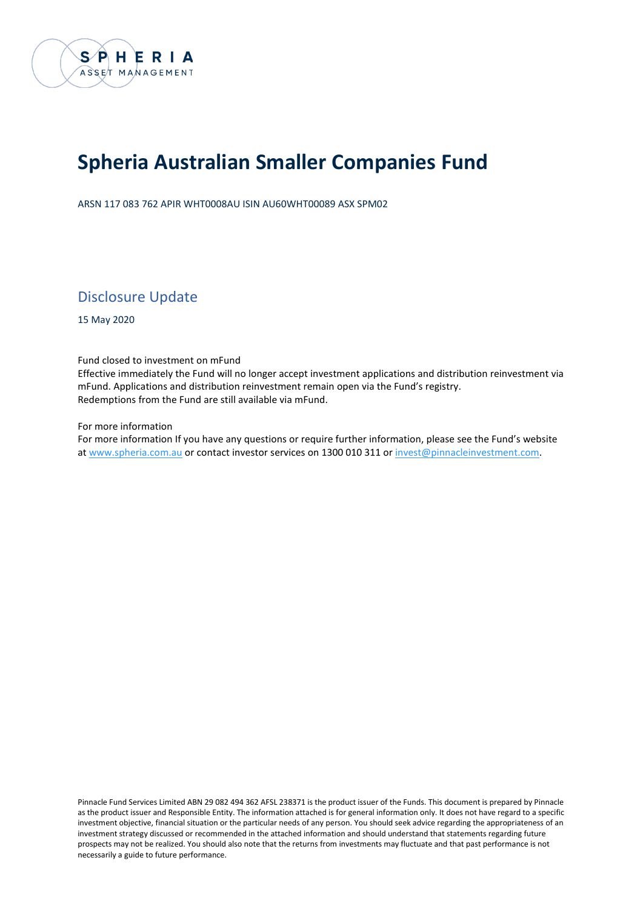SPHERIA
ASSET MANAGEMENT

# Spheria Australian Smaller Companies Fund

ARSN 117 083 762 APIR WHT0008AU ISIN AU60WHT00089 ASX SPM02

## Disclosure Update

15 May 2020

Fund closed to investment on mFund
Effective immediately the Fund will no longer accept investment applications and distribution reinvestment via mFund. Applications and distribution reinvestment remain open via the Fund's registry.
Redemptions from the Fund are still available via mFund.

For more information
For more information If you have any questions or require further information, please see the Fund's website at www.spheria.com.au or contact investor services on 1300 010 311 or invest@pinnacleinvestment.com.

Pinnacle Fund Services Limited ABN 29 082 494 362 AFSL 238371 is the product issuer of the Funds. This document is prepared by Pinnacle as the product issuer and Responsible Entity. The information attached is for general information only. It does not have regard to a specific investment objective, financial situation or the particular needs of any person. You should seek advice regarding the appropriateness of an investment strategy discussed or recommended in the attached information and should understand that statements regarding future prospects may not be realized. You should also note that the returns from investments may fluctuate and that past performance is not necessarily a guide to future performance.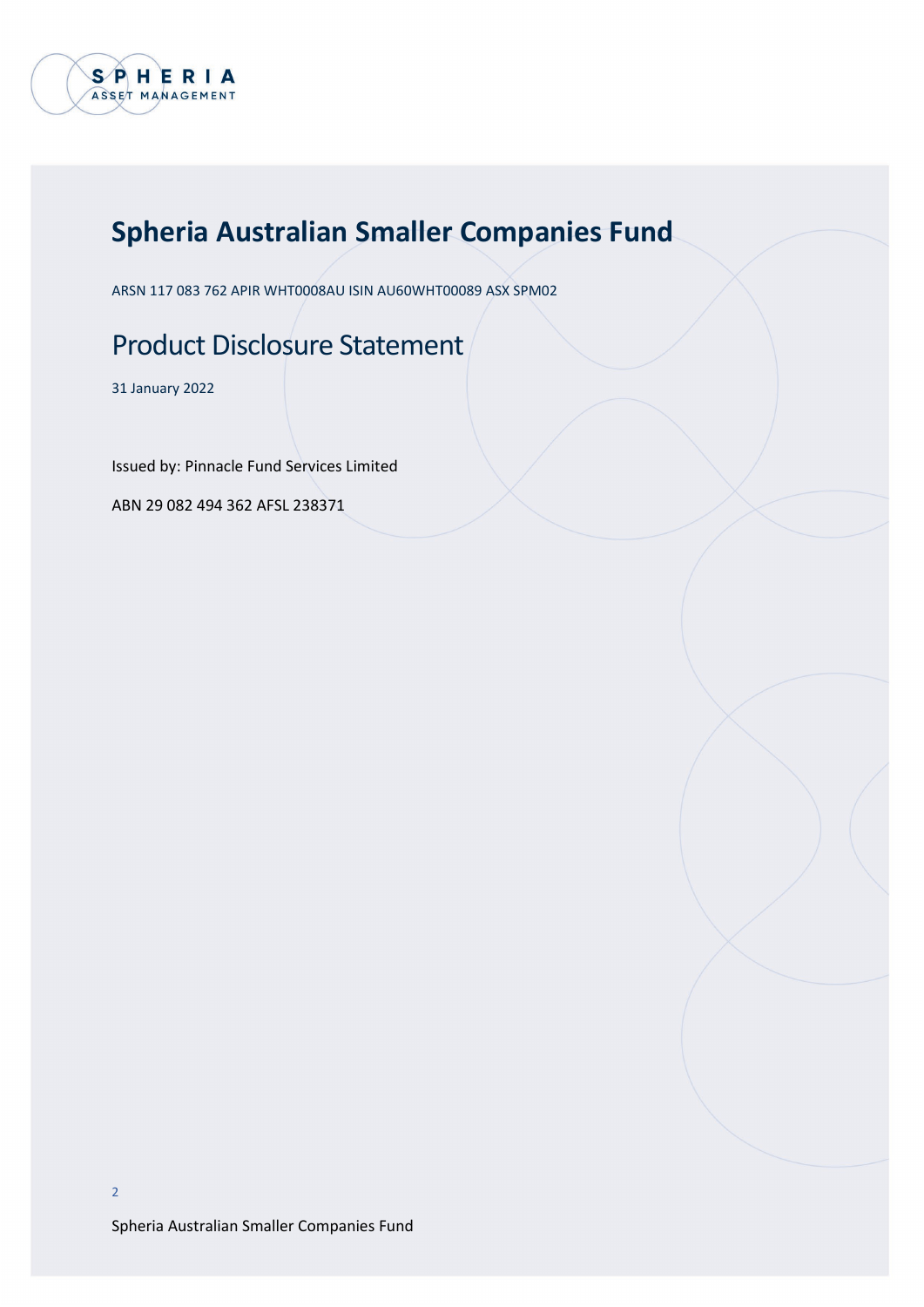# Spheria Australian Smaller Companies Fund

ARSN 117 083 762 APIR WHT0008AU ISIN AU60WHT00089 ASX SPM02

## Product Disclosure Statement

31 January 2022

Issued by: Pinnacle Fund Services Limited

ABN 29 082 494 362 AFSL 238371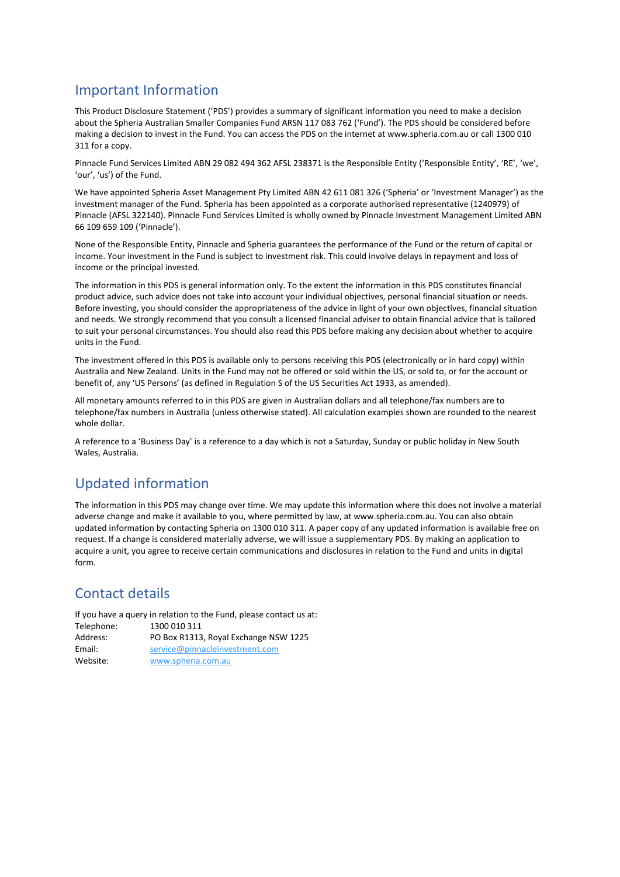## Important Information

This Product Disclosure Statement ('PDS') provides a summary of significant information you need to make a decision about the Spheria Australian Smaller Companies Fund ARSN 117 083 762 ('Fund'). The PDS should be considered before making a decision to invest in the Fund. You can access the PDS on the internet at www.spheria.com.au or call 1300 010 311 for a copy.

Pinnacle Fund Services Limited ABN 29 082 494 362 AFSL 238371 is the Responsible Entity ('Responsible Entity', 'RE', 'we', 'our', 'us') of the Fund.

We have appointed Spheria Asset Management Pty Limited ABN 42 611 081 326 ('Spheria' or 'Investment Manager') as the investment manager of the Fund. Spheria has been appointed as a corporate authorised representative (1240979) of Pinnacle (AFSL 322140). Pinnacle Fund Services Limited is wholly owned by Pinnacle Investment Management Limited ABN 66 109 659 109 ('Pinnacle').

None of the Responsible Entity, Pinnacle and Spheria guarantees the performance of the Fund or the return of capital or income. Your investment in the Fund is subject to investment risk. This could involve delays in repayment and loss of income or the principal invested.

The information in this PDS is general information only. To the extent the information in this PDS constitutes financial product advice, such advice does not take into account your individual objectives, personal financial situation or needs. Before investing, you should consider the appropriateness of the advice in light of your own objectives, financial situation and needs. We strongly recommend that you consult a licensed financial adviser to obtain financial advice that is tailored to suit your personal circumstances. You should also read this PDS before making any decision about whether to acquire units in the Fund.

The investment offered in this PDS is available only to persons receiving this PDS (electronically or in hard copy) within Australia and New Zealand. Units in the Fund may not be offered or sold within the US, or sold to, or for the account or benefit of, any 'US Persons' (as defined in Regulation S of the US Securities Act 1933, as amended).

All monetary amounts referred to in this PDS are given in Australian dollars and all telephone/fax numbers are to telephone/fax numbers in Australia (unless otherwise stated). All calculation examples shown are rounded to the nearest whole dollar.

A reference to a 'Business Day' is a reference to a day which is not a Saturday, Sunday or public holiday in New South Wales, Australia.

## Updated information

The information in this PDS may change over time. We may update this information where this does not involve a material adverse change and make it available to you, where permitted by law, at www.spheria.com.au. You can also obtain updated information by contacting Spheria on 1300 010 311. A paper copy of any updated information is available free on request. If a change is considered materially adverse, we will issue a supplementary PDS. By making an application to acquire a unit, you agree to receive certain communications and disclosures in relation to the Fund and units in digital form.

## Contact details

If you have a query in relation to the Fund, please contact us at:

| | |
|---|---|
| Telephone: | 1300 010 311 |
| Address: | PO Box R1313, Royal Exchange NSW 1225 |
| Email: | service@pinnacleinvestment.com |
| Website: | www.spheria.com.au |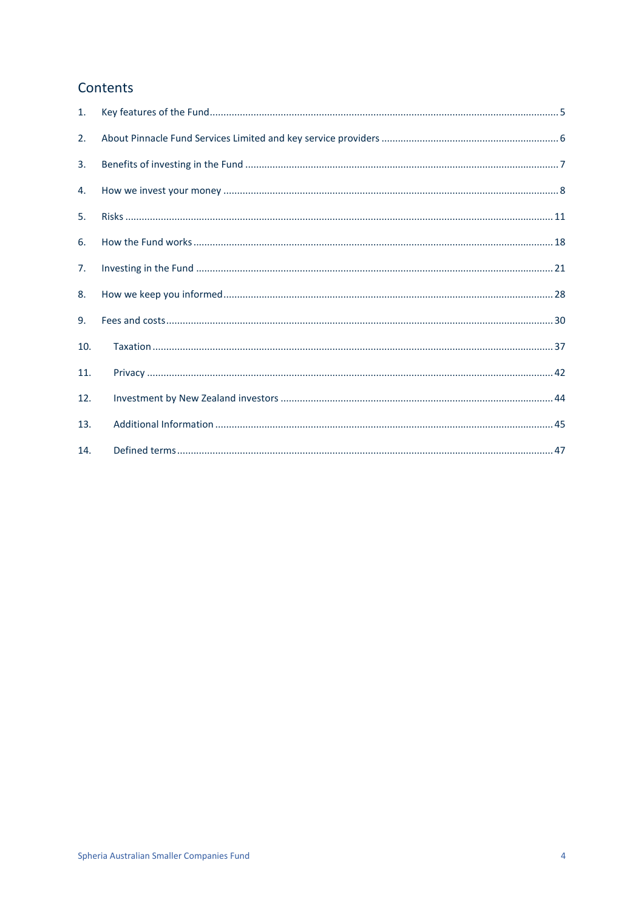## Contents

1. Key features of the Fund .......... 5
2. About Pinnacle Fund Services Limited and key service providers .......... 6
3. Benefits of investing in the Fund .......... 7
4. How we invest your money .......... 8
5. Risks .......... 11
6. How the Fund works .......... 18
7. Investing in the Fund .......... 21
8. How we keep you informed .......... 28
9. Fees and costs .......... 30
10. Taxation .......... 37
11. Privacy .......... 42
12. Investment by New Zealand investors .......... 44
13. Additional Information .......... 45
14. Defined terms .......... 47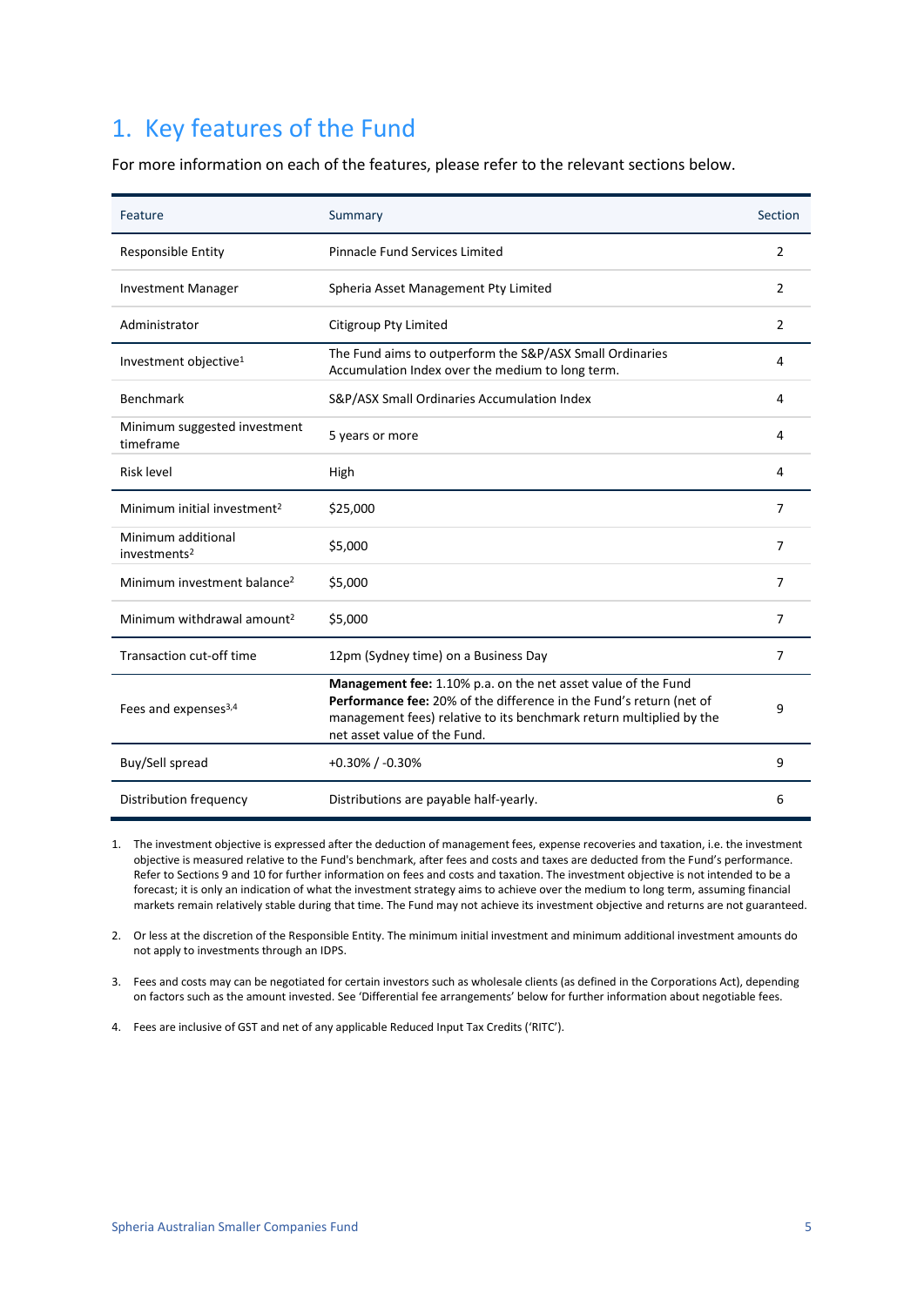# 1. Key features of the Fund

For more information on each of the features, please refer to the relevant sections below.

| Feature | Summary | Section |
|---|---|---|
| Responsible Entity | Pinnacle Fund Services Limited | 2 |
| Investment Manager | Spheria Asset Management Pty Limited | 2 |
| Administrator | Citigroup Pty Limited | 2 |
| Investment objective[1] | The Fund aims to outperform the S&P/ASX Small Ordinaries Accumulation Index over the medium to long term. | 4 |
| Benchmark | S&P/ASX Small Ordinaries Accumulation Index | 4 |
| Minimum suggested investment timeframe | 5 years or more | 4 |
| Risk level | High | 4 |
| Minimum initial investment[2] | $25,000 | 7 |
| Minimum additional investments[2] | $5,000 | 7 |
| Minimum investment balance[2] | $5,000 | 7 |
| Minimum withdrawal amount[2] | $5,000 | 7 |
| Transaction cut-off time | 12pm (Sydney time) on a Business Day | 7 |
| Fees and expenses[3,4] | **Management fee:** 1.10% p.a. on the net asset value of the Fund<br>**Performance fee:** 20% of the difference in the Fund's return (net of management fees) relative to its benchmark return multiplied by the net asset value of the Fund. | 9 |
| Buy/Sell spread | +0.30% / -0.30% | 9 |
| Distribution frequency | Distributions are payable half-yearly. | 6 |

1. The investment objective is expressed after the deduction of management fees, expense recoveries and taxation, i.e. the investment objective is measured relative to the Fund's benchmark, after fees and costs and taxes are deducted from the Fund's performance. Refer to Sections 9 and 10 for further information on fees and costs and taxation. The investment objective is not intended to be a forecast; it is only an indication of what the investment strategy aims to achieve over the medium to long term, assuming financial markets remain relatively stable during that time. The Fund may not achieve its investment objective and returns are not guaranteed.

2. Or less at the discretion of the Responsible Entity. The minimum initial investment and minimum additional investment amounts do not apply to investments through an IDPS.

3. Fees and costs may can be negotiated for certain investors such as wholesale clients (as defined in the Corporations Act), depending on factors such as the amount invested. See 'Differential fee arrangements' below for further information about negotiable fees.

4. Fees are inclusive of GST and net of any applicable Reduced Input Tax Credits ('RITC').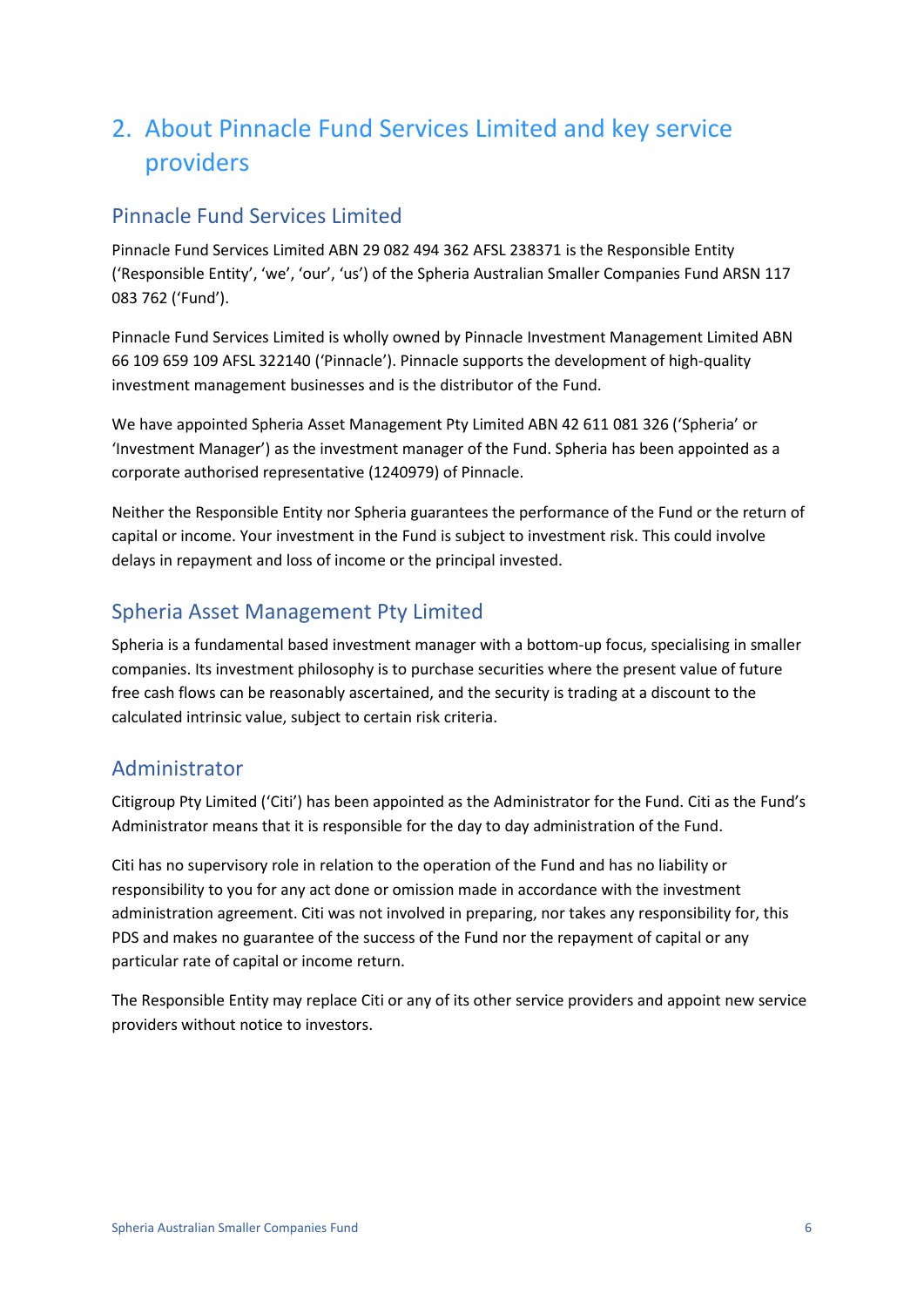# 2. About Pinnacle Fund Services Limited and key service providers

## Pinnacle Fund Services Limited

Pinnacle Fund Services Limited ABN 29 082 494 362 AFSL 238371 is the Responsible Entity ('Responsible Entity', 'we', 'our', 'us') of the Spheria Australian Smaller Companies Fund ARSN 117 083 762 ('Fund').

Pinnacle Fund Services Limited is wholly owned by Pinnacle Investment Management Limited ABN 66 109 659 109 AFSL 322140 ('Pinnacle'). Pinnacle supports the development of high-quality investment management businesses and is the distributor of the Fund.

We have appointed Spheria Asset Management Pty Limited ABN 42 611 081 326 ('Spheria' or 'Investment Manager') as the investment manager of the Fund. Spheria has been appointed as a corporate authorised representative (1240979) of Pinnacle.

Neither the Responsible Entity nor Spheria guarantees the performance of the Fund or the return of capital or income. Your investment in the Fund is subject to investment risk. This could involve delays in repayment and loss of income or the principal invested.

## Spheria Asset Management Pty Limited

Spheria is a fundamental based investment manager with a bottom-up focus, specialising in smaller companies. Its investment philosophy is to purchase securities where the present value of future free cash flows can be reasonably ascertained, and the security is trading at a discount to the calculated intrinsic value, subject to certain risk criteria.

## Administrator

Citigroup Pty Limited ('Citi') has been appointed as the Administrator for the Fund. Citi as the Fund's Administrator means that it is responsible for the day to day administration of the Fund.

Citi has no supervisory role in relation to the operation of the Fund and has no liability or responsibility to you for any act done or omission made in accordance with the investment administration agreement. Citi was not involved in preparing, nor takes any responsibility for, this PDS and makes no guarantee of the success of the Fund nor the repayment of capital or any particular rate of capital or income return.

The Responsible Entity may replace Citi or any of its other service providers and appoint new service providers without notice to investors.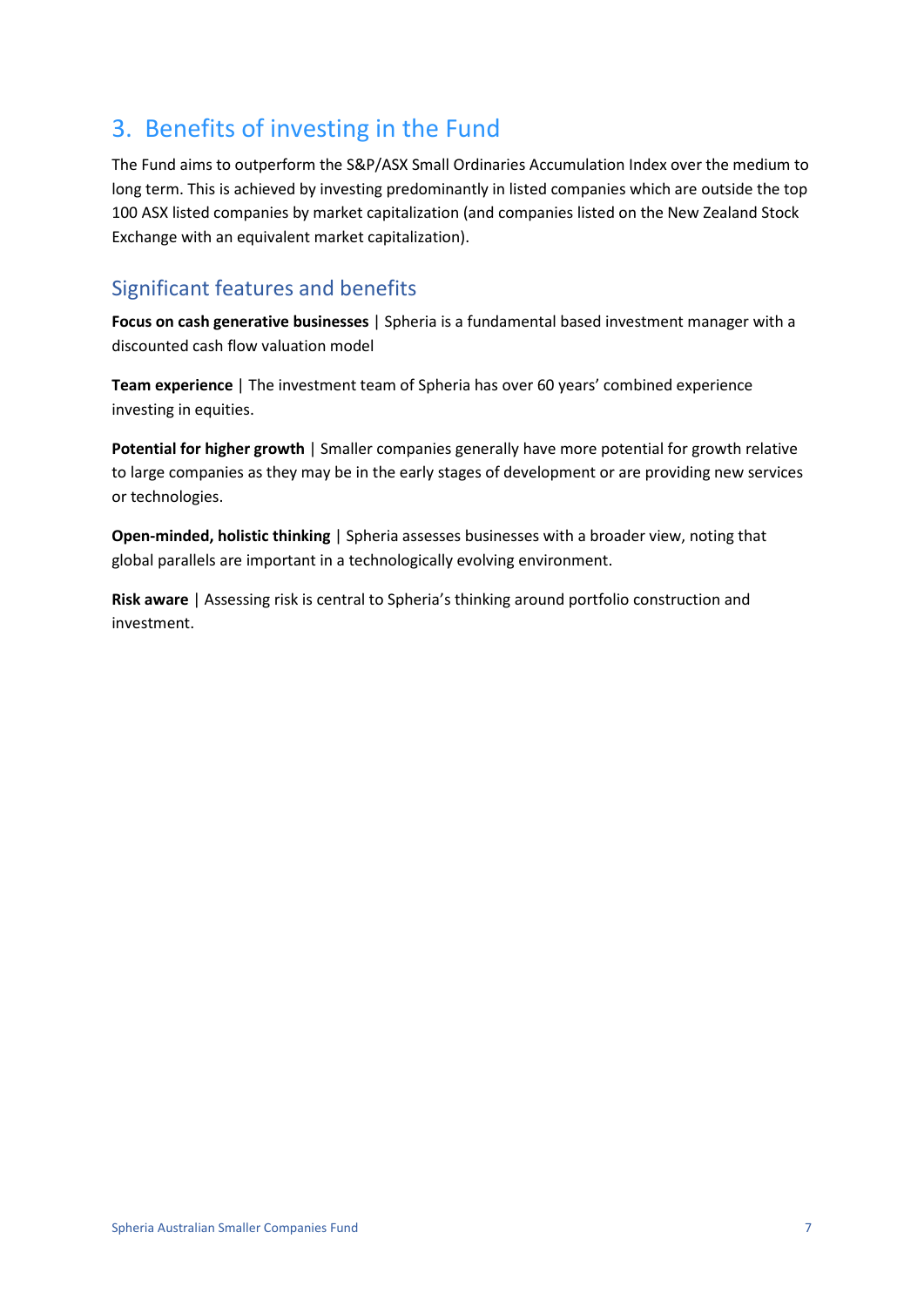# 3. Benefits of investing in the Fund

The Fund aims to outperform the S&P/ASX Small Ordinaries Accumulation Index over the medium to long term. This is achieved by investing predominantly in listed companies which are outside the top 100 ASX listed companies by market capitalization (and companies listed on the New Zealand Stock Exchange with an equivalent market capitalization).

## Significant features and benefits

**Focus on cash generative businesses** | Spheria is a fundamental based investment manager with a discounted cash flow valuation model

**Team experience** | The investment team of Spheria has over 60 years' combined experience investing in equities.

**Potential for higher growth** | Smaller companies generally have more potential for growth relative to large companies as they may be in the early stages of development or are providing new services or technologies.

**Open-minded, holistic thinking** | Spheria assesses businesses with a broader view, noting that global parallels are important in a technologically evolving environment.

**Risk aware** | Assessing risk is central to Spheria's thinking around portfolio construction and investment.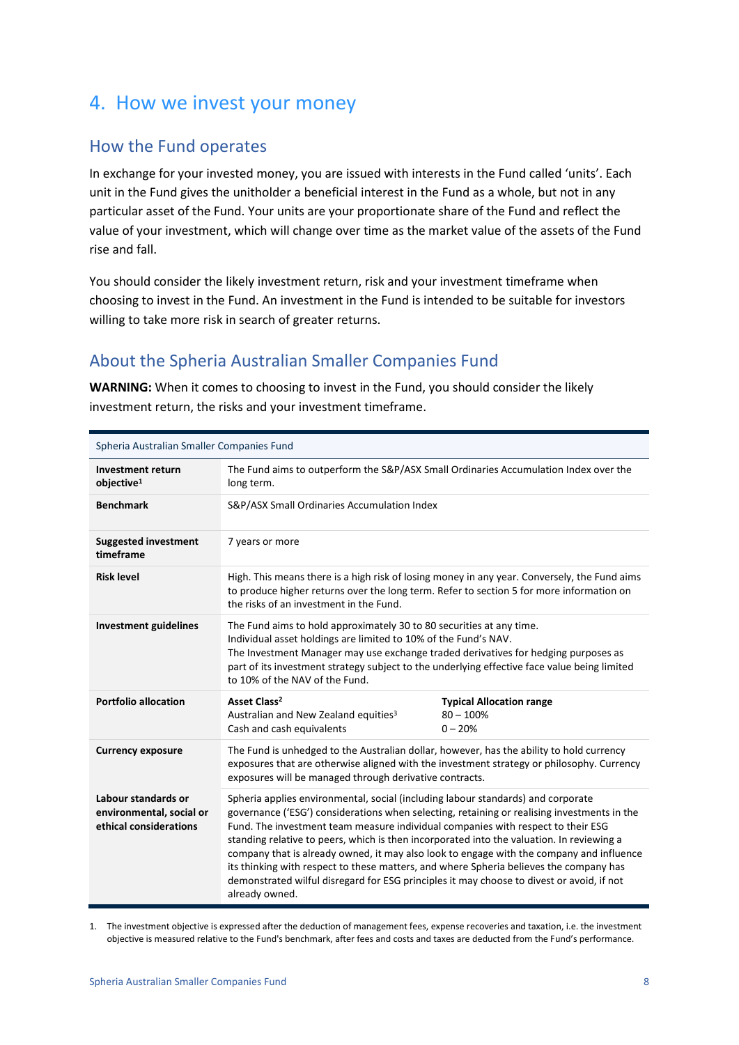# 4. How we invest your money

## How the Fund operates

In exchange for your invested money, you are issued with interests in the Fund called 'units'. Each unit in the Fund gives the unitholder a beneficial interest in the Fund as a whole, but not in any particular asset of the Fund. Your units are your proportionate share of the Fund and reflect the value of your investment, which will change over time as the market value of the assets of the Fund rise and fall.

You should consider the likely investment return, risk and your investment timeframe when choosing to invest in the Fund. An investment in the Fund is intended to be suitable for investors willing to take more risk in search of greater returns.

## About the Spheria Australian Smaller Companies Fund

**WARNING:** When it comes to choosing to invest in the Fund, you should consider the likely investment return, the risks and your investment timeframe.

| Spheria Australian Smaller Companies Fund | |
|---|---|
| **Investment return objective**[1] | The Fund aims to outperform the S&P/ASX Small Ordinaries Accumulation Index over the long term. |
| **Benchmark** | S&P/ASX Small Ordinaries Accumulation Index |
| **Suggested investment timeframe** | 7 years or more |
| **Risk level** | High. This means there is a high risk of losing money in any year. Conversely, the Fund aims to produce higher returns over the long term. Refer to section 5 for more information on the risks of an investment in the Fund. |
| **Investment guidelines** | The Fund aims to hold approximately 30 to 80 securities at any time.<br>Individual asset holdings are limited to 10% of the Fund's NAV.<br>The Investment Manager may use exchange traded derivatives for hedging purposes as part of its investment strategy subject to the underlying effective face value being limited to 10% of the NAV of the Fund. |
| **Portfolio allocation** | **Asset Class**[2] — **Typical Allocation range**<br>Australian and New Zealand equities[3] — 80 – 100%<br>Cash and cash equivalents — 0 – 20% |
| **Currency exposure** | The Fund is unhedged to the Australian dollar, however, has the ability to hold currency exposures that are otherwise aligned with the investment strategy or philosophy. Currency exposures will be managed through derivative contracts. |
| **Labour standards or environmental, social or ethical considerations** | Spheria applies environmental, social (including labour standards) and corporate governance ('ESG') considerations when selecting, retaining or realising investments in the Fund. The investment team measure individual companies with respect to their ESG standing relative to peers, which is then incorporated into the valuation. In reviewing a company that is already owned, it may also look to engage with the company and influence its thinking with respect to these matters, and where Spheria believes the company has demonstrated wilful disregard for ESG principles it may choose to divest or avoid, if not already owned. |

1. The investment objective is expressed after the deduction of management fees, expense recoveries and taxation, i.e. the investment objective is measured relative to the Fund's benchmark, after fees and costs and taxes are deducted from the Fund's performance.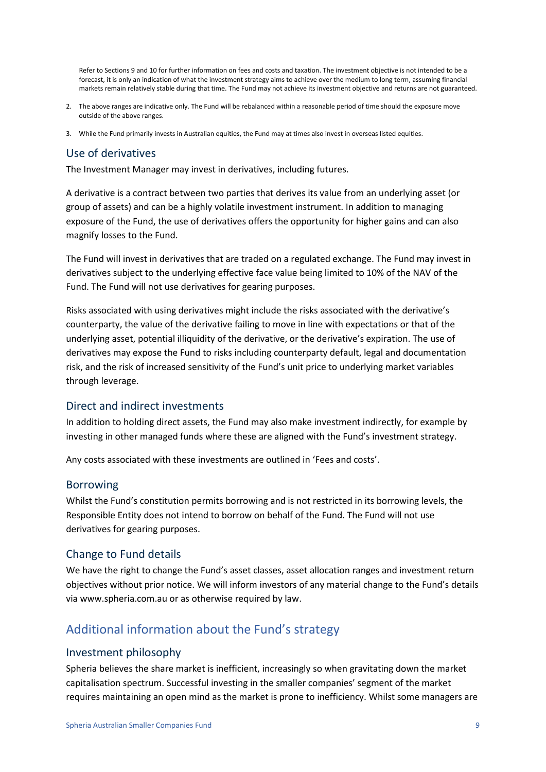Refer to Sections 9 and 10 for further information on fees and costs and taxation. The investment objective is not intended to be a forecast, it is only an indication of what the investment strategy aims to achieve over the medium to long term, assuming financial markets remain relatively stable during that time. The Fund may not achieve its investment objective and returns are not guaranteed.

2. The above ranges are indicative only. The Fund will be rebalanced within a reasonable period of time should the exposure move outside of the above ranges.
3. While the Fund primarily invests in Australian equities, the Fund may at times also invest in overseas listed equities.

### Use of derivatives

The Investment Manager may invest in derivatives, including futures.

A derivative is a contract between two parties that derives its value from an underlying asset (or group of assets) and can be a highly volatile investment instrument. In addition to managing exposure of the Fund, the use of derivatives offers the opportunity for higher gains and can also magnify losses to the Fund.

The Fund will invest in derivatives that are traded on a regulated exchange. The Fund may invest in derivatives subject to the underlying effective face value being limited to 10% of the NAV of the Fund. The Fund will not use derivatives for gearing purposes.

Risks associated with using derivatives might include the risks associated with the derivative's counterparty, the value of the derivative failing to move in line with expectations or that of the underlying asset, potential illiquidity of the derivative, or the derivative's expiration. The use of derivatives may expose the Fund to risks including counterparty default, legal and documentation risk, and the risk of increased sensitivity of the Fund's unit price to underlying market variables through leverage.

### Direct and indirect investments

In addition to holding direct assets, the Fund may also make investment indirectly, for example by investing in other managed funds where these are aligned with the Fund's investment strategy.

Any costs associated with these investments are outlined in 'Fees and costs'.

### Borrowing

Whilst the Fund's constitution permits borrowing and is not restricted in its borrowing levels, the Responsible Entity does not intend to borrow on behalf of the Fund. The Fund will not use derivatives for gearing purposes.

### Change to Fund details

We have the right to change the Fund's asset classes, asset allocation ranges and investment return objectives without prior notice. We will inform investors of any material change to the Fund's details via www.spheria.com.au or as otherwise required by law.

## Additional information about the Fund's strategy

### Investment philosophy

Spheria believes the share market is inefficient, increasingly so when gravitating down the market capitalisation spectrum. Successful investing in the smaller companies' segment of the market requires maintaining an open mind as the market is prone to inefficiency. Whilst some managers are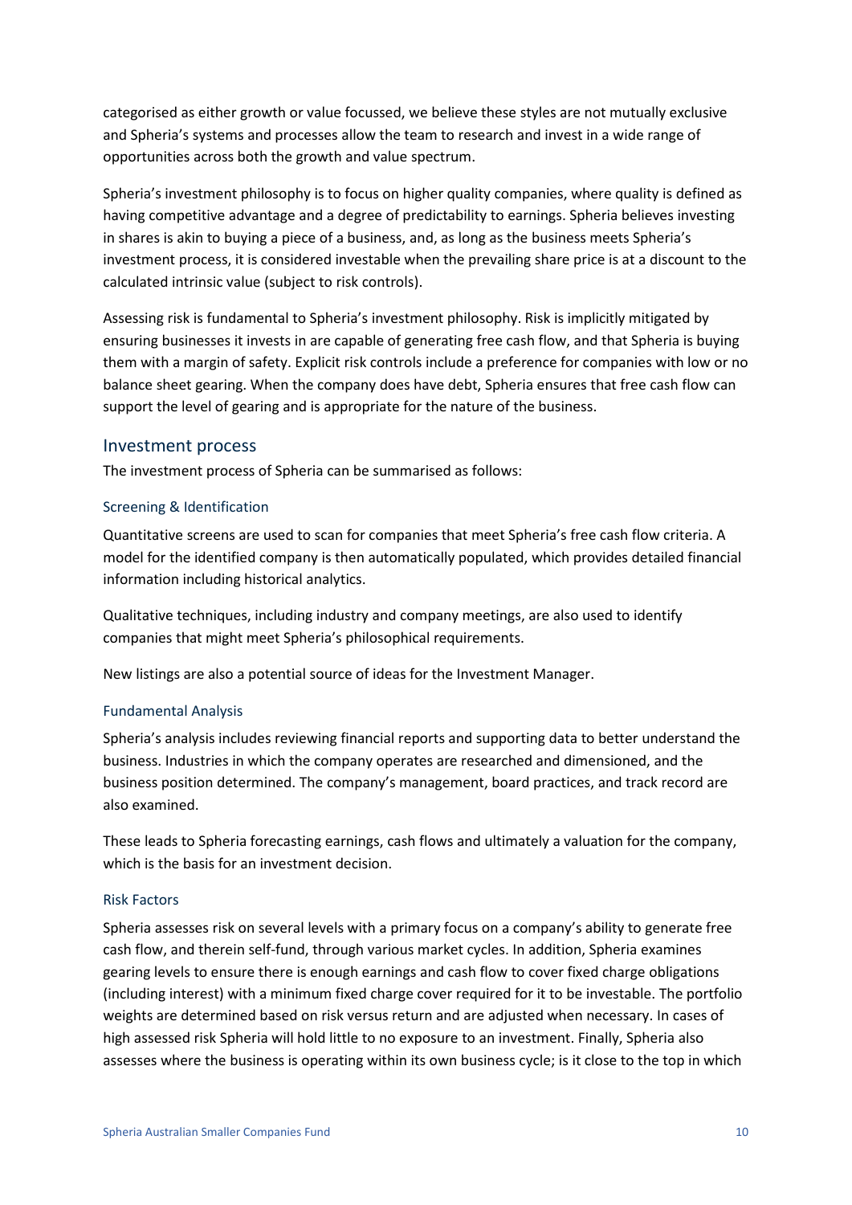categorised as either growth or value focussed, we believe these styles are not mutually exclusive and Spheria's systems and processes allow the team to research and invest in a wide range of opportunities across both the growth and value spectrum.

Spheria's investment philosophy is to focus on higher quality companies, where quality is defined as having competitive advantage and a degree of predictability to earnings. Spheria believes investing in shares is akin to buying a piece of a business, and, as long as the business meets Spheria's investment process, it is considered investable when the prevailing share price is at a discount to the calculated intrinsic value (subject to risk controls).

Assessing risk is fundamental to Spheria's investment philosophy. Risk is implicitly mitigated by ensuring businesses it invests in are capable of generating free cash flow, and that Spheria is buying them with a margin of safety. Explicit risk controls include a preference for companies with low or no balance sheet gearing. When the company does have debt, Spheria ensures that free cash flow can support the level of gearing and is appropriate for the nature of the business.

## Investment process

The investment process of Spheria can be summarised as follows:

### Screening & Identification

Quantitative screens are used to scan for companies that meet Spheria's free cash flow criteria. A model for the identified company is then automatically populated, which provides detailed financial information including historical analytics.

Qualitative techniques, including industry and company meetings, are also used to identify companies that might meet Spheria's philosophical requirements.

New listings are also a potential source of ideas for the Investment Manager.

### Fundamental Analysis

Spheria's analysis includes reviewing financial reports and supporting data to better understand the business. Industries in which the company operates are researched and dimensioned, and the business position determined. The company's management, board practices, and track record are also examined.

These leads to Spheria forecasting earnings, cash flows and ultimately a valuation for the company, which is the basis for an investment decision.

### Risk Factors

Spheria assesses risk on several levels with a primary focus on a company's ability to generate free cash flow, and therein self-fund, through various market cycles. In addition, Spheria examines gearing levels to ensure there is enough earnings and cash flow to cover fixed charge obligations (including interest) with a minimum fixed charge cover required for it to be investable. The portfolio weights are determined based on risk versus return and are adjusted when necessary. In cases of high assessed risk Spheria will hold little to no exposure to an investment. Finally, Spheria also assesses where the business is operating within its own business cycle; is it close to the top in which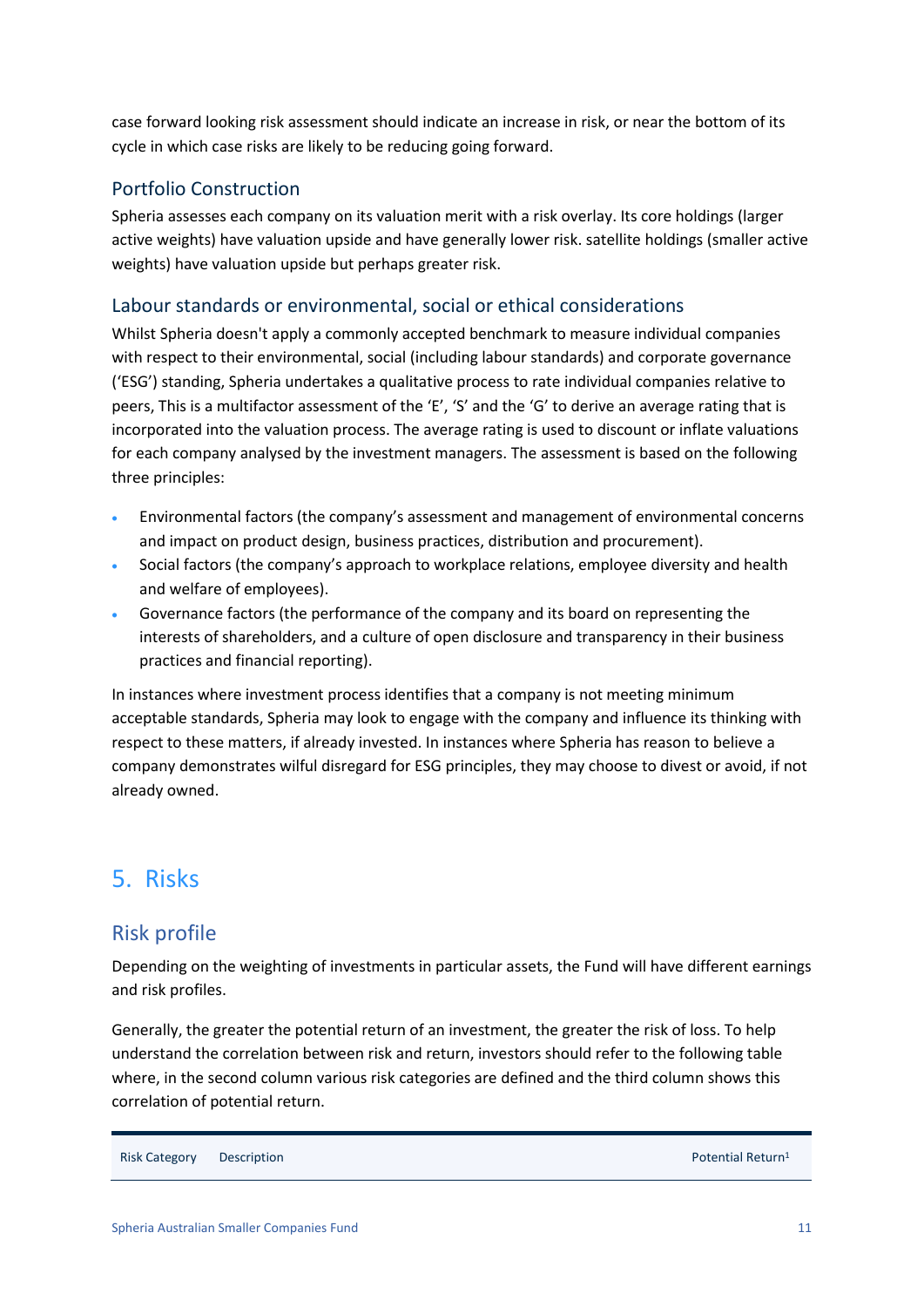case forward looking risk assessment should indicate an increase in risk, or near the bottom of its cycle in which case risks are likely to be reducing going forward.

### Portfolio Construction

Spheria assesses each company on its valuation merit with a risk overlay. Its core holdings (larger active weights) have valuation upside and have generally lower risk. satellite holdings (smaller active weights) have valuation upside but perhaps greater risk.

### Labour standards or environmental, social or ethical considerations

Whilst Spheria doesn't apply a commonly accepted benchmark to measure individual companies with respect to their environmental, social (including labour standards) and corporate governance ('ESG') standing, Spheria undertakes a qualitative process to rate individual companies relative to peers, This is a multifactor assessment of the 'E', 'S' and the 'G' to derive an average rating that is incorporated into the valuation process. The average rating is used to discount or inflate valuations for each company analysed by the investment managers. The assessment is based on the following three principles:

- Environmental factors (the company's assessment and management of environmental concerns and impact on product design, business practices, distribution and procurement).
- Social factors (the company's approach to workplace relations, employee diversity and health and welfare of employees).
- Governance factors (the performance of the company and its board on representing the interests of shareholders, and a culture of open disclosure and transparency in their business practices and financial reporting).

In instances where investment process identifies that a company is not meeting minimum acceptable standards, Spheria may look to engage with the company and influence its thinking with respect to these matters, if already invested. In instances where Spheria has reason to believe a company demonstrates wilful disregard for ESG principles, they may choose to divest or avoid, if not already owned.

## 5. Risks

### Risk profile

Depending on the weighting of investments in particular assets, the Fund will have different earnings and risk profiles.

Generally, the greater the potential return of an investment, the greater the risk of loss. To help understand the correlation between risk and return, investors should refer to the following table where, in the second column various risk categories are defined and the third column shows this correlation of potential return.

| Risk Category | Description | Potential Return[1] |
|---|---|---|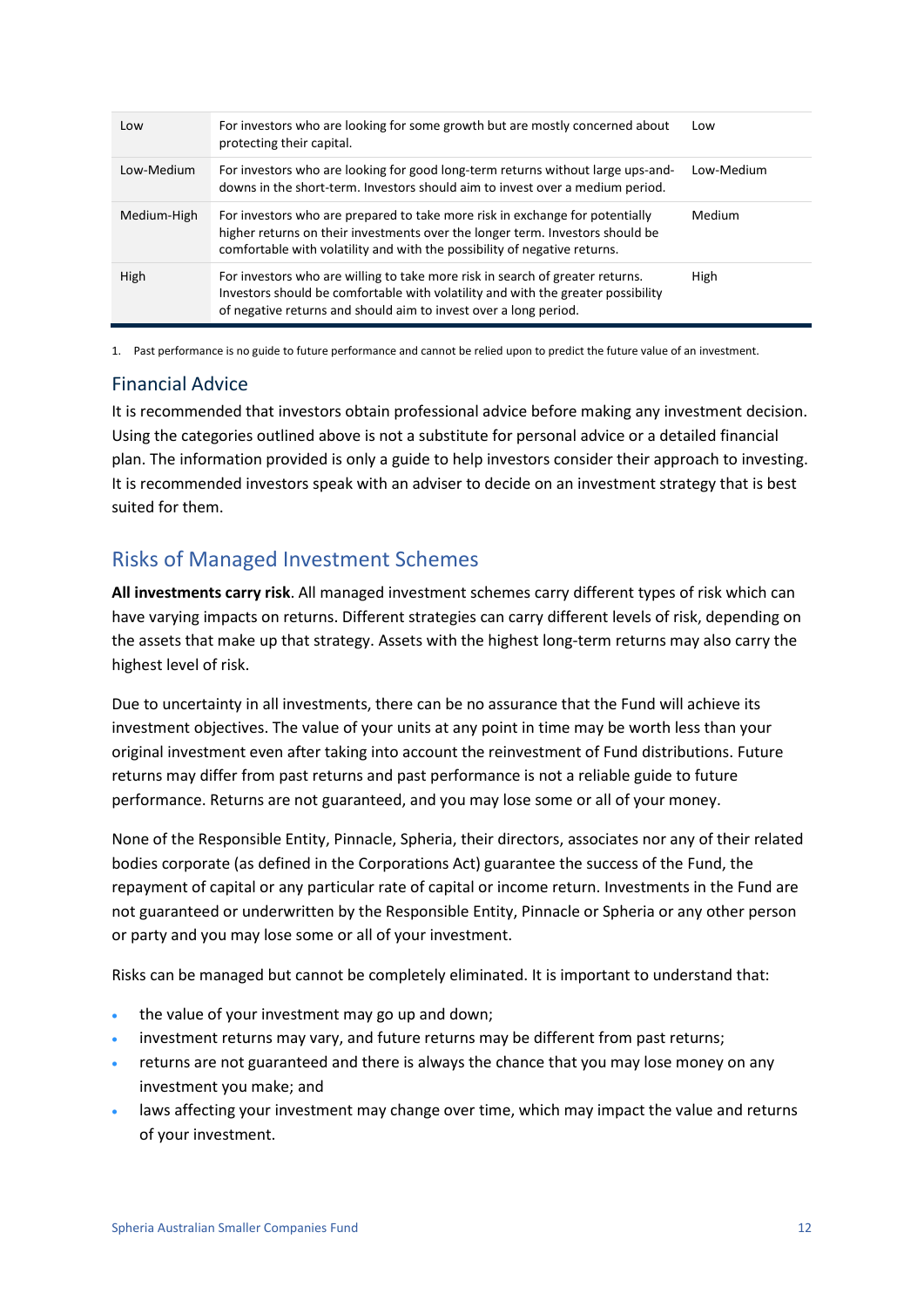| | | |
|---|---|---|
| Low | For investors who are looking for some growth but are mostly concerned about protecting their capital. | Low |
| Low-Medium | For investors who are looking for good long-term returns without large ups-and-downs in the short-term. Investors should aim to invest over a medium period. | Low-Medium |
| Medium-High | For investors who are prepared to take more risk in exchange for potentially higher returns on their investments over the longer term. Investors should be comfortable with volatility and with the possibility of negative returns. | Medium |
| High | For investors who are willing to take more risk in search of greater returns. Investors should be comfortable with volatility and with the greater possibility of negative returns and should aim to invest over a long period. | High |

1. Past performance is no guide to future performance and cannot be relied upon to predict the future value of an investment.

### Financial Advice

It is recommended that investors obtain professional advice before making any investment decision. Using the categories outlined above is not a substitute for personal advice or a detailed financial plan. The information provided is only a guide to help investors consider their approach to investing. It is recommended investors speak with an adviser to decide on an investment strategy that is best suited for them.

## Risks of Managed Investment Schemes

**All investments carry risk**. All managed investment schemes carry different types of risk which can have varying impacts on returns. Different strategies can carry different levels of risk, depending on the assets that make up that strategy. Assets with the highest long-term returns may also carry the highest level of risk.

Due to uncertainty in all investments, there can be no assurance that the Fund will achieve its investment objectives. The value of your units at any point in time may be worth less than your original investment even after taking into account the reinvestment of Fund distributions. Future returns may differ from past returns and past performance is not a reliable guide to future performance. Returns are not guaranteed, and you may lose some or all of your money.

None of the Responsible Entity, Pinnacle, Spheria, their directors, associates nor any of their related bodies corporate (as defined in the Corporations Act) guarantee the success of the Fund, the repayment of capital or any particular rate of capital or income return. Investments in the Fund are not guaranteed or underwritten by the Responsible Entity, Pinnacle or Spheria or any other person or party and you may lose some or all of your investment.

Risks can be managed but cannot be completely eliminated. It is important to understand that:

- the value of your investment may go up and down;
- investment returns may vary, and future returns may be different from past returns;
- returns are not guaranteed and there is always the chance that you may lose money on any investment you make; and
- laws affecting your investment may change over time, which may impact the value and returns of your investment.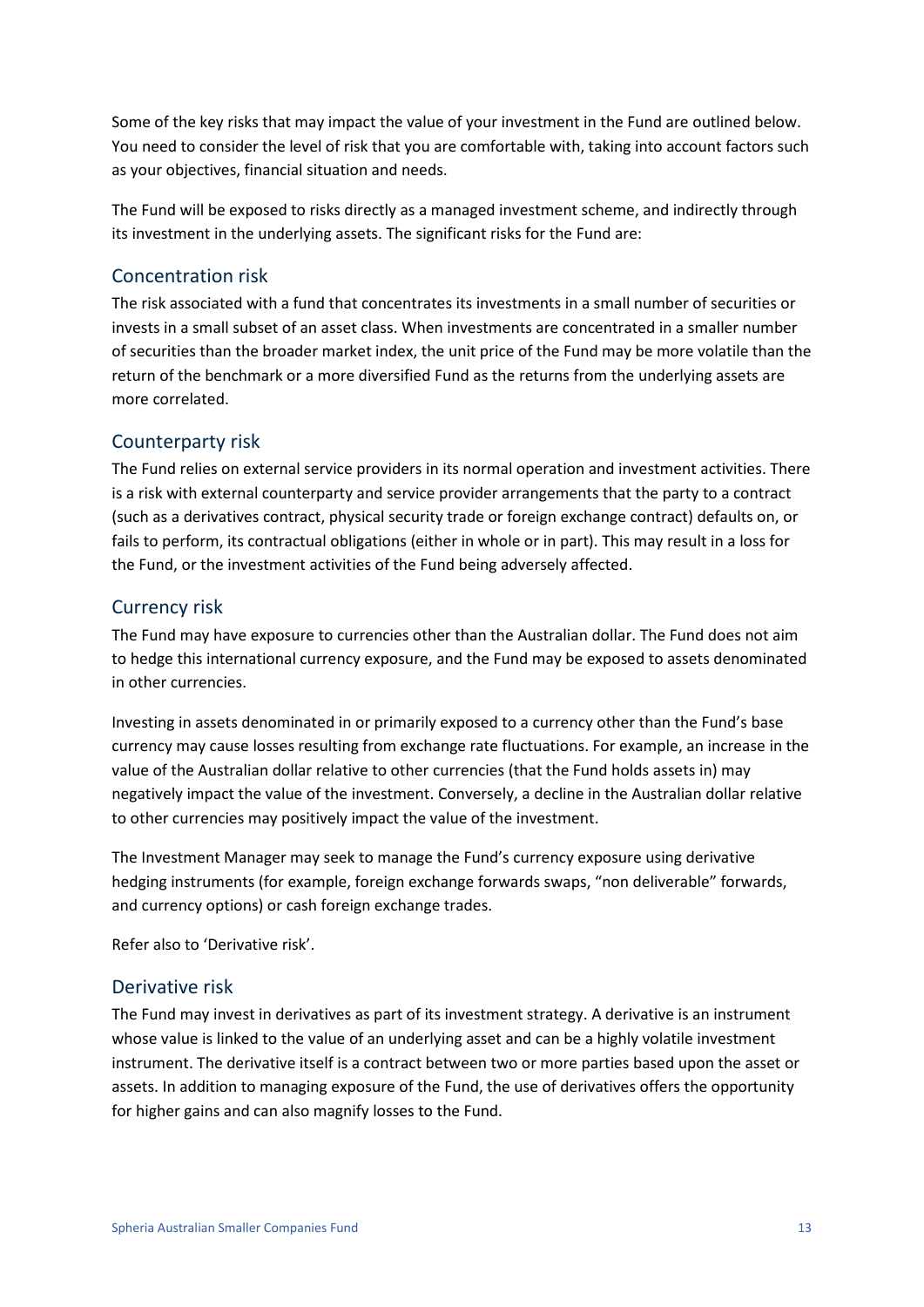Some of the key risks that may impact the value of your investment in the Fund are outlined below. You need to consider the level of risk that you are comfortable with, taking into account factors such as your objectives, financial situation and needs.

The Fund will be exposed to risks directly as a managed investment scheme, and indirectly through its investment in the underlying assets. The significant risks for the Fund are:

## Concentration risk

The risk associated with a fund that concentrates its investments in a small number of securities or invests in a small subset of an asset class. When investments are concentrated in a smaller number of securities than the broader market index, the unit price of the Fund may be more volatile than the return of the benchmark or a more diversified Fund as the returns from the underlying assets are more correlated.

## Counterparty risk

The Fund relies on external service providers in its normal operation and investment activities. There is a risk with external counterparty and service provider arrangements that the party to a contract (such as a derivatives contract, physical security trade or foreign exchange contract) defaults on, or fails to perform, its contractual obligations (either in whole or in part). This may result in a loss for the Fund, or the investment activities of the Fund being adversely affected.

## Currency risk

The Fund may have exposure to currencies other than the Australian dollar. The Fund does not aim to hedge this international currency exposure, and the Fund may be exposed to assets denominated in other currencies.

Investing in assets denominated in or primarily exposed to a currency other than the Fund's base currency may cause losses resulting from exchange rate fluctuations. For example, an increase in the value of the Australian dollar relative to other currencies (that the Fund holds assets in) may negatively impact the value of the investment. Conversely, a decline in the Australian dollar relative to other currencies may positively impact the value of the investment.

The Investment Manager may seek to manage the Fund's currency exposure using derivative hedging instruments (for example, foreign exchange forwards swaps, "non deliverable" forwards, and currency options) or cash foreign exchange trades.

Refer also to 'Derivative risk'.

## Derivative risk

The Fund may invest in derivatives as part of its investment strategy. A derivative is an instrument whose value is linked to the value of an underlying asset and can be a highly volatile investment instrument. The derivative itself is a contract between two or more parties based upon the asset or assets. In addition to managing exposure of the Fund, the use of derivatives offers the opportunity for higher gains and can also magnify losses to the Fund.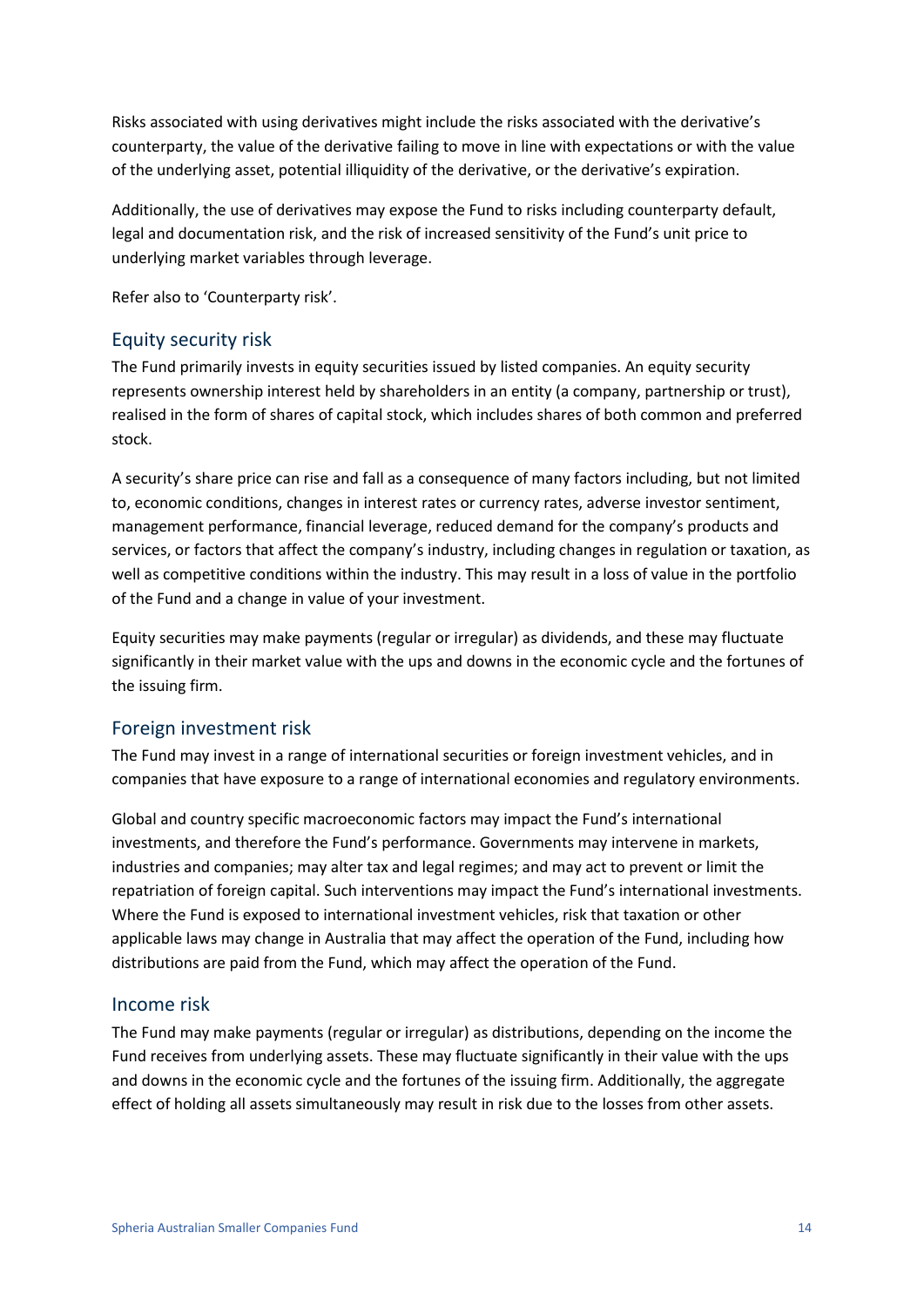Risks associated with using derivatives might include the risks associated with the derivative's counterparty, the value of the derivative failing to move in line with expectations or with the value of the underlying asset, potential illiquidity of the derivative, or the derivative's expiration.

Additionally, the use of derivatives may expose the Fund to risks including counterparty default, legal and documentation risk, and the risk of increased sensitivity of the Fund's unit price to underlying market variables through leverage.

Refer also to 'Counterparty risk'.

## Equity security risk

The Fund primarily invests in equity securities issued by listed companies. An equity security represents ownership interest held by shareholders in an entity (a company, partnership or trust), realised in the form of shares of capital stock, which includes shares of both common and preferred stock.

A security's share price can rise and fall as a consequence of many factors including, but not limited to, economic conditions, changes in interest rates or currency rates, adverse investor sentiment, management performance, financial leverage, reduced demand for the company's products and services, or factors that affect the company's industry, including changes in regulation or taxation, as well as competitive conditions within the industry. This may result in a loss of value in the portfolio of the Fund and a change in value of your investment.

Equity securities may make payments (regular or irregular) as dividends, and these may fluctuate significantly in their market value with the ups and downs in the economic cycle and the fortunes of the issuing firm.

## Foreign investment risk

The Fund may invest in a range of international securities or foreign investment vehicles, and in companies that have exposure to a range of international economies and regulatory environments.

Global and country specific macroeconomic factors may impact the Fund's international investments, and therefore the Fund's performance. Governments may intervene in markets, industries and companies; may alter tax and legal regimes; and may act to prevent or limit the repatriation of foreign capital. Such interventions may impact the Fund's international investments. Where the Fund is exposed to international investment vehicles, risk that taxation or other applicable laws may change in Australia that may affect the operation of the Fund, including how distributions are paid from the Fund, which may affect the operation of the Fund.

## Income risk

The Fund may make payments (regular or irregular) as distributions, depending on the income the Fund receives from underlying assets. These may fluctuate significantly in their value with the ups and downs in the economic cycle and the fortunes of the issuing firm. Additionally, the aggregate effect of holding all assets simultaneously may result in risk due to the losses from other assets.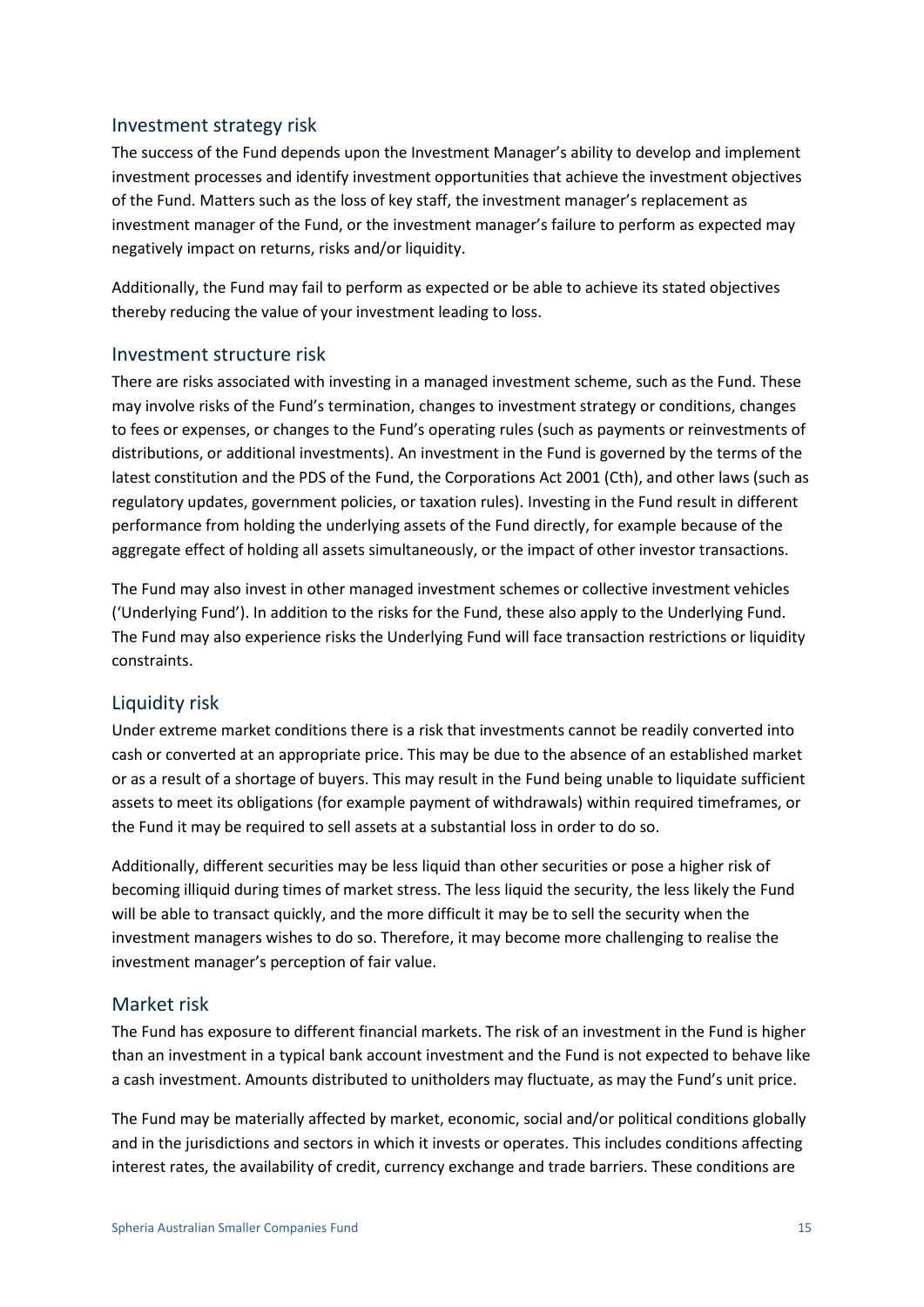## Investment strategy risk

The success of the Fund depends upon the Investment Manager's ability to develop and implement investment processes and identify investment opportunities that achieve the investment objectives of the Fund. Matters such as the loss of key staff, the investment manager's replacement as investment manager of the Fund, or the investment manager's failure to perform as expected may negatively impact on returns, risks and/or liquidity.

Additionally, the Fund may fail to perform as expected or be able to achieve its stated objectives thereby reducing the value of your investment leading to loss.

## Investment structure risk

There are risks associated with investing in a managed investment scheme, such as the Fund. These may involve risks of the Fund's termination, changes to investment strategy or conditions, changes to fees or expenses, or changes to the Fund's operating rules (such as payments or reinvestments of distributions, or additional investments). An investment in the Fund is governed by the terms of the latest constitution and the PDS of the Fund, the Corporations Act 2001 (Cth), and other laws (such as regulatory updates, government policies, or taxation rules). Investing in the Fund result in different performance from holding the underlying assets of the Fund directly, for example because of the aggregate effect of holding all assets simultaneously, or the impact of other investor transactions.

The Fund may also invest in other managed investment schemes or collective investment vehicles ('Underlying Fund'). In addition to the risks for the Fund, these also apply to the Underlying Fund. The Fund may also experience risks the Underlying Fund will face transaction restrictions or liquidity constraints.

## Liquidity risk

Under extreme market conditions there is a risk that investments cannot be readily converted into cash or converted at an appropriate price. This may be due to the absence of an established market or as a result of a shortage of buyers. This may result in the Fund being unable to liquidate sufficient assets to meet its obligations (for example payment of withdrawals) within required timeframes, or the Fund it may be required to sell assets at a substantial loss in order to do so.

Additionally, different securities may be less liquid than other securities or pose a higher risk of becoming illiquid during times of market stress. The less liquid the security, the less likely the Fund will be able to transact quickly, and the more difficult it may be to sell the security when the investment managers wishes to do so. Therefore, it may become more challenging to realise the investment manager's perception of fair value.

## Market risk

The Fund has exposure to different financial markets. The risk of an investment in the Fund is higher than an investment in a typical bank account investment and the Fund is not expected to behave like a cash investment. Amounts distributed to unitholders may fluctuate, as may the Fund's unit price.

The Fund may be materially affected by market, economic, social and/or political conditions globally and in the jurisdictions and sectors in which it invests or operates. This includes conditions affecting interest rates, the availability of credit, currency exchange and trade barriers. These conditions are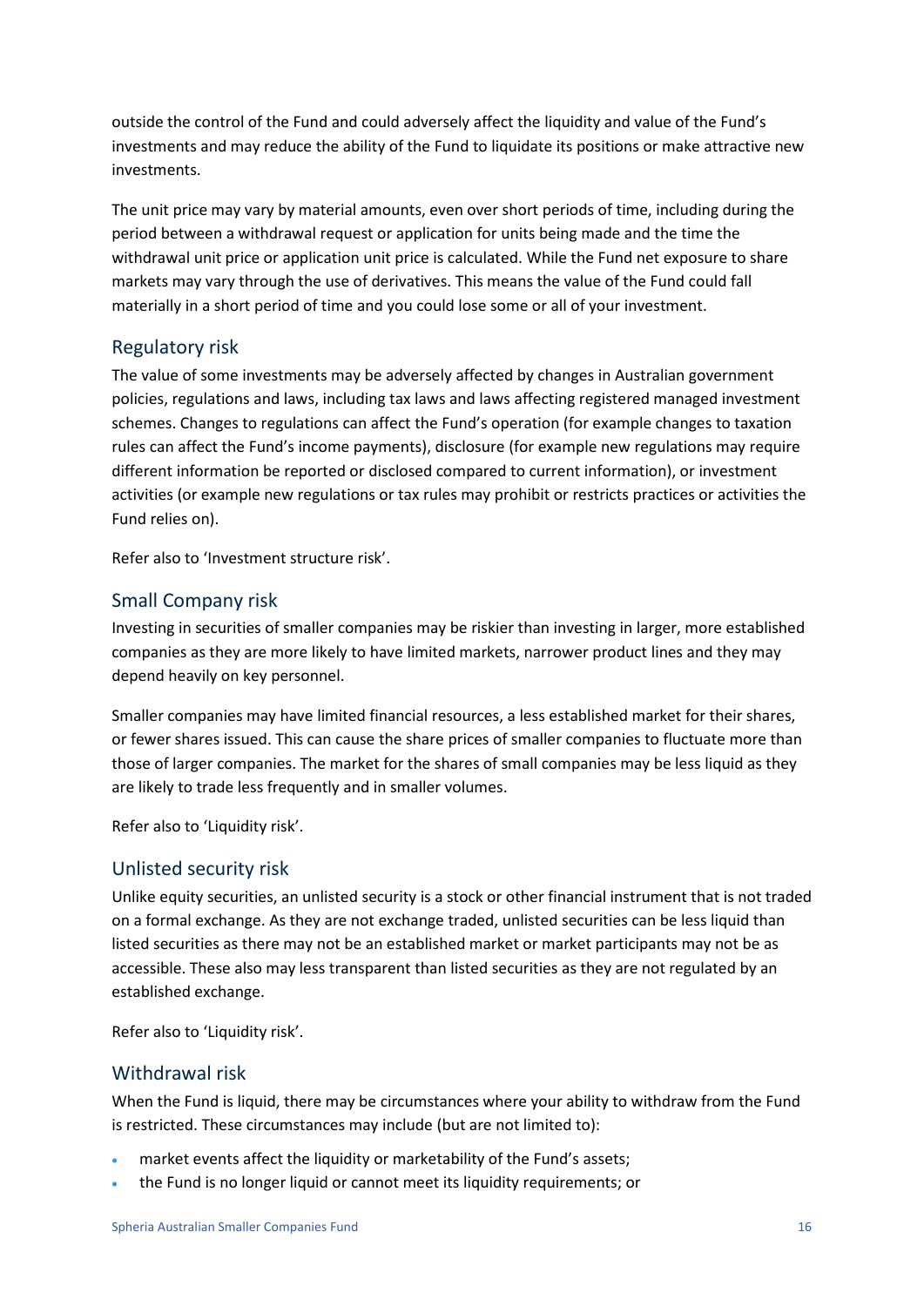outside the control of the Fund and could adversely affect the liquidity and value of the Fund's investments and may reduce the ability of the Fund to liquidate its positions or make attractive new investments.

The unit price may vary by material amounts, even over short periods of time, including during the period between a withdrawal request or application for units being made and the time the withdrawal unit price or application unit price is calculated. While the Fund net exposure to share markets may vary through the use of derivatives. This means the value of the Fund could fall materially in a short period of time and you could lose some or all of your investment.

## Regulatory risk

The value of some investments may be adversely affected by changes in Australian government policies, regulations and laws, including tax laws and laws affecting registered managed investment schemes. Changes to regulations can affect the Fund's operation (for example changes to taxation rules can affect the Fund's income payments), disclosure (for example new regulations may require different information be reported or disclosed compared to current information), or investment activities (or example new regulations or tax rules may prohibit or restricts practices or activities the Fund relies on).

Refer also to 'Investment structure risk'.

## Small Company risk

Investing in securities of smaller companies may be riskier than investing in larger, more established companies as they are more likely to have limited markets, narrower product lines and they may depend heavily on key personnel.

Smaller companies may have limited financial resources, a less established market for their shares, or fewer shares issued. This can cause the share prices of smaller companies to fluctuate more than those of larger companies. The market for the shares of small companies may be less liquid as they are likely to trade less frequently and in smaller volumes.

Refer also to 'Liquidity risk'.

## Unlisted security risk

Unlike equity securities, an unlisted security is a stock or other financial instrument that is not traded on a formal exchange. As they are not exchange traded, unlisted securities can be less liquid than listed securities as there may not be an established market or market participants may not be as accessible. These also may less transparent than listed securities as they are not regulated by an established exchange.

Refer also to 'Liquidity risk'.

## Withdrawal risk

When the Fund is liquid, there may be circumstances where your ability to withdraw from the Fund is restricted. These circumstances may include (but are not limited to):

- market events affect the liquidity or marketability of the Fund's assets;
- the Fund is no longer liquid or cannot meet its liquidity requirements; or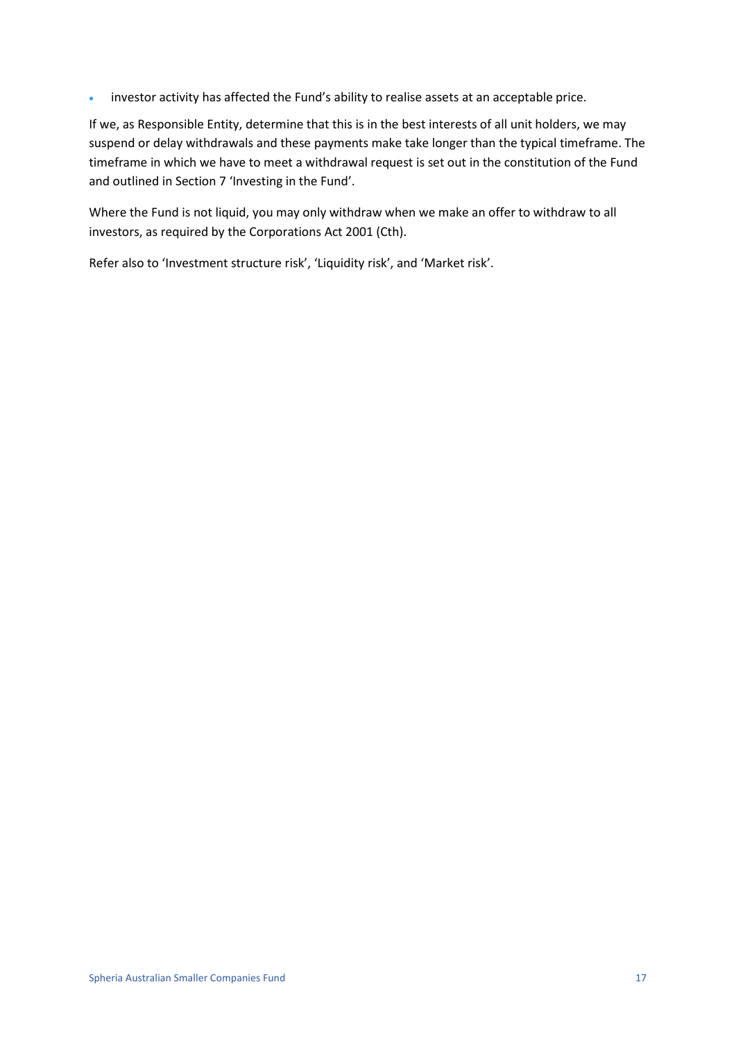- investor activity has affected the Fund's ability to realise assets at an acceptable price.

If we, as Responsible Entity, determine that this is in the best interests of all unit holders, we may suspend or delay withdrawals and these payments make take longer than the typical timeframe. The timeframe in which we have to meet a withdrawal request is set out in the constitution of the Fund and outlined in Section 7 'Investing in the Fund'.

Where the Fund is not liquid, you may only withdraw when we make an offer to withdraw to all investors, as required by the Corporations Act 2001 (Cth).

Refer also to 'Investment structure risk', 'Liquidity risk', and 'Market risk'.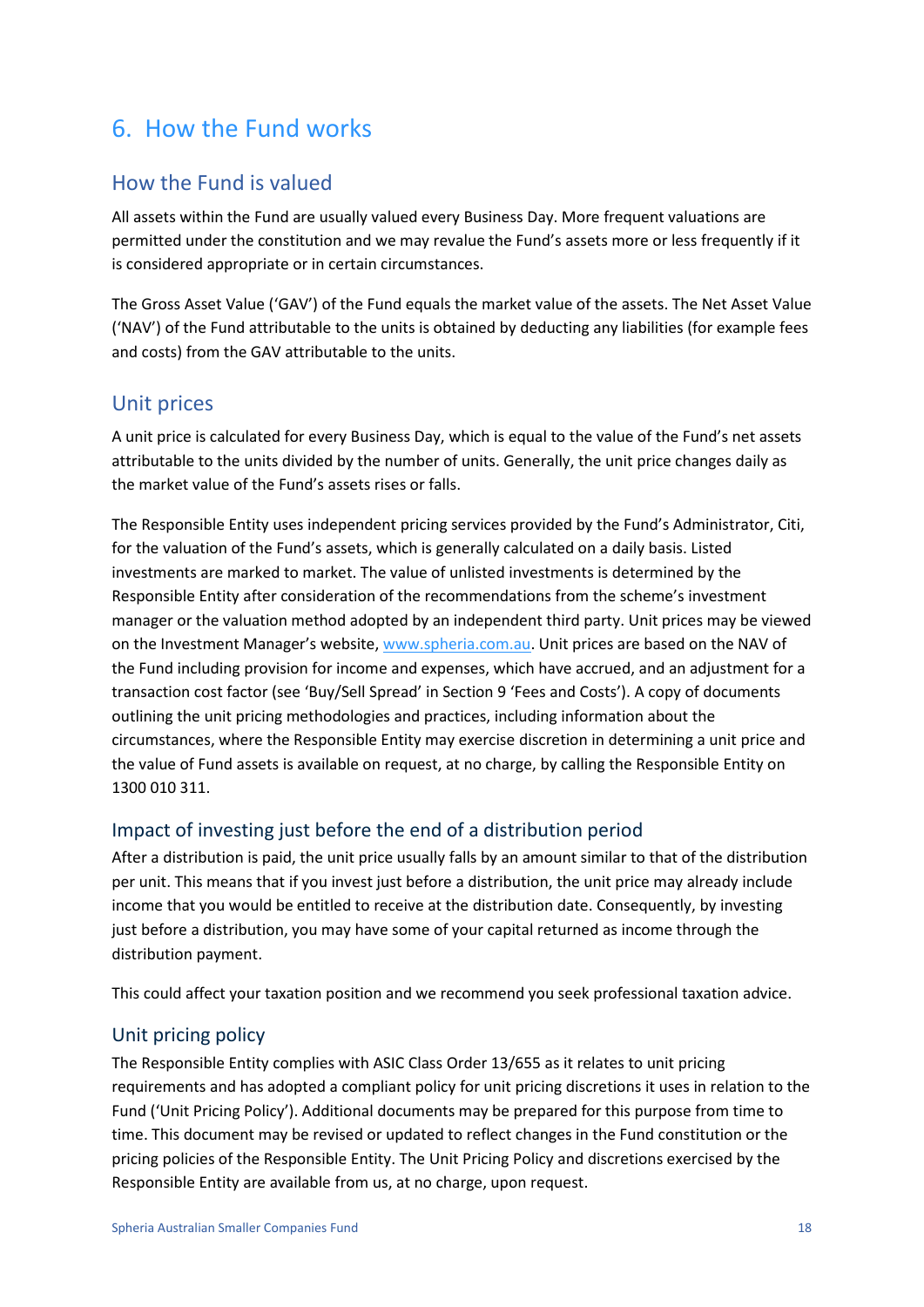# 6. How the Fund works

## How the Fund is valued

All assets within the Fund are usually valued every Business Day. More frequent valuations are permitted under the constitution and we may revalue the Fund's assets more or less frequently if it is considered appropriate or in certain circumstances.

The Gross Asset Value ('GAV') of the Fund equals the market value of the assets. The Net Asset Value ('NAV') of the Fund attributable to the units is obtained by deducting any liabilities (for example fees and costs) from the GAV attributable to the units.

## Unit prices

A unit price is calculated for every Business Day, which is equal to the value of the Fund's net assets attributable to the units divided by the number of units. Generally, the unit price changes daily as the market value of the Fund's assets rises or falls.

The Responsible Entity uses independent pricing services provided by the Fund's Administrator, Citi, for the valuation of the Fund's assets, which is generally calculated on a daily basis. Listed investments are marked to market. The value of unlisted investments is determined by the Responsible Entity after consideration of the recommendations from the scheme's investment manager or the valuation method adopted by an independent third party. Unit prices may be viewed on the Investment Manager's website, www.spheria.com.au. Unit prices are based on the NAV of the Fund including provision for income and expenses, which have accrued, and an adjustment for a transaction cost factor (see 'Buy/Sell Spread' in Section 9 'Fees and Costs'). A copy of documents outlining the unit pricing methodologies and practices, including information about the circumstances, where the Responsible Entity may exercise discretion in determining a unit price and the value of Fund assets is available on request, at no charge, by calling the Responsible Entity on 1300 010 311.

### Impact of investing just before the end of a distribution period

After a distribution is paid, the unit price usually falls by an amount similar to that of the distribution per unit. This means that if you invest just before a distribution, the unit price may already include income that you would be entitled to receive at the distribution date. Consequently, by investing just before a distribution, you may have some of your capital returned as income through the distribution payment.

This could affect your taxation position and we recommend you seek professional taxation advice.

### Unit pricing policy

The Responsible Entity complies with ASIC Class Order 13/655 as it relates to unit pricing requirements and has adopted a compliant policy for unit pricing discretions it uses in relation to the Fund ('Unit Pricing Policy'). Additional documents may be prepared for this purpose from time to time. This document may be revised or updated to reflect changes in the Fund constitution or the pricing policies of the Responsible Entity. The Unit Pricing Policy and discretions exercised by the Responsible Entity are available from us, at no charge, upon request.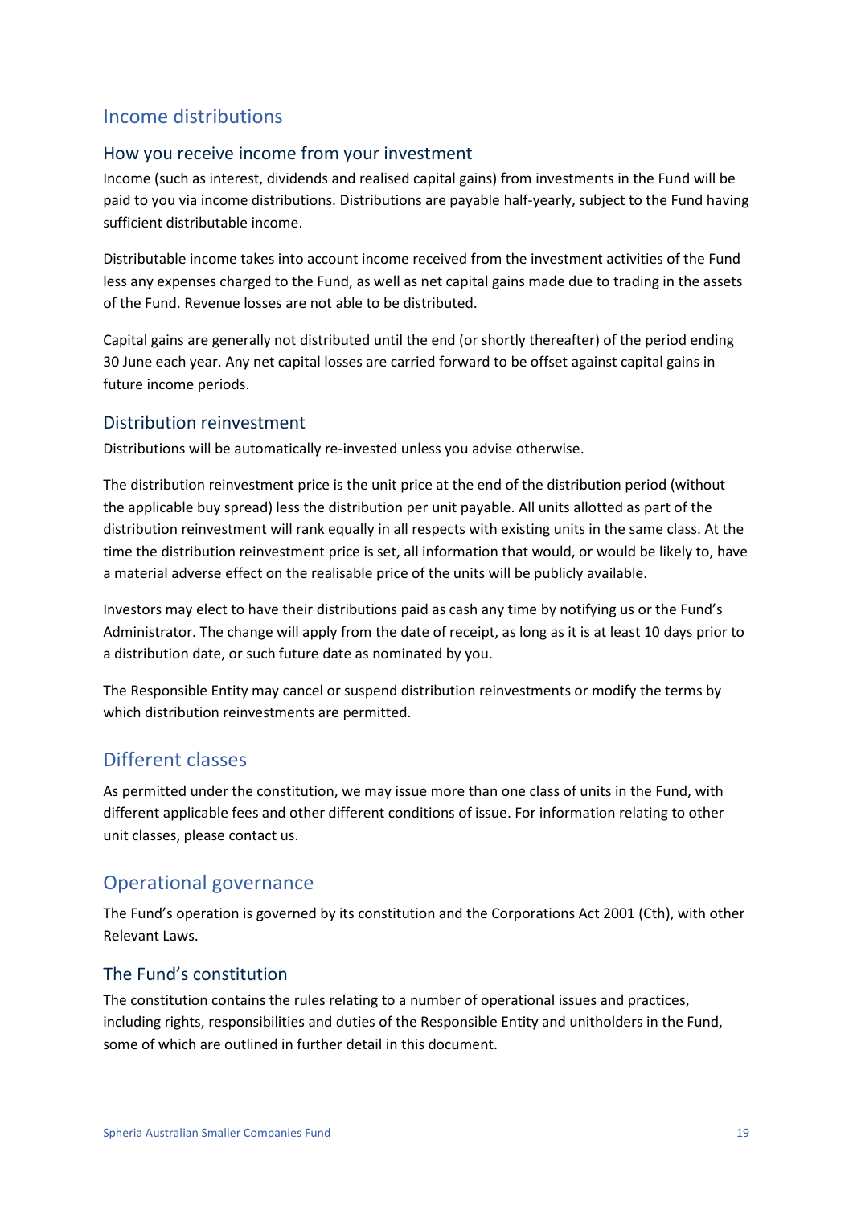## Income distributions

### How you receive income from your investment

Income (such as interest, dividends and realised capital gains) from investments in the Fund will be paid to you via income distributions. Distributions are payable half-yearly, subject to the Fund having sufficient distributable income.

Distributable income takes into account income received from the investment activities of the Fund less any expenses charged to the Fund, as well as net capital gains made due to trading in the assets of the Fund. Revenue losses are not able to be distributed.

Capital gains are generally not distributed until the end (or shortly thereafter) of the period ending 30 June each year. Any net capital losses are carried forward to be offset against capital gains in future income periods.

### Distribution reinvestment

Distributions will be automatically re-invested unless you advise otherwise.

The distribution reinvestment price is the unit price at the end of the distribution period (without the applicable buy spread) less the distribution per unit payable. All units allotted as part of the distribution reinvestment will rank equally in all respects with existing units in the same class. At the time the distribution reinvestment price is set, all information that would, or would be likely to, have a material adverse effect on the realisable price of the units will be publicly available.

Investors may elect to have their distributions paid as cash any time by notifying us or the Fund's Administrator. The change will apply from the date of receipt, as long as it is at least 10 days prior to a distribution date, or such future date as nominated by you.

The Responsible Entity may cancel or suspend distribution reinvestments or modify the terms by which distribution reinvestments are permitted.

## Different classes

As permitted under the constitution, we may issue more than one class of units in the Fund, with different applicable fees and other different conditions of issue. For information relating to other unit classes, please contact us.

## Operational governance

The Fund's operation is governed by its constitution and the Corporations Act 2001 (Cth), with other Relevant Laws.

### The Fund's constitution

The constitution contains the rules relating to a number of operational issues and practices, including rights, responsibilities and duties of the Responsible Entity and unitholders in the Fund, some of which are outlined in further detail in this document.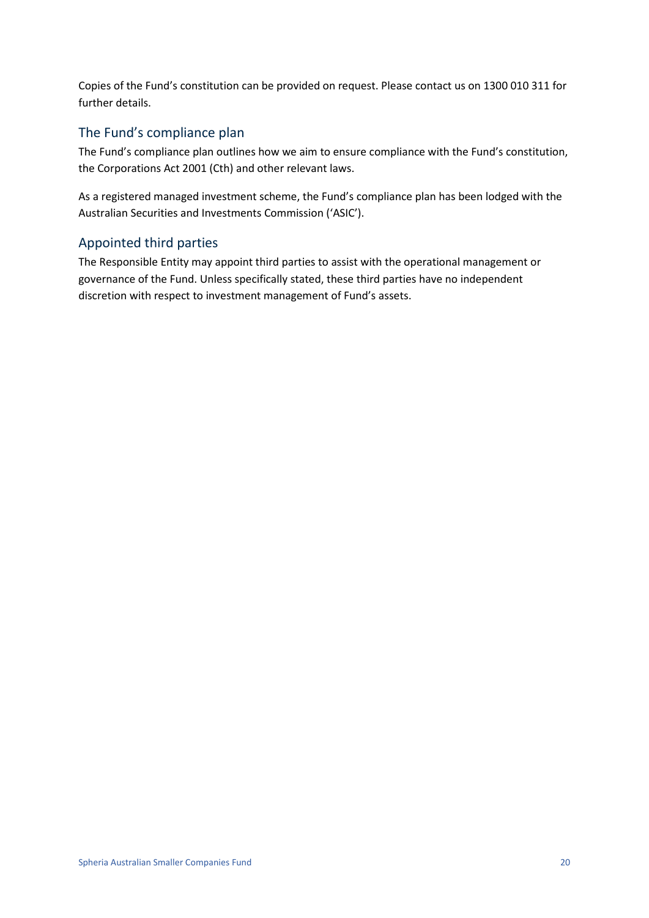Copies of the Fund's constitution can be provided on request. Please contact us on 1300 010 311 for further details.

## The Fund's compliance plan

The Fund's compliance plan outlines how we aim to ensure compliance with the Fund's constitution, the Corporations Act 2001 (Cth) and other relevant laws.

As a registered managed investment scheme, the Fund's compliance plan has been lodged with the Australian Securities and Investments Commission ('ASIC').

## Appointed third parties

The Responsible Entity may appoint third parties to assist with the operational management or governance of the Fund. Unless specifically stated, these third parties have no independent discretion with respect to investment management of Fund's assets.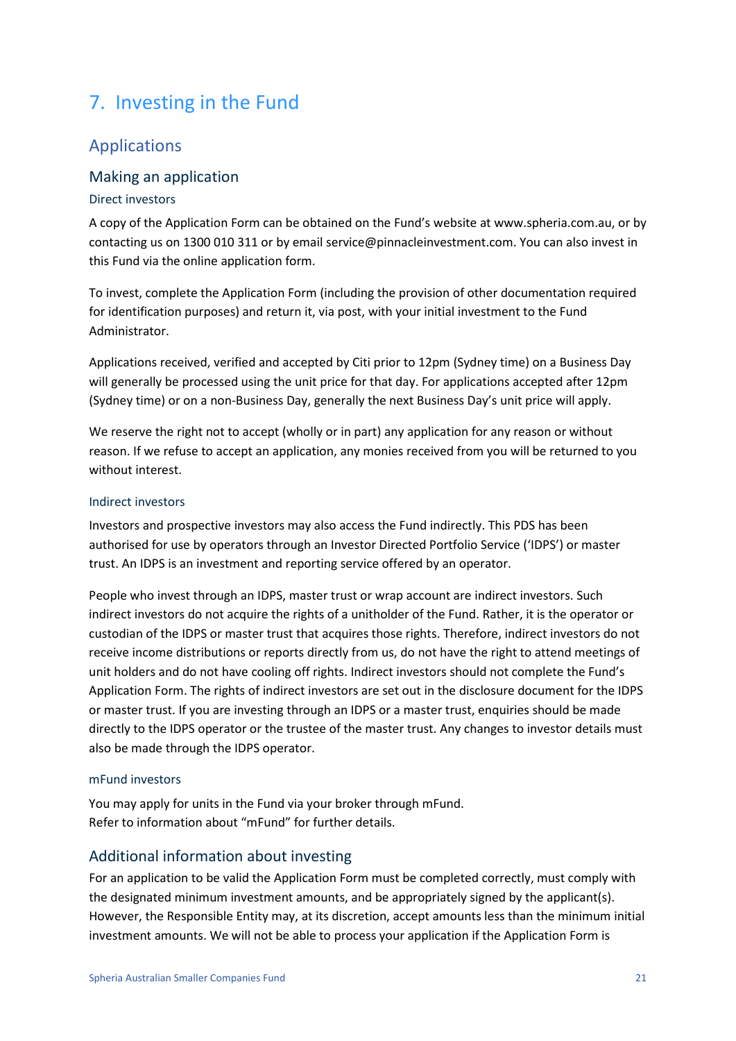# 7. Investing in the Fund

## Applications

### Making an application

#### Direct investors

A copy of the Application Form can be obtained on the Fund's website at www.spheria.com.au, or by contacting us on 1300 010 311 or by email service@pinnacleinvestment.com. You can also invest in this Fund via the online application form.

To invest, complete the Application Form (including the provision of other documentation required for identification purposes) and return it, via post, with your initial investment to the Fund Administrator.

Applications received, verified and accepted by Citi prior to 12pm (Sydney time) on a Business Day will generally be processed using the unit price for that day. For applications accepted after 12pm (Sydney time) or on a non-Business Day, generally the next Business Day's unit price will apply.

We reserve the right not to accept (wholly or in part) any application for any reason or without reason. If we refuse to accept an application, any monies received from you will be returned to you without interest.

#### Indirect investors

Investors and prospective investors may also access the Fund indirectly. This PDS has been authorised for use by operators through an Investor Directed Portfolio Service ('IDPS') or master trust. An IDPS is an investment and reporting service offered by an operator.

People who invest through an IDPS, master trust or wrap account are indirect investors. Such indirect investors do not acquire the rights of a unitholder of the Fund. Rather, it is the operator or custodian of the IDPS or master trust that acquires those rights. Therefore, indirect investors do not receive income distributions or reports directly from us, do not have the right to attend meetings of unit holders and do not have cooling off rights. Indirect investors should not complete the Fund's Application Form. The rights of indirect investors are set out in the disclosure document for the IDPS or master trust. If you are investing through an IDPS or a master trust, enquiries should be made directly to the IDPS operator or the trustee of the master trust. Any changes to investor details must also be made through the IDPS operator.

#### mFund investors

You may apply for units in the Fund via your broker through mFund.
Refer to information about "mFund" for further details.

### Additional information about investing

For an application to be valid the Application Form must be completed correctly, must comply with the designated minimum investment amounts, and be appropriately signed by the applicant(s). However, the Responsible Entity may, at its discretion, accept amounts less than the minimum initial investment amounts. We will not be able to process your application if the Application Form is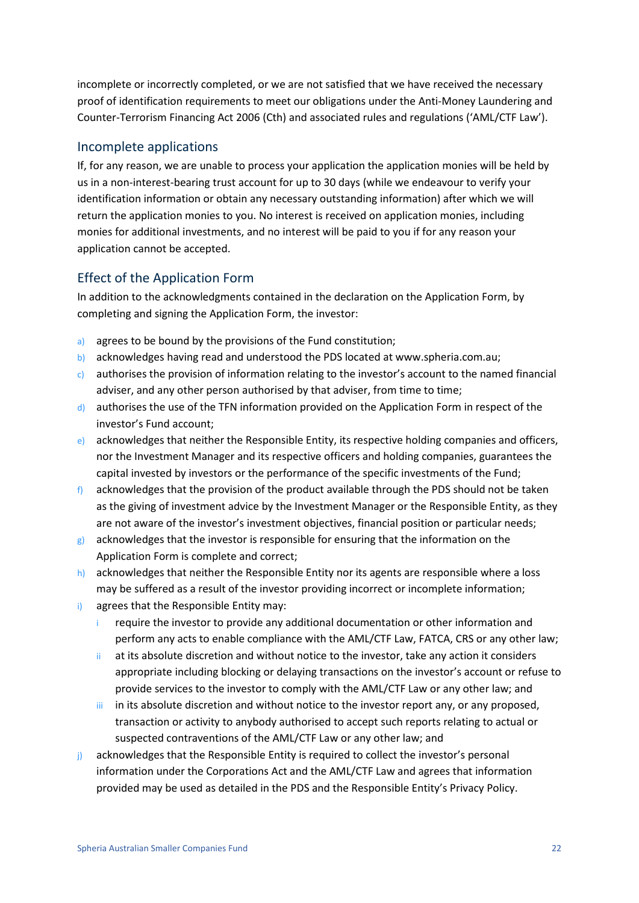incomplete or incorrectly completed, or we are not satisfied that we have received the necessary proof of identification requirements to meet our obligations under the Anti-Money Laundering and Counter-Terrorism Financing Act 2006 (Cth) and associated rules and regulations ('AML/CTF Law').

## Incomplete applications

If, for any reason, we are unable to process your application the application monies will be held by us in a non-interest-bearing trust account for up to 30 days (while we endeavour to verify your identification information or obtain any necessary outstanding information) after which we will return the application monies to you. No interest is received on application monies, including monies for additional investments, and no interest will be paid to you if for any reason your application cannot be accepted.

## Effect of the Application Form

In addition to the acknowledgments contained in the declaration on the Application Form, by completing and signing the Application Form, the investor:

a) agrees to be bound by the provisions of the Fund constitution;
b) acknowledges having read and understood the PDS located at www.spheria.com.au;
c) authorises the provision of information relating to the investor's account to the named financial adviser, and any other person authorised by that adviser, from time to time;
d) authorises the use of the TFN information provided on the Application Form in respect of the investor's Fund account;
e) acknowledges that neither the Responsible Entity, its respective holding companies and officers, nor the Investment Manager and its respective officers and holding companies, guarantees the capital invested by investors or the performance of the specific investments of the Fund;
f) acknowledges that the provision of the product available through the PDS should not be taken as the giving of investment advice by the Investment Manager or the Responsible Entity, as they are not aware of the investor's investment objectives, financial position or particular needs;
g) acknowledges that the investor is responsible for ensuring that the information on the Application Form is complete and correct;
h) acknowledges that neither the Responsible Entity nor its agents are responsible where a loss may be suffered as a result of the investor providing incorrect or incomplete information;
i) agrees that the Responsible Entity may:
   i require the investor to provide any additional documentation or other information and perform any acts to enable compliance with the AML/CTF Law, FATCA, CRS or any other law;
   ii at its absolute discretion and without notice to the investor, take any action it considers appropriate including blocking or delaying transactions on the investor's account or refuse to provide services to the investor to comply with the AML/CTF Law or any other law; and
   iii in its absolute discretion and without notice to the investor report any, or any proposed, transaction or activity to anybody authorised to accept such reports relating to actual or suspected contraventions of the AML/CTF Law or any other law; and
j) acknowledges that the Responsible Entity is required to collect the investor's personal information under the Corporations Act and the AML/CTF Law and agrees that information provided may be used as detailed in the PDS and the Responsible Entity's Privacy Policy.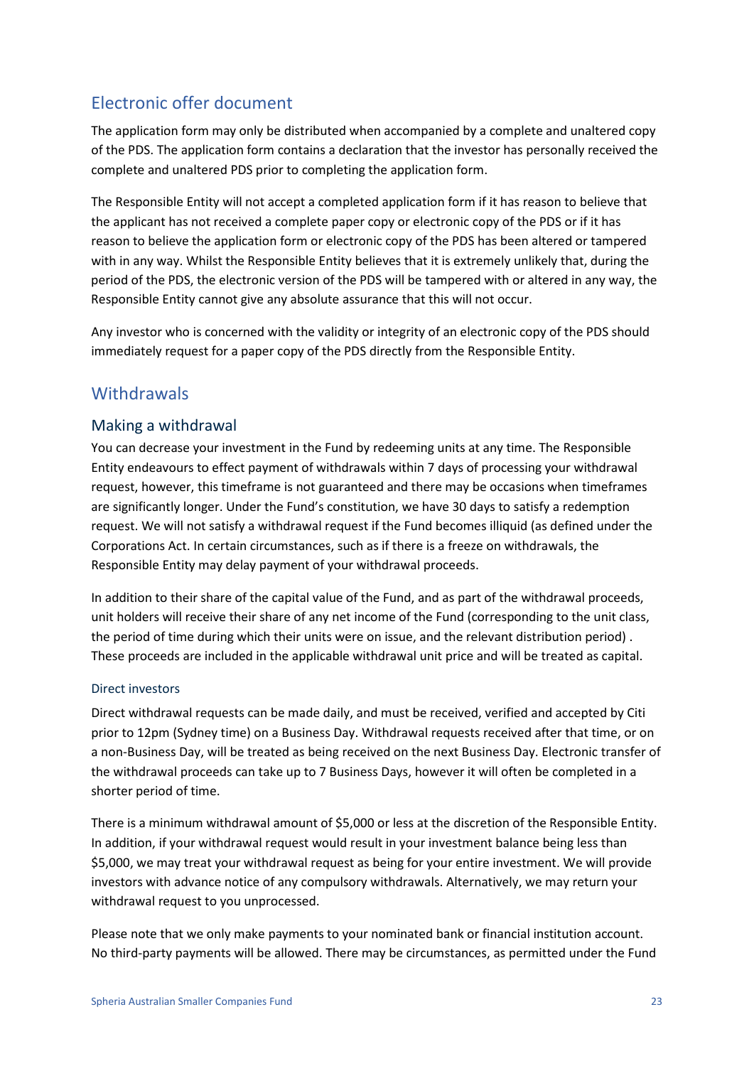## Electronic offer document

The application form may only be distributed when accompanied by a complete and unaltered copy of the PDS. The application form contains a declaration that the investor has personally received the complete and unaltered PDS prior to completing the application form.

The Responsible Entity will not accept a completed application form if it has reason to believe that the applicant has not received a complete paper copy or electronic copy of the PDS or if it has reason to believe the application form or electronic copy of the PDS has been altered or tampered with in any way. Whilst the Responsible Entity believes that it is extremely unlikely that, during the period of the PDS, the electronic version of the PDS will be tampered with or altered in any way, the Responsible Entity cannot give any absolute assurance that this will not occur.

Any investor who is concerned with the validity or integrity of an electronic copy of the PDS should immediately request for a paper copy of the PDS directly from the Responsible Entity.

## Withdrawals

### Making a withdrawal

You can decrease your investment in the Fund by redeeming units at any time. The Responsible Entity endeavours to effect payment of withdrawals within 7 days of processing your withdrawal request, however, this timeframe is not guaranteed and there may be occasions when timeframes are significantly longer. Under the Fund's constitution, we have 30 days to satisfy a redemption request. We will not satisfy a withdrawal request if the Fund becomes illiquid (as defined under the Corporations Act. In certain circumstances, such as if there is a freeze on withdrawals, the Responsible Entity may delay payment of your withdrawal proceeds.

In addition to their share of the capital value of the Fund, and as part of the withdrawal proceeds, unit holders will receive their share of any net income of the Fund (corresponding to the unit class, the period of time during which their units were on issue, and the relevant distribution period) . These proceeds are included in the applicable withdrawal unit price and will be treated as capital.

#### Direct investors

Direct withdrawal requests can be made daily, and must be received, verified and accepted by Citi prior to 12pm (Sydney time) on a Business Day. Withdrawal requests received after that time, or on a non-Business Day, will be treated as being received on the next Business Day. Electronic transfer of the withdrawal proceeds can take up to 7 Business Days, however it will often be completed in a shorter period of time.

There is a minimum withdrawal amount of $5,000 or less at the discretion of the Responsible Entity. In addition, if your withdrawal request would result in your investment balance being less than $5,000, we may treat your withdrawal request as being for your entire investment. We will provide investors with advance notice of any compulsory withdrawals. Alternatively, we may return your withdrawal request to you unprocessed.

Please note that we only make payments to your nominated bank or financial institution account. No third-party payments will be allowed. There may be circumstances, as permitted under the Fund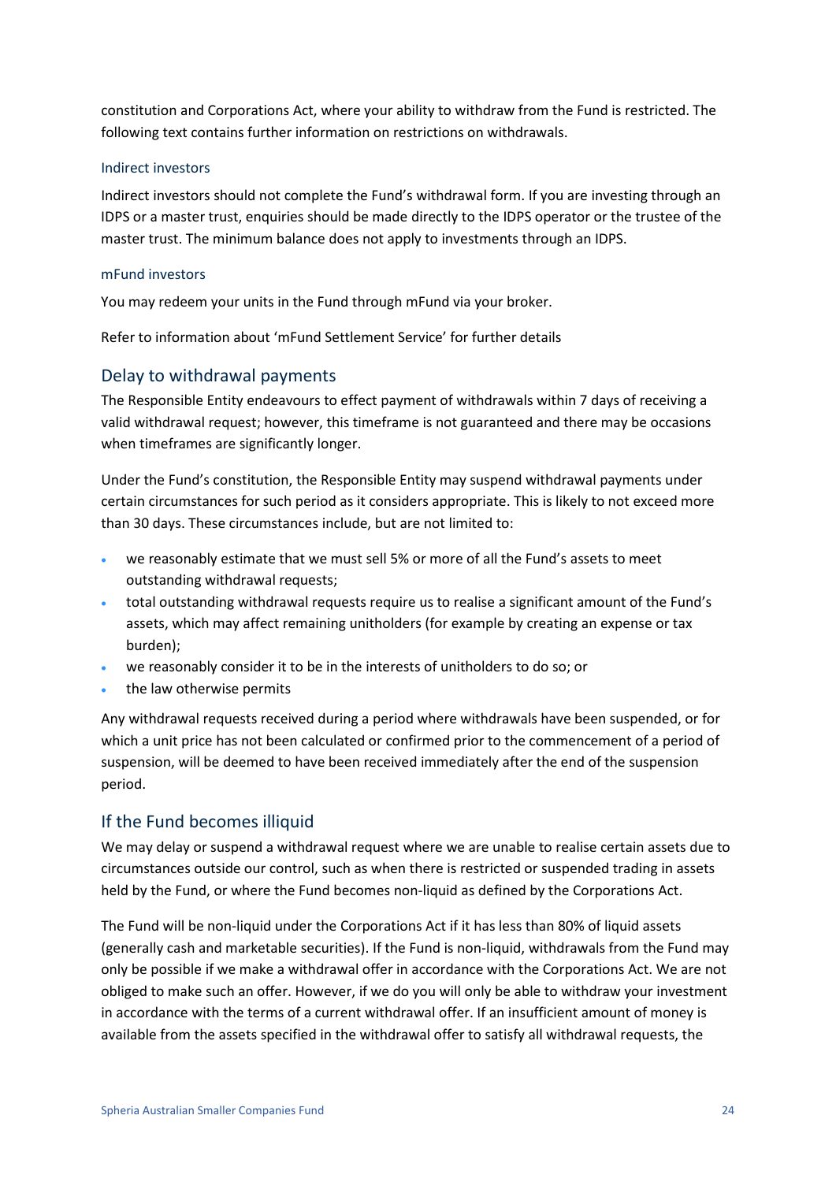constitution and Corporations Act, where your ability to withdraw from the Fund is restricted. The following text contains further information on restrictions on withdrawals.

### Indirect investors

Indirect investors should not complete the Fund's withdrawal form. If you are investing through an IDPS or a master trust, enquiries should be made directly to the IDPS operator or the trustee of the master trust. The minimum balance does not apply to investments through an IDPS.

### mFund investors

You may redeem your units in the Fund through mFund via your broker.

Refer to information about 'mFund Settlement Service' for further details

## Delay to withdrawal payments

The Responsible Entity endeavours to effect payment of withdrawals within 7 days of receiving a valid withdrawal request; however, this timeframe is not guaranteed and there may be occasions when timeframes are significantly longer.

Under the Fund's constitution, the Responsible Entity may suspend withdrawal payments under certain circumstances for such period as it considers appropriate. This is likely to not exceed more than 30 days. These circumstances include, but are not limited to:

- we reasonably estimate that we must sell 5% or more of all the Fund's assets to meet outstanding withdrawal requests;
- total outstanding withdrawal requests require us to realise a significant amount of the Fund's assets, which may affect remaining unitholders (for example by creating an expense or tax burden);
- we reasonably consider it to be in the interests of unitholders to do so; or
- the law otherwise permits

Any withdrawal requests received during a period where withdrawals have been suspended, or for which a unit price has not been calculated or confirmed prior to the commencement of a period of suspension, will be deemed to have been received immediately after the end of the suspension period.

## If the Fund becomes illiquid

We may delay or suspend a withdrawal request where we are unable to realise certain assets due to circumstances outside our control, such as when there is restricted or suspended trading in assets held by the Fund, or where the Fund becomes non-liquid as defined by the Corporations Act.

The Fund will be non-liquid under the Corporations Act if it has less than 80% of liquid assets (generally cash and marketable securities). If the Fund is non-liquid, withdrawals from the Fund may only be possible if we make a withdrawal offer in accordance with the Corporations Act. We are not obliged to make such an offer. However, if we do you will only be able to withdraw your investment in accordance with the terms of a current withdrawal offer. If an insufficient amount of money is available from the assets specified in the withdrawal offer to satisfy all withdrawal requests, the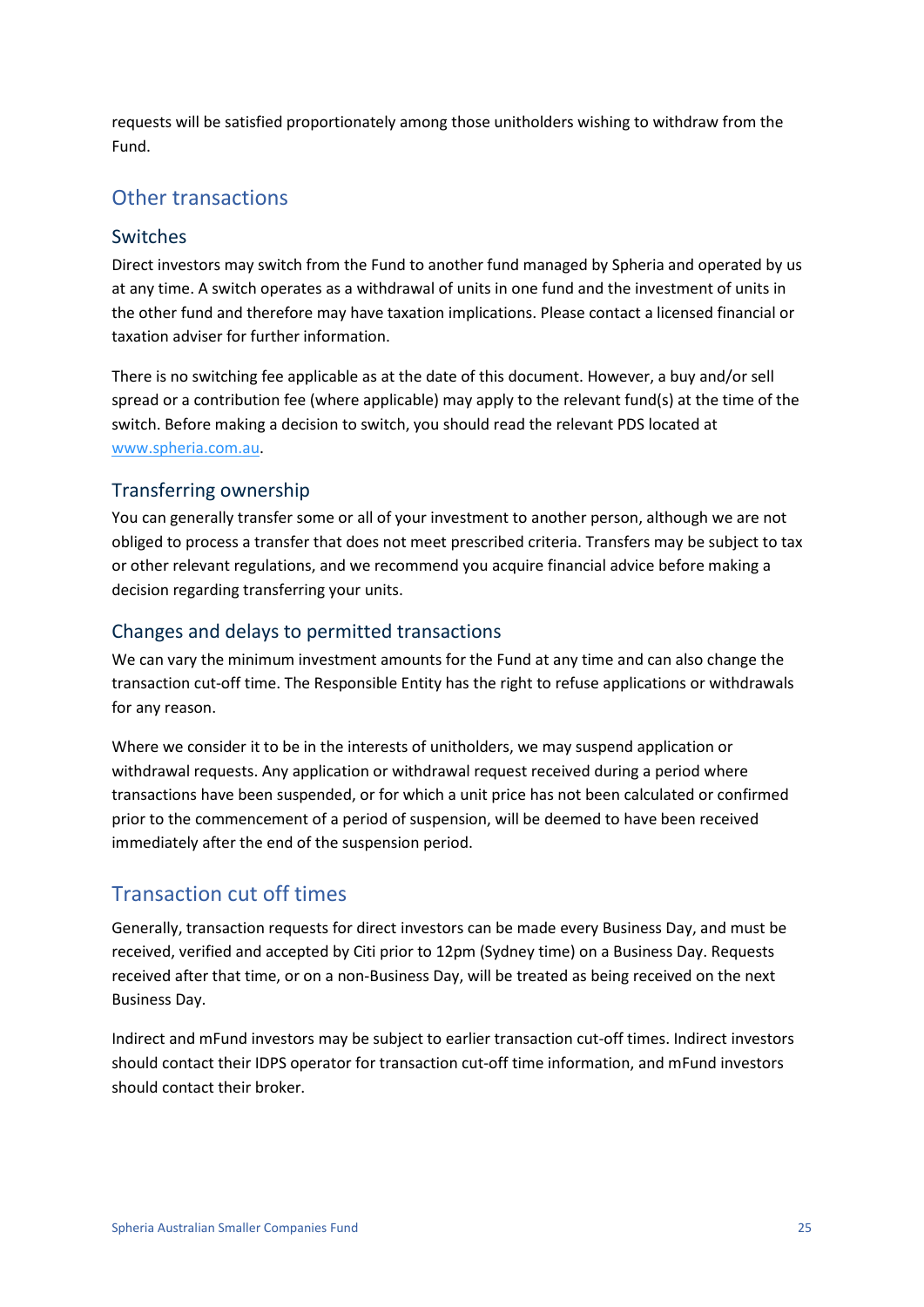requests will be satisfied proportionately among those unitholders wishing to withdraw from the Fund.

## Other transactions

### Switches

Direct investors may switch from the Fund to another fund managed by Spheria and operated by us at any time. A switch operates as a withdrawal of units in one fund and the investment of units in the other fund and therefore may have taxation implications. Please contact a licensed financial or taxation adviser for further information.

There is no switching fee applicable as at the date of this document. However, a buy and/or sell spread or a contribution fee (where applicable) may apply to the relevant fund(s) at the time of the switch. Before making a decision to switch, you should read the relevant PDS located at www.spheria.com.au.

### Transferring ownership

You can generally transfer some or all of your investment to another person, although we are not obliged to process a transfer that does not meet prescribed criteria. Transfers may be subject to tax or other relevant regulations, and we recommend you acquire financial advice before making a decision regarding transferring your units.

### Changes and delays to permitted transactions

We can vary the minimum investment amounts for the Fund at any time and can also change the transaction cut-off time. The Responsible Entity has the right to refuse applications or withdrawals for any reason.

Where we consider it to be in the interests of unitholders, we may suspend application or withdrawal requests. Any application or withdrawal request received during a period where transactions have been suspended, or for which a unit price has not been calculated or confirmed prior to the commencement of a period of suspension, will be deemed to have been received immediately after the end of the suspension period.

## Transaction cut off times

Generally, transaction requests for direct investors can be made every Business Day, and must be received, verified and accepted by Citi prior to 12pm (Sydney time) on a Business Day. Requests received after that time, or on a non-Business Day, will be treated as being received on the next Business Day.

Indirect and mFund investors may be subject to earlier transaction cut-off times. Indirect investors should contact their IDPS operator for transaction cut-off time information, and mFund investors should contact their broker.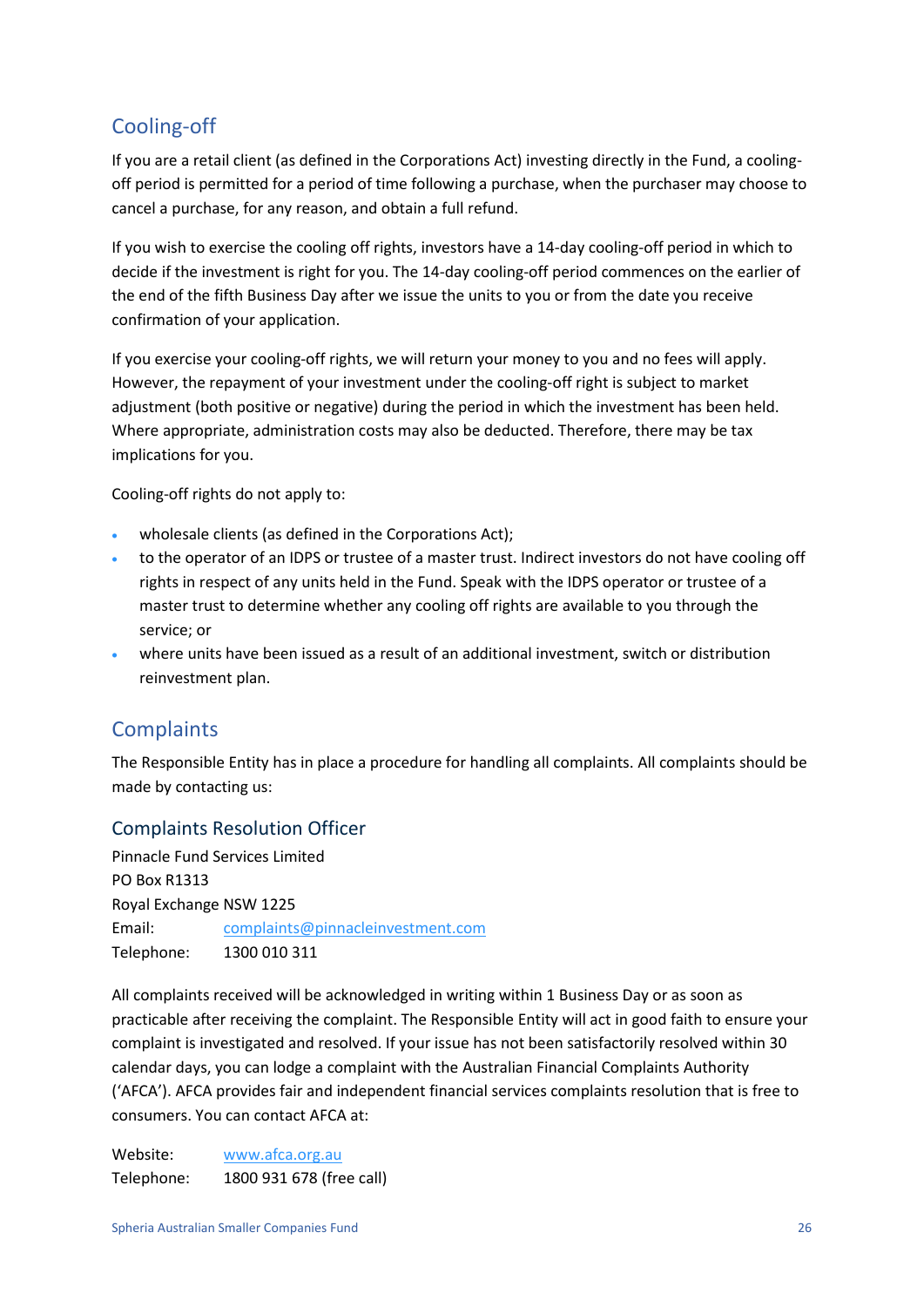## Cooling-off

If you are a retail client (as defined in the Corporations Act) investing directly in the Fund, a cooling-off period is permitted for a period of time following a purchase, when the purchaser may choose to cancel a purchase, for any reason, and obtain a full refund.

If you wish to exercise the cooling off rights, investors have a 14-day cooling-off period in which to decide if the investment is right for you. The 14-day cooling-off period commences on the earlier of the end of the fifth Business Day after we issue the units to you or from the date you receive confirmation of your application.

If you exercise your cooling-off rights, we will return your money to you and no fees will apply. However, the repayment of your investment under the cooling-off right is subject to market adjustment (both positive or negative) during the period in which the investment has been held. Where appropriate, administration costs may also be deducted. Therefore, there may be tax implications for you.

Cooling-off rights do not apply to:

- wholesale clients (as defined in the Corporations Act);
- to the operator of an IDPS or trustee of a master trust. Indirect investors do not have cooling off rights in respect of any units held in the Fund. Speak with the IDPS operator or trustee of a master trust to determine whether any cooling off rights are available to you through the service; or
- where units have been issued as a result of an additional investment, switch or distribution reinvestment plan.

## Complaints

The Responsible Entity has in place a procedure for handling all complaints. All complaints should be made by contacting us:

### Complaints Resolution Officer

Pinnacle Fund Services Limited
PO Box R1313
Royal Exchange NSW 1225
Email: complaints@pinnacleinvestment.com
Telephone: 1300 010 311

All complaints received will be acknowledged in writing within 1 Business Day or as soon as practicable after receiving the complaint. The Responsible Entity will act in good faith to ensure your complaint is investigated and resolved. If your issue has not been satisfactorily resolved within 30 calendar days, you can lodge a complaint with the Australian Financial Complaints Authority ('AFCA'). AFCA provides fair and independent financial services complaints resolution that is free to consumers. You can contact AFCA at:

Website: www.afca.org.au
Telephone: 1800 931 678 (free call)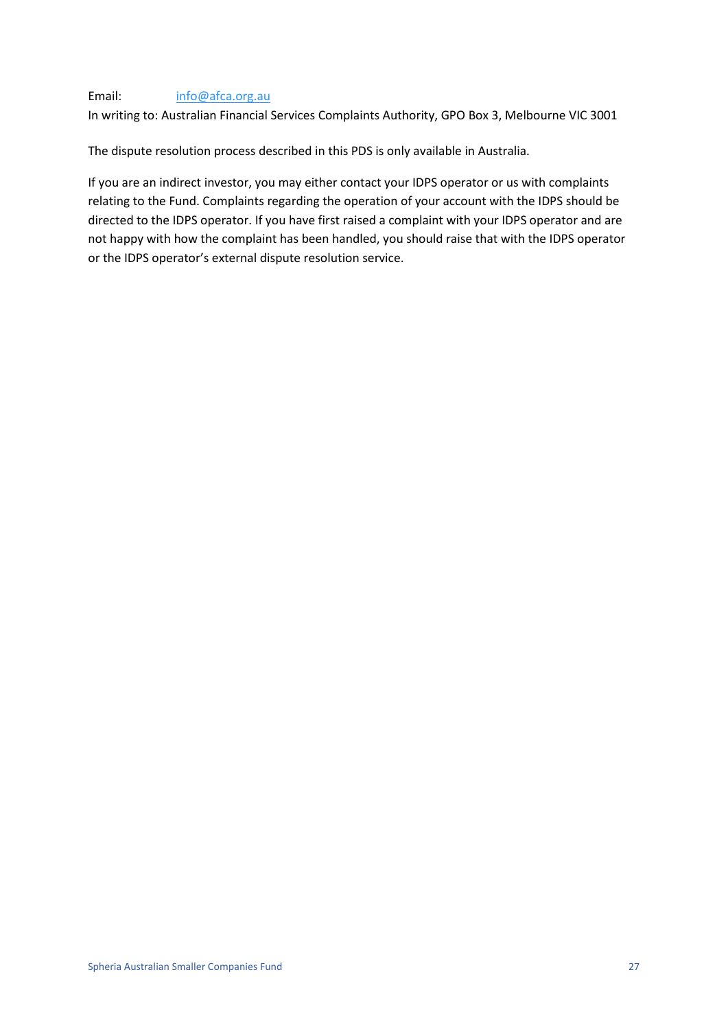Email: info@afca.org.au

In writing to: Australian Financial Services Complaints Authority, GPO Box 3, Melbourne VIC 3001

The dispute resolution process described in this PDS is only available in Australia.

If you are an indirect investor, you may either contact your IDPS operator or us with complaints relating to the Fund. Complaints regarding the operation of your account with the IDPS should be directed to the IDPS operator. If you have first raised a complaint with your IDPS operator and are not happy with how the complaint has been handled, you should raise that with the IDPS operator or the IDPS operator's external dispute resolution service.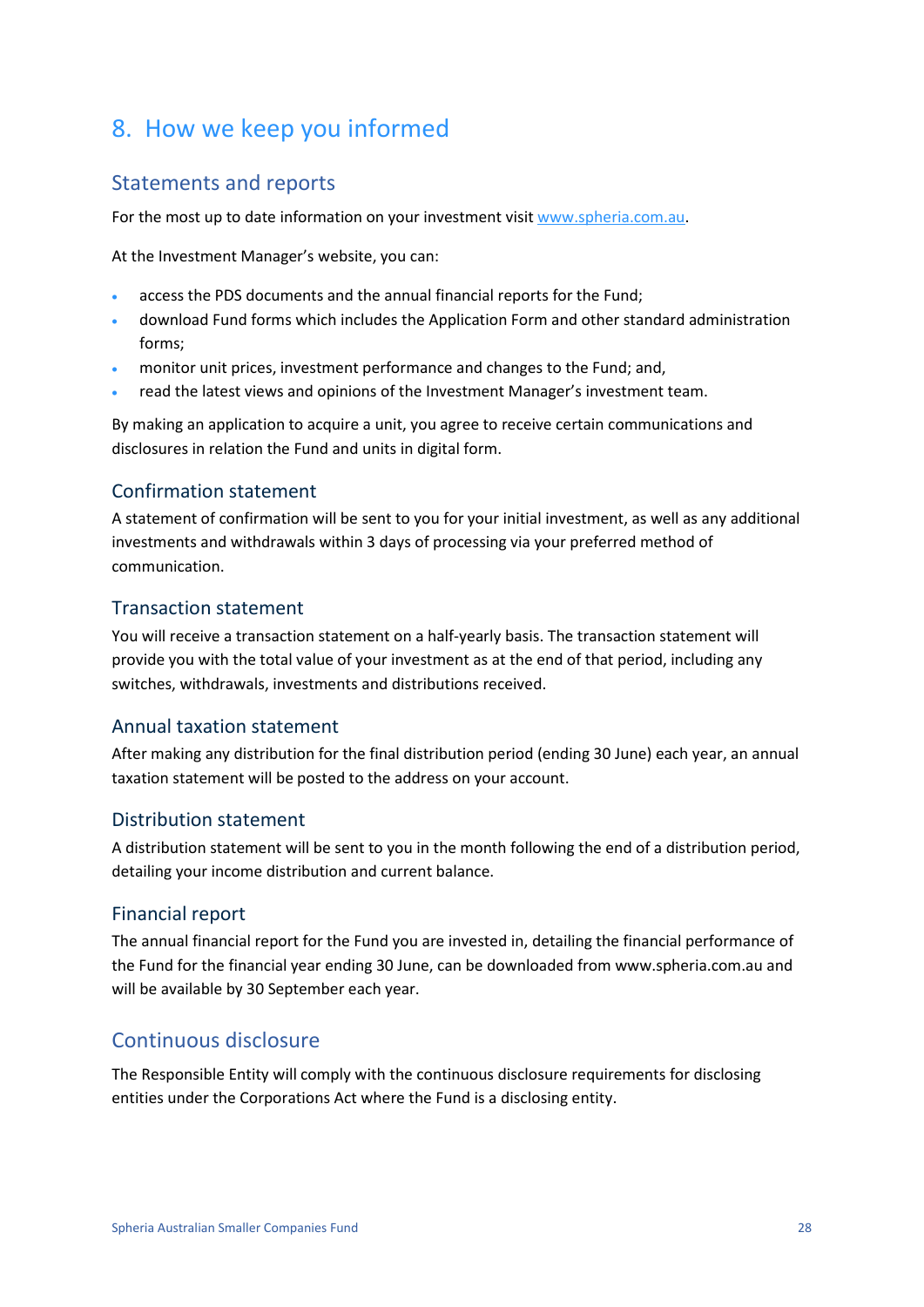# 8. How we keep you informed

## Statements and reports

For the most up to date information on your investment visit www.spheria.com.au.

At the Investment Manager's website, you can:

- access the PDS documents and the annual financial reports for the Fund;
- download Fund forms which includes the Application Form and other standard administration forms;
- monitor unit prices, investment performance and changes to the Fund; and,
- read the latest views and opinions of the Investment Manager's investment team.

By making an application to acquire a unit, you agree to receive certain communications and disclosures in relation the Fund and units in digital form.

### Confirmation statement

A statement of confirmation will be sent to you for your initial investment, as well as any additional investments and withdrawals within 3 days of processing via your preferred method of communication.

### Transaction statement

You will receive a transaction statement on a half-yearly basis. The transaction statement will provide you with the total value of your investment as at the end of that period, including any switches, withdrawals, investments and distributions received.

### Annual taxation statement

After making any distribution for the final distribution period (ending 30 June) each year, an annual taxation statement will be posted to the address on your account.

### Distribution statement

A distribution statement will be sent to you in the month following the end of a distribution period, detailing your income distribution and current balance.

### Financial report

The annual financial report for the Fund you are invested in, detailing the financial performance of the Fund for the financial year ending 30 June, can be downloaded from www.spheria.com.au and will be available by 30 September each year.

## Continuous disclosure

The Responsible Entity will comply with the continuous disclosure requirements for disclosing entities under the Corporations Act where the Fund is a disclosing entity.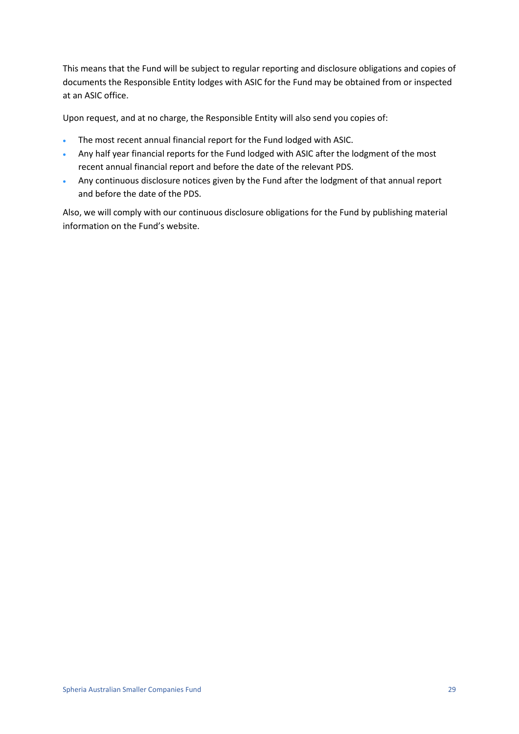This means that the Fund will be subject to regular reporting and disclosure obligations and copies of documents the Responsible Entity lodges with ASIC for the Fund may be obtained from or inspected at an ASIC office.

Upon request, and at no charge, the Responsible Entity will also send you copies of:

- The most recent annual financial report for the Fund lodged with ASIC.
- Any half year financial reports for the Fund lodged with ASIC after the lodgment of the most recent annual financial report and before the date of the relevant PDS.
- Any continuous disclosure notices given by the Fund after the lodgment of that annual report and before the date of the PDS.

Also, we will comply with our continuous disclosure obligations for the Fund by publishing material information on the Fund's website.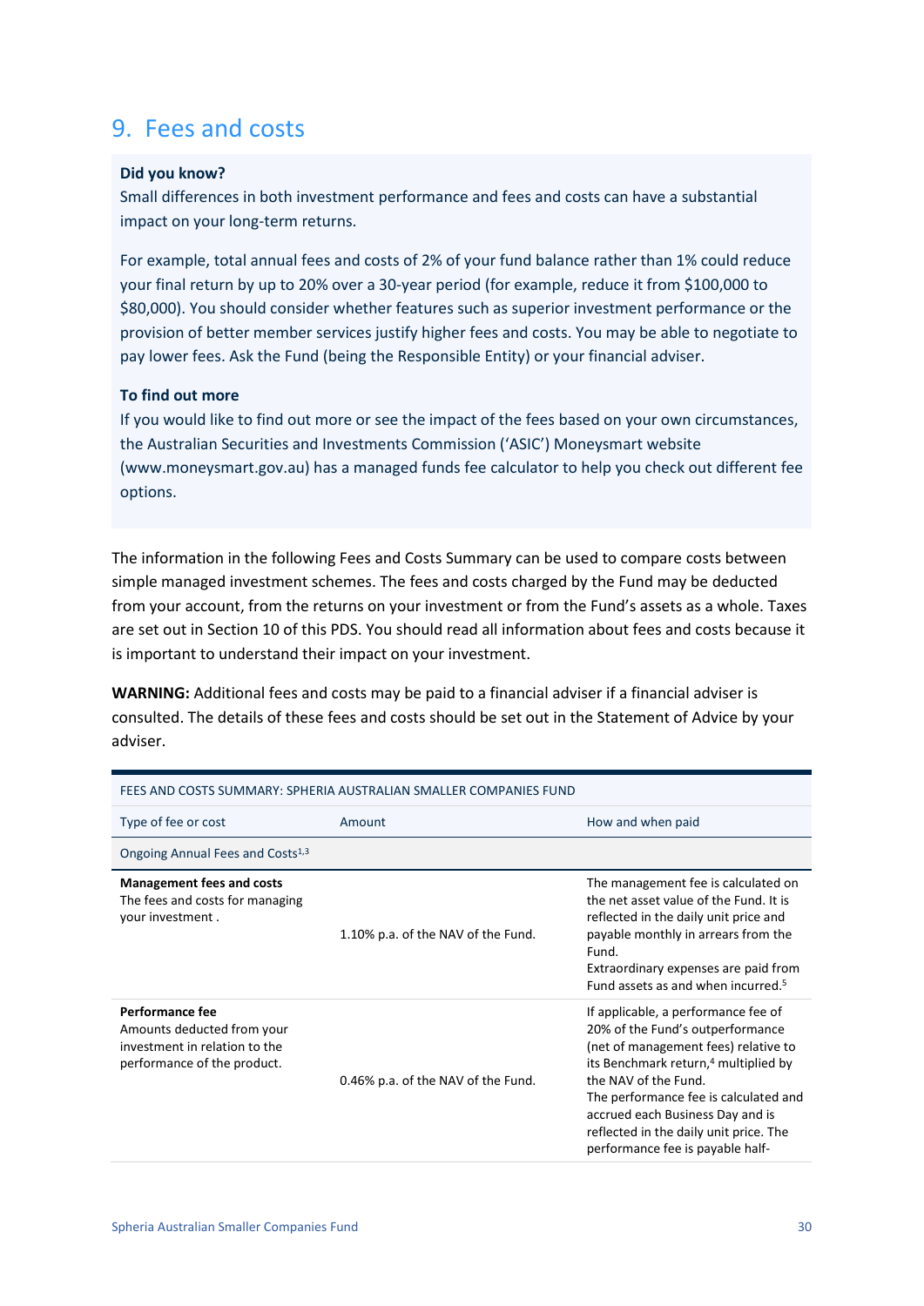## 9. Fees and costs

**Did you know?**

Small differences in both investment performance and fees and costs can have a substantial impact on your long-term returns.

For example, total annual fees and costs of 2% of your fund balance rather than 1% could reduce your final return by up to 20% over a 30-year period (for example, reduce it from $100,000 to $80,000). You should consider whether features such as superior investment performance or the provision of better member services justify higher fees and costs. You may be able to negotiate to pay lower fees. Ask the Fund (being the Responsible Entity) or your financial adviser.

**To find out more**

If you would like to find out more or see the impact of the fees based on your own circumstances, the Australian Securities and Investments Commission ('ASIC') Moneysmart website (www.moneysmart.gov.au) has a managed funds fee calculator to help you check out different fee options.

The information in the following Fees and Costs Summary can be used to compare costs between simple managed investment schemes. The fees and costs charged by the Fund may be deducted from your account, from the returns on your investment or from the Fund's assets as a whole. Taxes are set out in Section 10 of this PDS. You should read all information about fees and costs because it is important to understand their impact on your investment.

**WARNING:** Additional fees and costs may be paid to a financial adviser if a financial adviser is consulted. The details of these fees and costs should be set out in the Statement of Advice by your adviser.

| FEES AND COSTS SUMMARY: SPHERIA AUSTRALIAN SMALLER COMPANIES FUND | | |
|---|---|---|
| Type of fee or cost | Amount | How and when paid |
| Ongoing Annual Fees and Costs[1,3] | | |
| **Management fees and costs**<br>The fees and costs for managing your investment . | 1.10% p.a. of the NAV of the Fund. | The management fee is calculated on the net asset value of the Fund. It is reflected in the daily unit price and payable monthly in arrears from the Fund.<br>Extraordinary expenses are paid from Fund assets as and when incurred.[5] |
| **Performance fee**<br>Amounts deducted from your investment in relation to the performance of the product. | 0.46% p.a. of the NAV of the Fund. | If applicable, a performance fee of 20% of the Fund's outperformance (net of management fees) relative to its Benchmark return,[4] multiplied by the NAV of the Fund.<br>The performance fee is calculated and accrued each Business Day and is reflected in the daily unit price. The performance fee is payable half- |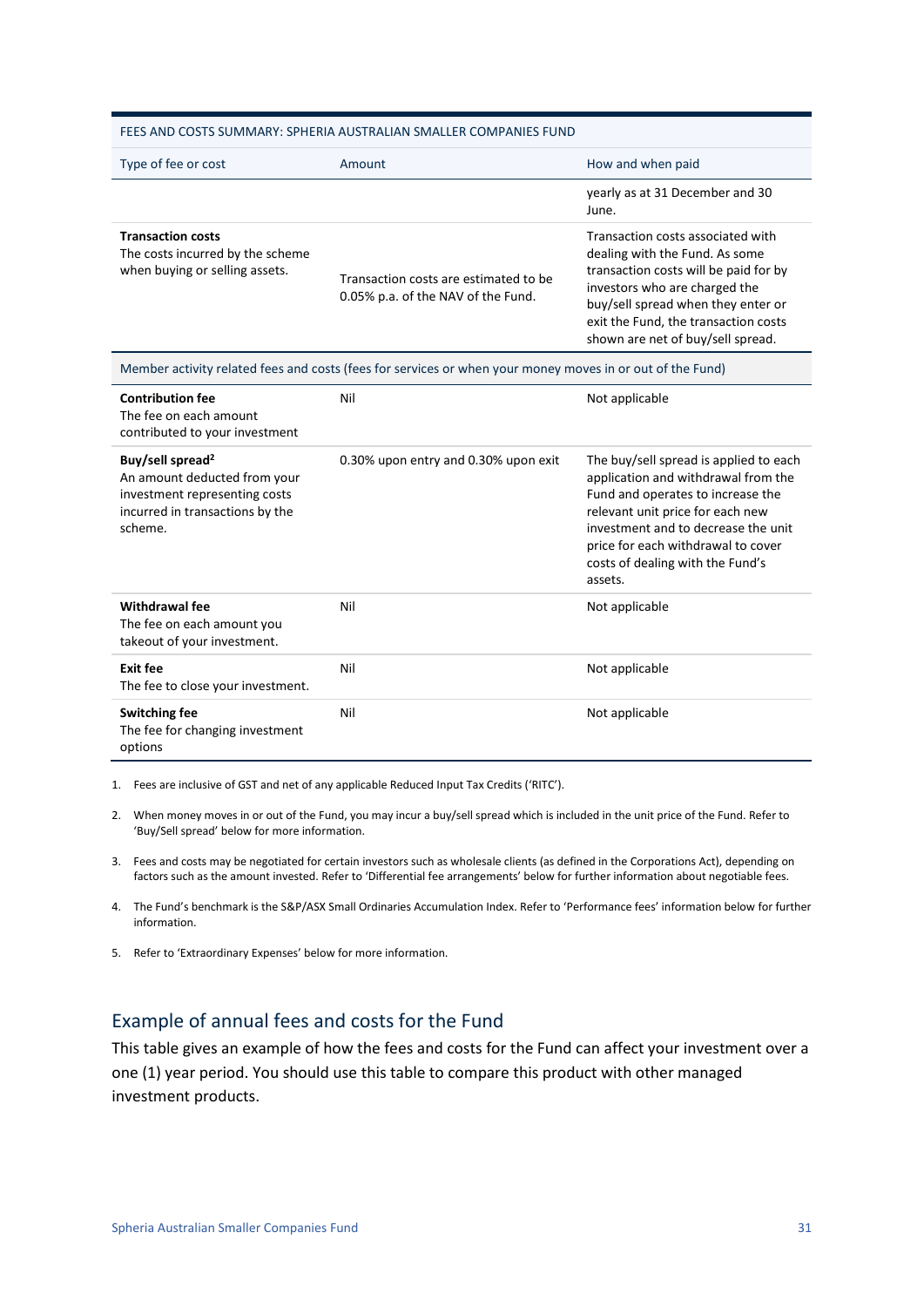| FEES AND COSTS SUMMARY: SPHERIA AUSTRALIAN SMALLER COMPANIES FUND | | |
|---|---|---|
| Type of fee or cost | Amount | How and when paid |
| | | yearly as at 31 December and 30 June. |
| **Transaction costs**<br>The costs incurred by the scheme when buying or selling assets. | Transaction costs are estimated to be 0.05% p.a. of the NAV of the Fund. | Transaction costs associated with dealing with the Fund. As some transaction costs will be paid for by investors who are charged the buy/sell spread when they enter or exit the Fund, the transaction costs shown are net of buy/sell spread. |
| Member activity related fees and costs (fees for services or when your money moves in or out of the Fund) | | |
| **Contribution fee**<br>The fee on each amount contributed to your investment | Nil | Not applicable |
| **Buy/sell spread**[2]<br>An amount deducted from your investment representing costs incurred in transactions by the scheme. | 0.30% upon entry and 0.30% upon exit | The buy/sell spread is applied to each application and withdrawal from the Fund and operates to increase the relevant unit price for each new investment and to decrease the unit price for each withdrawal to cover costs of dealing with the Fund's assets. |
| **Withdrawal fee**<br>The fee on each amount you takeout of your investment. | Nil | Not applicable |
| **Exit fee**<br>The fee to close your investment. | Nil | Not applicable |
| **Switching fee**<br>The fee for changing investment options | Nil | Not applicable |

1. Fees are inclusive of GST and net of any applicable Reduced Input Tax Credits ('RITC').
2. When money moves in or out of the Fund, you may incur a buy/sell spread which is included in the unit price of the Fund. Refer to 'Buy/Sell spread' below for more information.
3. Fees and costs may be negotiated for certain investors such as wholesale clients (as defined in the Corporations Act), depending on factors such as the amount invested. Refer to 'Differential fee arrangements' below for further information about negotiable fees.
4. The Fund's benchmark is the S&P/ASX Small Ordinaries Accumulation Index. Refer to 'Performance fees' information below for further information.
5. Refer to 'Extraordinary Expenses' below for more information.

## Example of annual fees and costs for the Fund

This table gives an example of how the fees and costs for the Fund can affect your investment over a one (1) year period. You should use this table to compare this product with other managed investment products.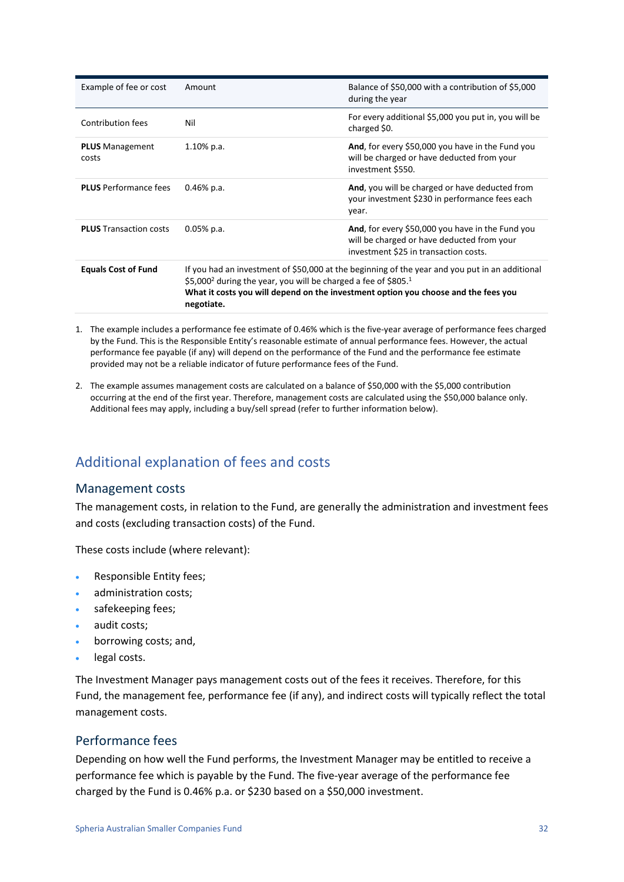| Example of fee or cost | Amount | Balance of $50,000 with a contribution of $5,000 during the year |
| --- | --- | --- |
| Contribution fees | Nil | For every additional $5,000 you put in, you will be charged $0. |
| **PLUS** Management costs | 1.10% p.a. | **And**, for every $50,000 you have in the Fund you will be charged or have deducted from your investment $550. |
| **PLUS** Performance fees | 0.46% p.a. | **And**, you will be charged or have deducted from your investment $230 in performance fees each year. |
| **PLUS** Transaction costs | 0.05% p.a. | **And**, for every $50,000 you have in the Fund you will be charged or have deducted from your investment $25 in transaction costs. |
| **Equals Cost of Fund** | If you had an investment of $50,000 at the beginning of the year and you put in an additional $5,000[2] during the year, you will be charged a fee of $805.[1] **What it costs you will depend on the investment option you choose and the fees you negotiate.** | |

1. The example includes a performance fee estimate of 0.46% which is the five-year average of performance fees charged by the Fund. This is the Responsible Entity's reasonable estimate of annual performance fees. However, the actual performance fee payable (if any) will depend on the performance of the Fund and the performance fee estimate provided may not be a reliable indicator of future performance fees of the Fund.

2. The example assumes management costs are calculated on a balance of $50,000 with the $5,000 contribution occurring at the end of the first year. Therefore, management costs are calculated using the $50,000 balance only. Additional fees may apply, including a buy/sell spread (refer to further information below).

## Additional explanation of fees and costs

### Management costs

The management costs, in relation to the Fund, are generally the administration and investment fees and costs (excluding transaction costs) of the Fund.

These costs include (where relevant):

- Responsible Entity fees;
- administration costs;
- safekeeping fees;
- audit costs;
- borrowing costs; and,
- legal costs.

The Investment Manager pays management costs out of the fees it receives. Therefore, for this Fund, the management fee, performance fee (if any), and indirect costs will typically reflect the total management costs.

### Performance fees

Depending on how well the Fund performs, the Investment Manager may be entitled to receive a performance fee which is payable by the Fund. The five-year average of the performance fee charged by the Fund is 0.46% p.a. or $230 based on a $50,000 investment.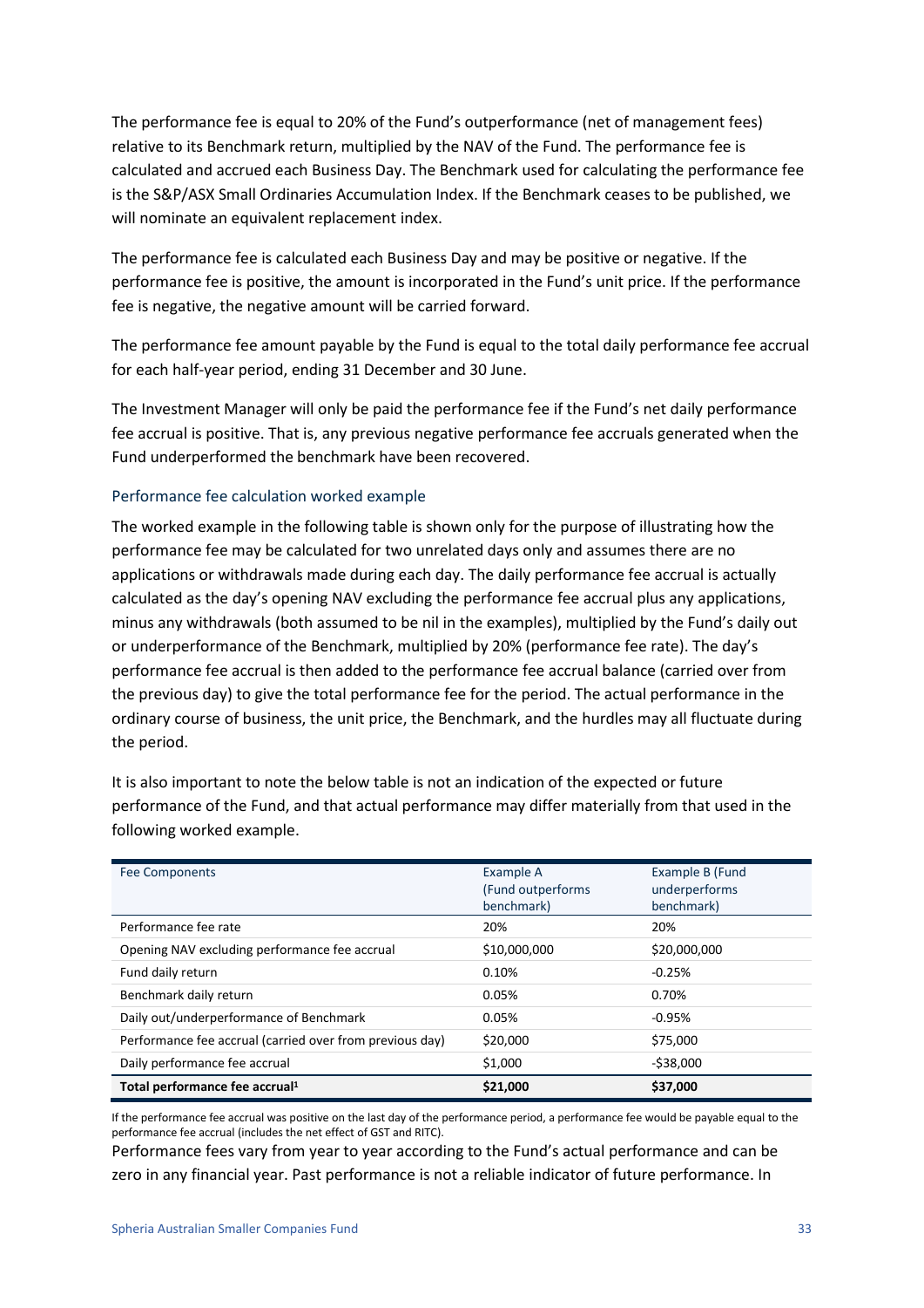The performance fee is equal to 20% of the Fund's outperformance (net of management fees) relative to its Benchmark return, multiplied by the NAV of the Fund. The performance fee is calculated and accrued each Business Day. The Benchmark used for calculating the performance fee is the S&P/ASX Small Ordinaries Accumulation Index. If the Benchmark ceases to be published, we will nominate an equivalent replacement index.

The performance fee is calculated each Business Day and may be positive or negative. If the performance fee is positive, the amount is incorporated in the Fund's unit price. If the performance fee is negative, the negative amount will be carried forward.

The performance fee amount payable by the Fund is equal to the total daily performance fee accrual for each half-year period, ending 31 December and 30 June.

The Investment Manager will only be paid the performance fee if the Fund's net daily performance fee accrual is positive. That is, any previous negative performance fee accruals generated when the Fund underperformed the benchmark have been recovered.

### Performance fee calculation worked example

The worked example in the following table is shown only for the purpose of illustrating how the performance fee may be calculated for two unrelated days only and assumes there are no applications or withdrawals made during each day. The daily performance fee accrual is actually calculated as the day's opening NAV excluding the performance fee accrual plus any applications, minus any withdrawals (both assumed to be nil in the examples), multiplied by the Fund's daily out or underperformance of the Benchmark, multiplied by 20% (performance fee rate). The day's performance fee accrual is then added to the performance fee accrual balance (carried over from the previous day) to give the total performance fee for the period. The actual performance in the ordinary course of business, the unit price, the Benchmark, and the hurdles may all fluctuate during the period.

It is also important to note the below table is not an indication of the expected or future performance of the Fund, and that actual performance may differ materially from that used in the following worked example.

| Fee Components | Example A (Fund outperforms benchmark) | Example B (Fund underperforms benchmark) |
|---|---|---|
| Performance fee rate | 20% | 20% |
| Opening NAV excluding performance fee accrual | $10,000,000 | $20,000,000 |
| Fund daily return | 0.10% | -0.25% |
| Benchmark daily return | 0.05% | 0.70% |
| Daily out/underperformance of Benchmark | 0.05% | -0.95% |
| Performance fee accrual (carried over from previous day) | $20,000 | $75,000 |
| Daily performance fee accrual | $1,000 | -$38,000 |
| **Total performance fee accrual[1]** | **$21,000** | **$37,000** |

If the performance fee accrual was positive on the last day of the performance period, a performance fee would be payable equal to the performance fee accrual (includes the net effect of GST and RITC).

Performance fees vary from year to year according to the Fund's actual performance and can be zero in any financial year. Past performance is not a reliable indicator of future performance. In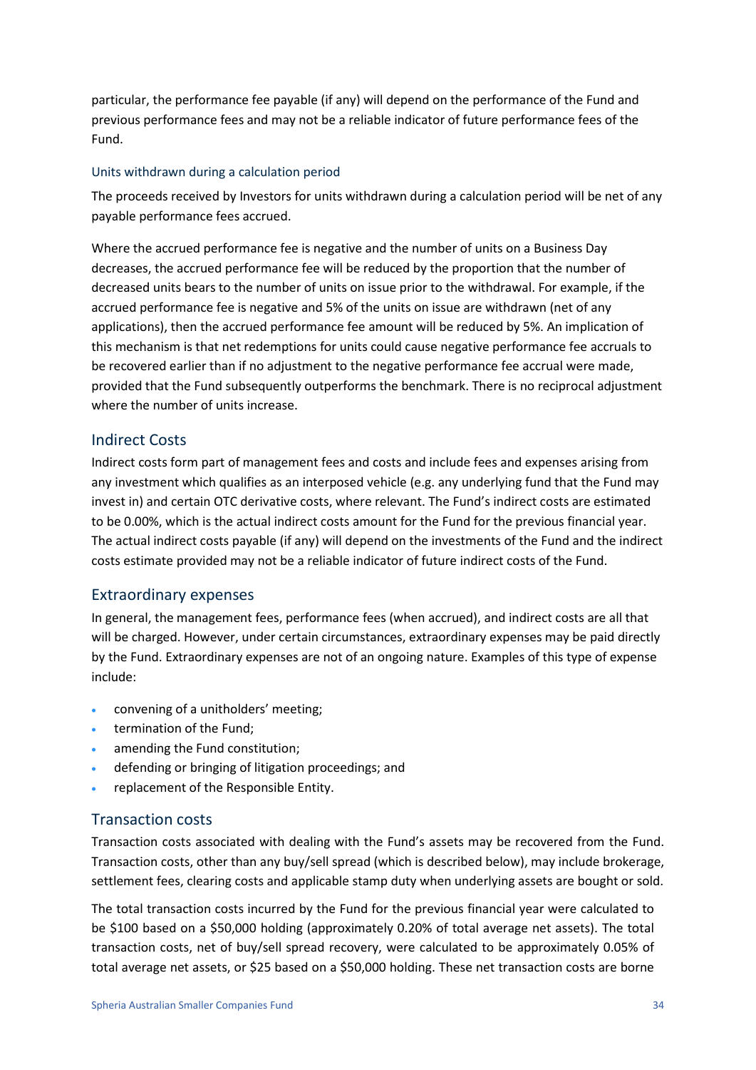particular, the performance fee payable (if any) will depend on the performance of the Fund and previous performance fees and may not be a reliable indicator of future performance fees of the Fund.

#### Units withdrawn during a calculation period

The proceeds received by Investors for units withdrawn during a calculation period will be net of any payable performance fees accrued.

Where the accrued performance fee is negative and the number of units on a Business Day decreases, the accrued performance fee will be reduced by the proportion that the number of decreased units bears to the number of units on issue prior to the withdrawal. For example, if the accrued performance fee is negative and 5% of the units on issue are withdrawn (net of any applications), then the accrued performance fee amount will be reduced by 5%. An implication of this mechanism is that net redemptions for units could cause negative performance fee accruals to be recovered earlier than if no adjustment to the negative performance fee accrual were made, provided that the Fund subsequently outperforms the benchmark. There is no reciprocal adjustment where the number of units increase.

### Indirect Costs

Indirect costs form part of management fees and costs and include fees and expenses arising from any investment which qualifies as an interposed vehicle (e.g. any underlying fund that the Fund may invest in) and certain OTC derivative costs, where relevant. The Fund's indirect costs are estimated to be 0.00%, which is the actual indirect costs amount for the Fund for the previous financial year. The actual indirect costs payable (if any) will depend on the investments of the Fund and the indirect costs estimate provided may not be a reliable indicator of future indirect costs of the Fund.

### Extraordinary expenses

In general, the management fees, performance fees (when accrued), and indirect costs are all that will be charged. However, under certain circumstances, extraordinary expenses may be paid directly by the Fund. Extraordinary expenses are not of an ongoing nature. Examples of this type of expense include:

- convening of a unitholders' meeting;
- termination of the Fund;
- amending the Fund constitution;
- defending or bringing of litigation proceedings; and
- replacement of the Responsible Entity.

### Transaction costs

Transaction costs associated with dealing with the Fund's assets may be recovered from the Fund. Transaction costs, other than any buy/sell spread (which is described below), may include brokerage, settlement fees, clearing costs and applicable stamp duty when underlying assets are bought or sold.

The total transaction costs incurred by the Fund for the previous financial year were calculated to be $100 based on a $50,000 holding (approximately 0.20% of total average net assets). The total transaction costs, net of buy/sell spread recovery, were calculated to be approximately 0.05% of total average net assets, or $25 based on a $50,000 holding. These net transaction costs are borne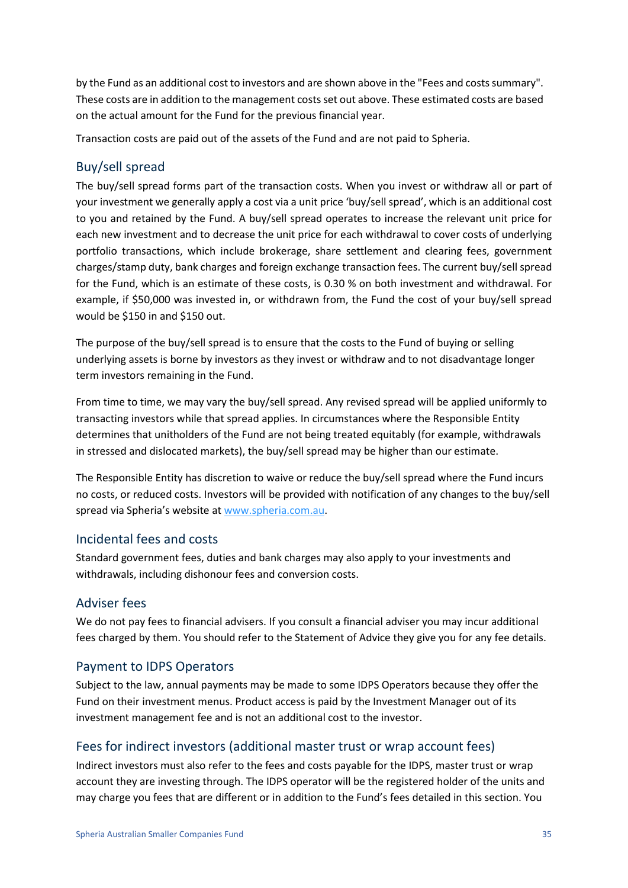by the Fund as an additional cost to investors and are shown above in the "Fees and costs summary". These costs are in addition to the management costs set out above. These estimated costs are based on the actual amount for the Fund for the previous financial year.

Transaction costs are paid out of the assets of the Fund and are not paid to Spheria.

## Buy/sell spread

The buy/sell spread forms part of the transaction costs. When you invest or withdraw all or part of your investment we generally apply a cost via a unit price 'buy/sell spread', which is an additional cost to you and retained by the Fund. A buy/sell spread operates to increase the relevant unit price for each new investment and to decrease the unit price for each withdrawal to cover costs of underlying portfolio transactions, which include brokerage, share settlement and clearing fees, government charges/stamp duty, bank charges and foreign exchange transaction fees. The current buy/sell spread for the Fund, which is an estimate of these costs, is 0.30 % on both investment and withdrawal. For example, if $50,000 was invested in, or withdrawn from, the Fund the cost of your buy/sell spread would be $150 in and $150 out.

The purpose of the buy/sell spread is to ensure that the costs to the Fund of buying or selling underlying assets is borne by investors as they invest or withdraw and to not disadvantage longer term investors remaining in the Fund.

From time to time, we may vary the buy/sell spread. Any revised spread will be applied uniformly to transacting investors while that spread applies. In circumstances where the Responsible Entity determines that unitholders of the Fund are not being treated equitably (for example, withdrawals in stressed and dislocated markets), the buy/sell spread may be higher than our estimate.

The Responsible Entity has discretion to waive or reduce the buy/sell spread where the Fund incurs no costs, or reduced costs. Investors will be provided with notification of any changes to the buy/sell spread via Spheria's website at www.spheria.com.au.

## Incidental fees and costs

Standard government fees, duties and bank charges may also apply to your investments and withdrawals, including dishonour fees and conversion costs.

## Adviser fees

We do not pay fees to financial advisers. If you consult a financial adviser you may incur additional fees charged by them. You should refer to the Statement of Advice they give you for any fee details.

## Payment to IDPS Operators

Subject to the law, annual payments may be made to some IDPS Operators because they offer the Fund on their investment menus. Product access is paid by the Investment Manager out of its investment management fee and is not an additional cost to the investor.

## Fees for indirect investors (additional master trust or wrap account fees)

Indirect investors must also refer to the fees and costs payable for the IDPS, master trust or wrap account they are investing through. The IDPS operator will be the registered holder of the units and may charge you fees that are different or in addition to the Fund's fees detailed in this section. You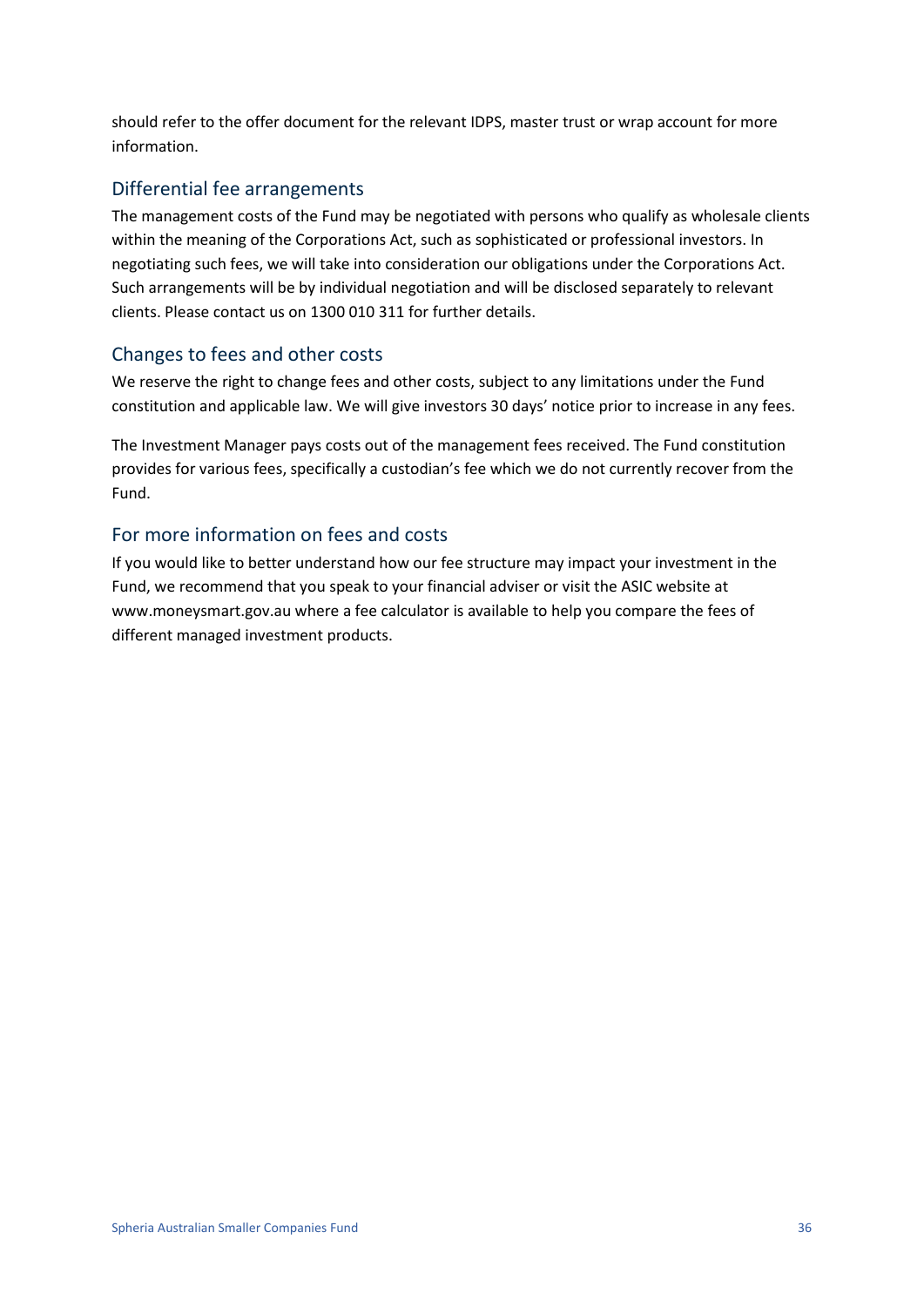should refer to the offer document for the relevant IDPS, master trust or wrap account for more information.

## Differential fee arrangements

The management costs of the Fund may be negotiated with persons who qualify as wholesale clients within the meaning of the Corporations Act, such as sophisticated or professional investors. In negotiating such fees, we will take into consideration our obligations under the Corporations Act. Such arrangements will be by individual negotiation and will be disclosed separately to relevant clients. Please contact us on 1300 010 311 for further details.

## Changes to fees and other costs

We reserve the right to change fees and other costs, subject to any limitations under the Fund constitution and applicable law. We will give investors 30 days' notice prior to increase in any fees.

The Investment Manager pays costs out of the management fees received. The Fund constitution provides for various fees, specifically a custodian's fee which we do not currently recover from the Fund.

## For more information on fees and costs

If you would like to better understand how our fee structure may impact your investment in the Fund, we recommend that you speak to your financial adviser or visit the ASIC website at www.moneysmart.gov.au where a fee calculator is available to help you compare the fees of different managed investment products.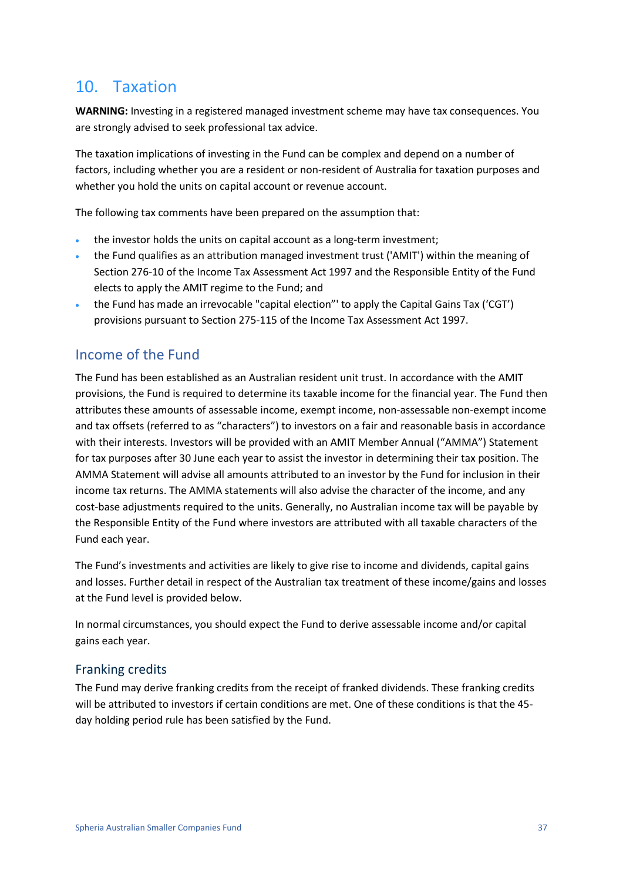# 10. Taxation

**WARNING:** Investing in a registered managed investment scheme may have tax consequences. You are strongly advised to seek professional tax advice.

The taxation implications of investing in the Fund can be complex and depend on a number of factors, including whether you are a resident or non-resident of Australia for taxation purposes and whether you hold the units on capital account or revenue account.

The following tax comments have been prepared on the assumption that:

- the investor holds the units on capital account as a long-term investment;
- the Fund qualifies as an attribution managed investment trust ('AMIT') within the meaning of Section 276-10 of the Income Tax Assessment Act 1997 and the Responsible Entity of the Fund elects to apply the AMIT regime to the Fund; and
- the Fund has made an irrevocable "capital election"' to apply the Capital Gains Tax ('CGT') provisions pursuant to Section 275-115 of the Income Tax Assessment Act 1997.

## Income of the Fund

The Fund has been established as an Australian resident unit trust. In accordance with the AMIT provisions, the Fund is required to determine its taxable income for the financial year. The Fund then attributes these amounts of assessable income, exempt income, non-assessable non-exempt income and tax offsets (referred to as "characters") to investors on a fair and reasonable basis in accordance with their interests. Investors will be provided with an AMIT Member Annual ("AMMA") Statement for tax purposes after 30 June each year to assist the investor in determining their tax position. The AMMA Statement will advise all amounts attributed to an investor by the Fund for inclusion in their income tax returns. The AMMA statements will also advise the character of the income, and any cost-base adjustments required to the units. Generally, no Australian income tax will be payable by the Responsible Entity of the Fund where investors are attributed with all taxable characters of the Fund each year.

The Fund's investments and activities are likely to give rise to income and dividends, capital gains and losses. Further detail in respect of the Australian tax treatment of these income/gains and losses at the Fund level is provided below.

In normal circumstances, you should expect the Fund to derive assessable income and/or capital gains each year.

### Franking credits

The Fund may derive franking credits from the receipt of franked dividends. These franking credits will be attributed to investors if certain conditions are met. One of these conditions is that the 45-day holding period rule has been satisfied by the Fund.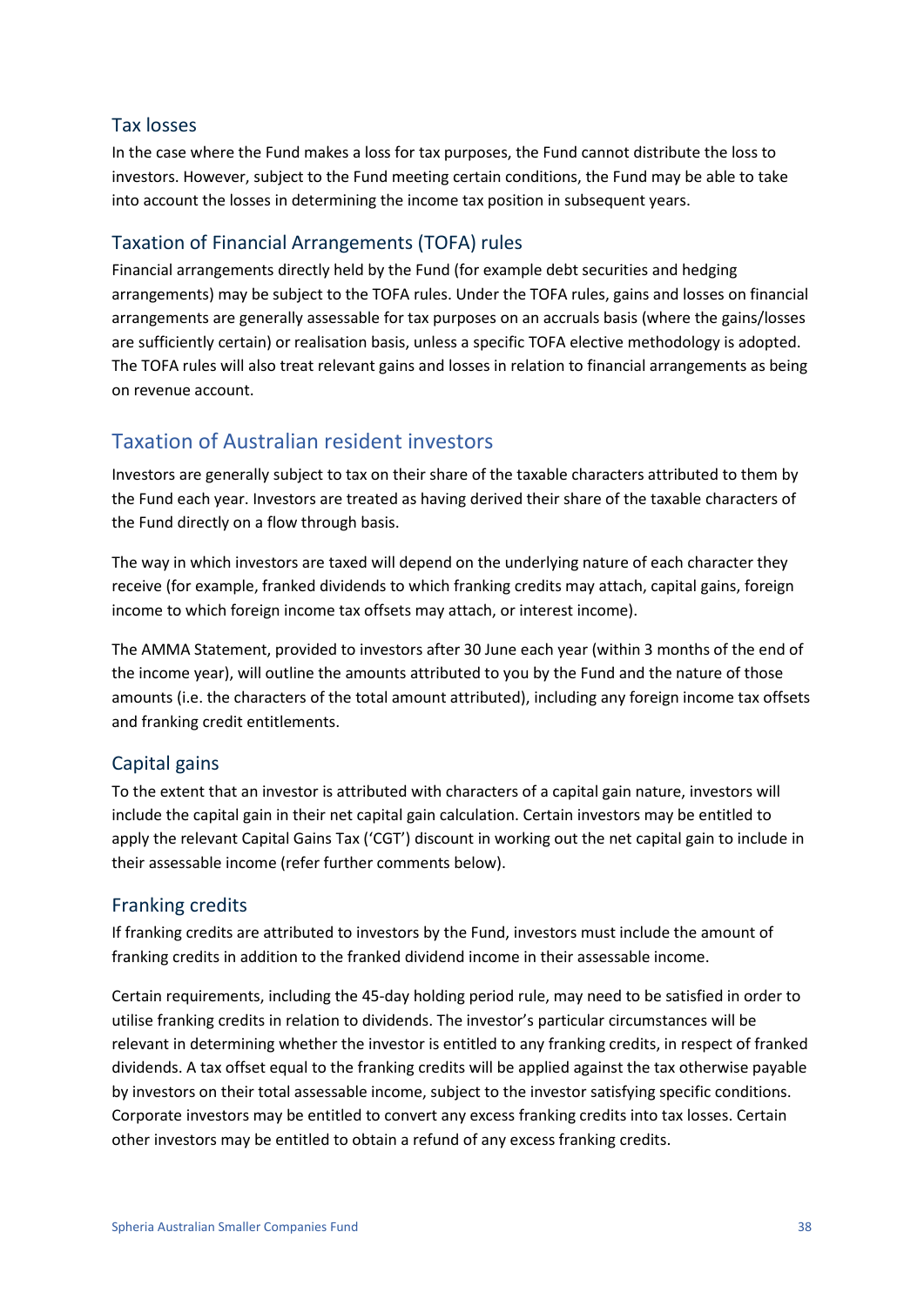### Tax losses

In the case where the Fund makes a loss for tax purposes, the Fund cannot distribute the loss to investors. However, subject to the Fund meeting certain conditions, the Fund may be able to take into account the losses in determining the income tax position in subsequent years.

### Taxation of Financial Arrangements (TOFA) rules

Financial arrangements directly held by the Fund (for example debt securities and hedging arrangements) may be subject to the TOFA rules. Under the TOFA rules, gains and losses on financial arrangements are generally assessable for tax purposes on an accruals basis (where the gains/losses are sufficiently certain) or realisation basis, unless a specific TOFA elective methodology is adopted. The TOFA rules will also treat relevant gains and losses in relation to financial arrangements as being on revenue account.

## Taxation of Australian resident investors

Investors are generally subject to tax on their share of the taxable characters attributed to them by the Fund each year. Investors are treated as having derived their share of the taxable characters of the Fund directly on a flow through basis.

The way in which investors are taxed will depend on the underlying nature of each character they receive (for example, franked dividends to which franking credits may attach, capital gains, foreign income to which foreign income tax offsets may attach, or interest income).

The AMMA Statement, provided to investors after 30 June each year (within 3 months of the end of the income year), will outline the amounts attributed to you by the Fund and the nature of those amounts (i.e. the characters of the total amount attributed), including any foreign income tax offsets and franking credit entitlements.

### Capital gains

To the extent that an investor is attributed with characters of a capital gain nature, investors will include the capital gain in their net capital gain calculation. Certain investors may be entitled to apply the relevant Capital Gains Tax ('CGT') discount in working out the net capital gain to include in their assessable income (refer further comments below).

### Franking credits

If franking credits are attributed to investors by the Fund, investors must include the amount of franking credits in addition to the franked dividend income in their assessable income.

Certain requirements, including the 45-day holding period rule, may need to be satisfied in order to utilise franking credits in relation to dividends. The investor's particular circumstances will be relevant in determining whether the investor is entitled to any franking credits, in respect of franked dividends. A tax offset equal to the franking credits will be applied against the tax otherwise payable by investors on their total assessable income, subject to the investor satisfying specific conditions. Corporate investors may be entitled to convert any excess franking credits into tax losses. Certain other investors may be entitled to obtain a refund of any excess franking credits.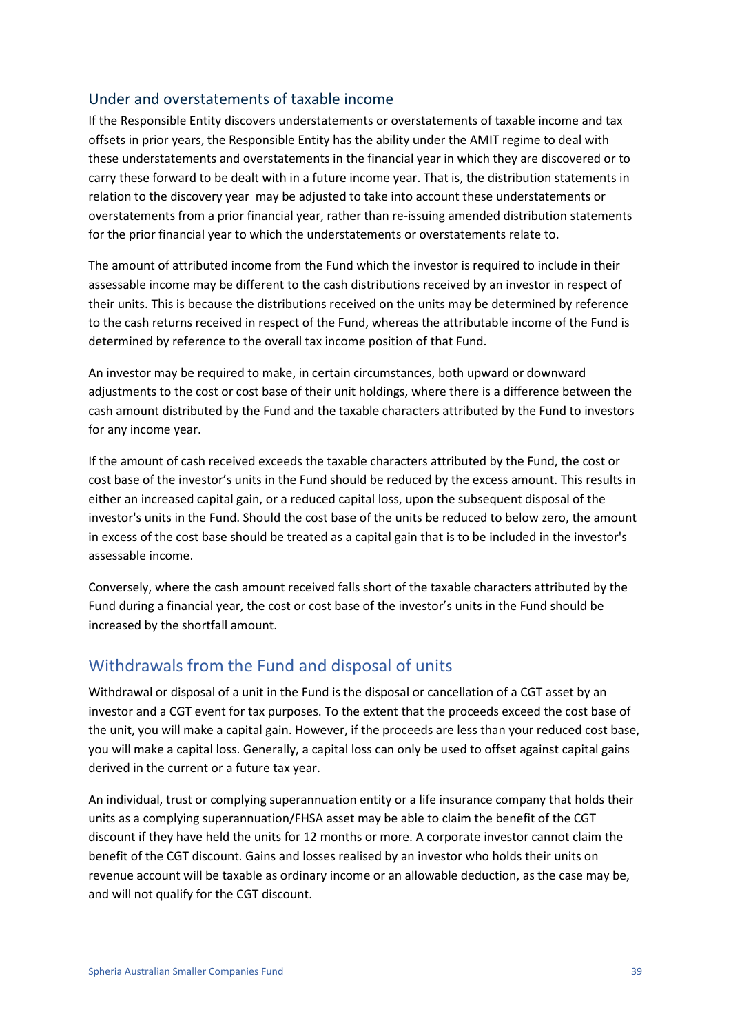### Under and overstatements of taxable income

If the Responsible Entity discovers understatements or overstatements of taxable income and tax offsets in prior years, the Responsible Entity has the ability under the AMIT regime to deal with these understatements and overstatements in the financial year in which they are discovered or to carry these forward to be dealt with in a future income year. That is, the distribution statements in relation to the discovery year may be adjusted to take into account these understatements or overstatements from a prior financial year, rather than re-issuing amended distribution statements for the prior financial year to which the understatements or overstatements relate to.

The amount of attributed income from the Fund which the investor is required to include in their assessable income may be different to the cash distributions received by an investor in respect of their units. This is because the distributions received on the units may be determined by reference to the cash returns received in respect of the Fund, whereas the attributable income of the Fund is determined by reference to the overall tax income position of that Fund.

An investor may be required to make, in certain circumstances, both upward or downward adjustments to the cost or cost base of their unit holdings, where there is a difference between the cash amount distributed by the Fund and the taxable characters attributed by the Fund to investors for any income year.

If the amount of cash received exceeds the taxable characters attributed by the Fund, the cost or cost base of the investor's units in the Fund should be reduced by the excess amount. This results in either an increased capital gain, or a reduced capital loss, upon the subsequent disposal of the investor's units in the Fund. Should the cost base of the units be reduced to below zero, the amount in excess of the cost base should be treated as a capital gain that is to be included in the investor's assessable income.

Conversely, where the cash amount received falls short of the taxable characters attributed by the Fund during a financial year, the cost or cost base of the investor's units in the Fund should be increased by the shortfall amount.

## Withdrawals from the Fund and disposal of units

Withdrawal or disposal of a unit in the Fund is the disposal or cancellation of a CGT asset by an investor and a CGT event for tax purposes. To the extent that the proceeds exceed the cost base of the unit, you will make a capital gain. However, if the proceeds are less than your reduced cost base, you will make a capital loss. Generally, a capital loss can only be used to offset against capital gains derived in the current or a future tax year.

An individual, trust or complying superannuation entity or a life insurance company that holds their units as a complying superannuation/FHSA asset may be able to claim the benefit of the CGT discount if they have held the units for 12 months or more. A corporate investor cannot claim the benefit of the CGT discount. Gains and losses realised by an investor who holds their units on revenue account will be taxable as ordinary income or an allowable deduction, as the case may be, and will not qualify for the CGT discount.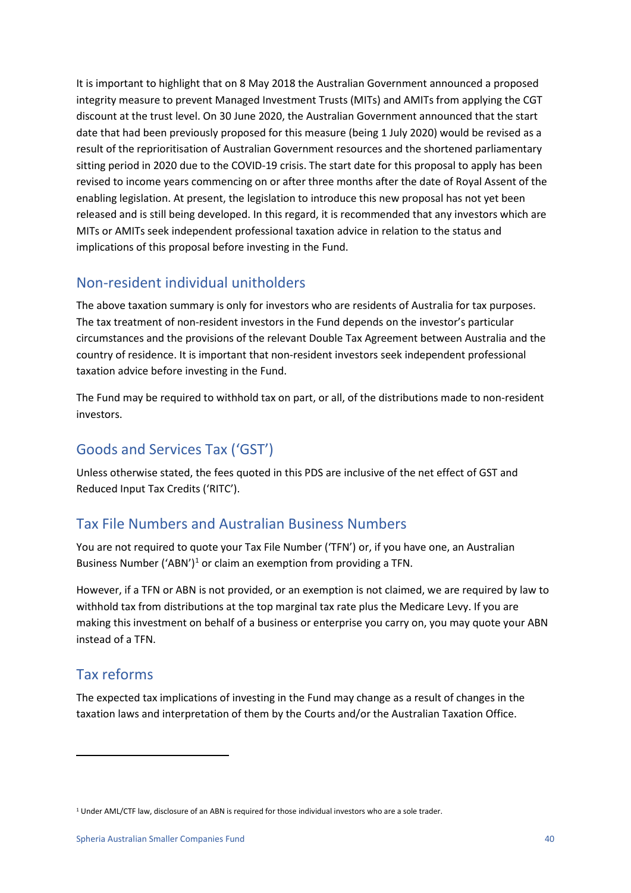It is important to highlight that on 8 May 2018 the Australian Government announced a proposed integrity measure to prevent Managed Investment Trusts (MITs) and AMITs from applying the CGT discount at the trust level. On 30 June 2020, the Australian Government announced that the start date that had been previously proposed for this measure (being 1 July 2020) would be revised as a result of the reprioritisation of Australian Government resources and the shortened parliamentary sitting period in 2020 due to the COVID-19 crisis. The start date for this proposal to apply has been revised to income years commencing on or after three months after the date of Royal Assent of the enabling legislation. At present, the legislation to introduce this new proposal has not yet been released and is still being developed. In this regard, it is recommended that any investors which are MITs or AMITs seek independent professional taxation advice in relation to the status and implications of this proposal before investing in the Fund.

## Non-resident individual unitholders

The above taxation summary is only for investors who are residents of Australia for tax purposes. The tax treatment of non-resident investors in the Fund depends on the investor's particular circumstances and the provisions of the relevant Double Tax Agreement between Australia and the country of residence. It is important that non-resident investors seek independent professional taxation advice before investing in the Fund.

The Fund may be required to withhold tax on part, or all, of the distributions made to non-resident investors.

## Goods and Services Tax ('GST')

Unless otherwise stated, the fees quoted in this PDS are inclusive of the net effect of GST and Reduced Input Tax Credits ('RITC').

## Tax File Numbers and Australian Business Numbers

You are not required to quote your Tax File Number ('TFN') or, if you have one, an Australian Business Number ('ABN')[1] or claim an exemption from providing a TFN.

However, if a TFN or ABN is not provided, or an exemption is not claimed, we are required by law to withhold tax from distributions at the top marginal tax rate plus the Medicare Levy. If you are making this investment on behalf of a business or enterprise you carry on, you may quote your ABN instead of a TFN.

## Tax reforms

The expected tax implications of investing in the Fund may change as a result of changes in the taxation laws and interpretation of them by the Courts and/or the Australian Taxation Office.

---

[1] Under AML/CTF law, disclosure of an ABN is required for those individual investors who are a sole trader.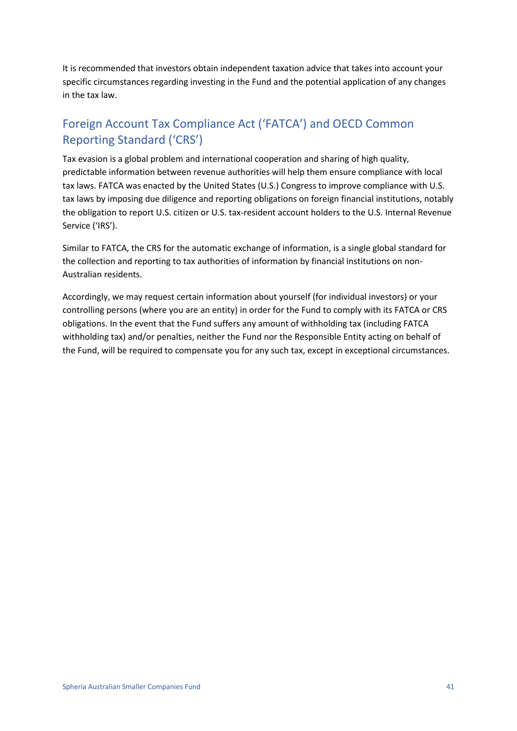It is recommended that investors obtain independent taxation advice that takes into account your specific circumstances regarding investing in the Fund and the potential application of any changes in the tax law.

## Foreign Account Tax Compliance Act ('FATCA') and OECD Common Reporting Standard ('CRS')

Tax evasion is a global problem and international cooperation and sharing of high quality, predictable information between revenue authorities will help them ensure compliance with local tax laws. FATCA was enacted by the United States (U.S.) Congress to improve compliance with U.S. tax laws by imposing due diligence and reporting obligations on foreign financial institutions, notably the obligation to report U.S. citizen or U.S. tax-resident account holders to the U.S. Internal Revenue Service ('IRS').

Similar to FATCA, the CRS for the automatic exchange of information, is a single global standard for the collection and reporting to tax authorities of information by financial institutions on non-Australian residents.

Accordingly, we may request certain information about yourself (for individual investors) or your controlling persons (where you are an entity) in order for the Fund to comply with its FATCA or CRS obligations. In the event that the Fund suffers any amount of withholding tax (including FATCA withholding tax) and/or penalties, neither the Fund nor the Responsible Entity acting on behalf of the Fund, will be required to compensate you for any such tax, except in exceptional circumstances.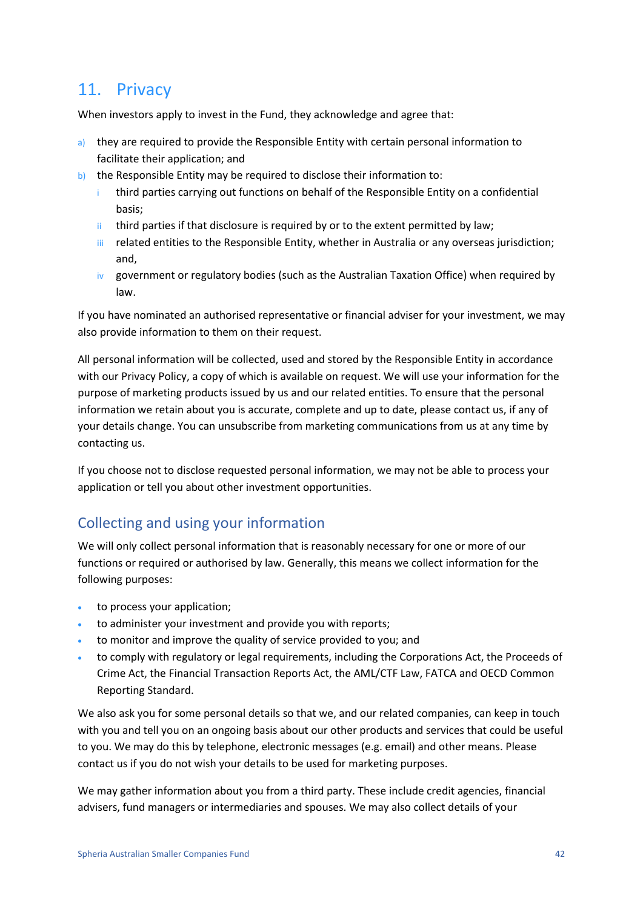## 11. Privacy

When investors apply to invest in the Fund, they acknowledge and agree that:

a) they are required to provide the Responsible Entity with certain personal information to facilitate their application; and

b) the Responsible Entity may be required to disclose their information to:

   i third parties carrying out functions on behalf of the Responsible Entity on a confidential basis;

   ii third parties if that disclosure is required by or to the extent permitted by law;

   iii related entities to the Responsible Entity, whether in Australia or any overseas jurisdiction; and,

   iv government or regulatory bodies (such as the Australian Taxation Office) when required by law.

If you have nominated an authorised representative or financial adviser for your investment, we may also provide information to them on their request.

All personal information will be collected, used and stored by the Responsible Entity in accordance with our Privacy Policy, a copy of which is available on request. We will use your information for the purpose of marketing products issued by us and our related entities. To ensure that the personal information we retain about you is accurate, complete and up to date, please contact us, if any of your details change. You can unsubscribe from marketing communications from us at any time by contacting us.

If you choose not to disclose requested personal information, we may not be able to process your application or tell you about other investment opportunities.

### Collecting and using your information

We will only collect personal information that is reasonably necessary for one or more of our functions or required or authorised by law. Generally, this means we collect information for the following purposes:

- to process your application;
- to administer your investment and provide you with reports;
- to monitor and improve the quality of service provided to you; and
- to comply with regulatory or legal requirements, including the Corporations Act, the Proceeds of Crime Act, the Financial Transaction Reports Act, the AML/CTF Law, FATCA and OECD Common Reporting Standard.

We also ask you for some personal details so that we, and our related companies, can keep in touch with you and tell you on an ongoing basis about our other products and services that could be useful to you. We may do this by telephone, electronic messages (e.g. email) and other means. Please contact us if you do not wish your details to be used for marketing purposes.

We may gather information about you from a third party. These include credit agencies, financial advisers, fund managers or intermediaries and spouses. We may also collect details of your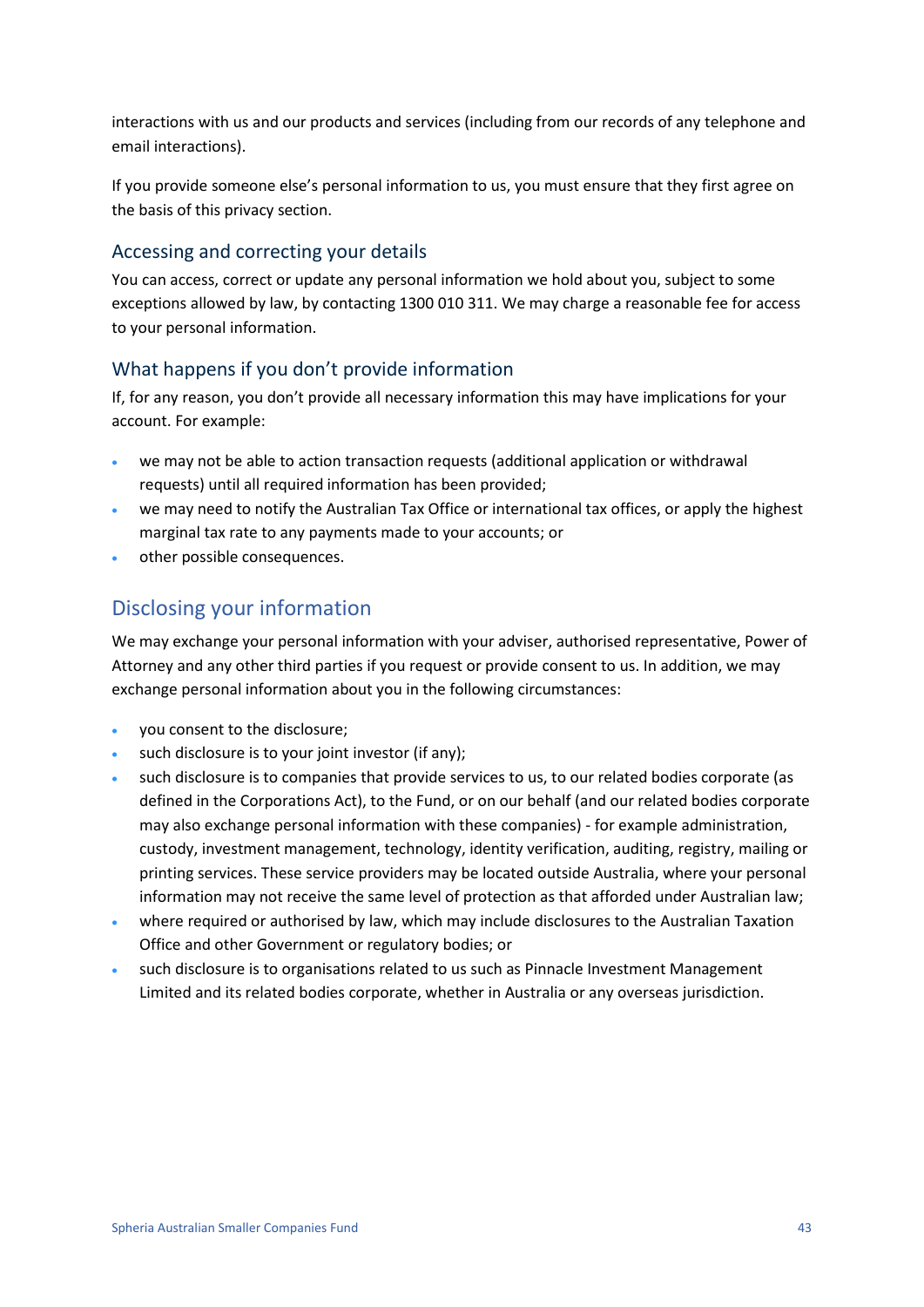interactions with us and our products and services (including from our records of any telephone and email interactions).

If you provide someone else's personal information to us, you must ensure that they first agree on the basis of this privacy section.

### Accessing and correcting your details

You can access, correct or update any personal information we hold about you, subject to some exceptions allowed by law, by contacting 1300 010 311. We may charge a reasonable fee for access to your personal information.

### What happens if you don't provide information

If, for any reason, you don't provide all necessary information this may have implications for your account. For example:

- we may not be able to action transaction requests (additional application or withdrawal requests) until all required information has been provided;
- we may need to notify the Australian Tax Office or international tax offices, or apply the highest marginal tax rate to any payments made to your accounts; or
- other possible consequences.

## Disclosing your information

We may exchange your personal information with your adviser, authorised representative, Power of Attorney and any other third parties if you request or provide consent to us. In addition, we may exchange personal information about you in the following circumstances:

- you consent to the disclosure;
- such disclosure is to your joint investor (if any);
- such disclosure is to companies that provide services to us, to our related bodies corporate (as defined in the Corporations Act), to the Fund, or on our behalf (and our related bodies corporate may also exchange personal information with these companies) - for example administration, custody, investment management, technology, identity verification, auditing, registry, mailing or printing services. These service providers may be located outside Australia, where your personal information may not receive the same level of protection as that afforded under Australian law;
- where required or authorised by law, which may include disclosures to the Australian Taxation Office and other Government or regulatory bodies; or
- such disclosure is to organisations related to us such as Pinnacle Investment Management Limited and its related bodies corporate, whether in Australia or any overseas jurisdiction.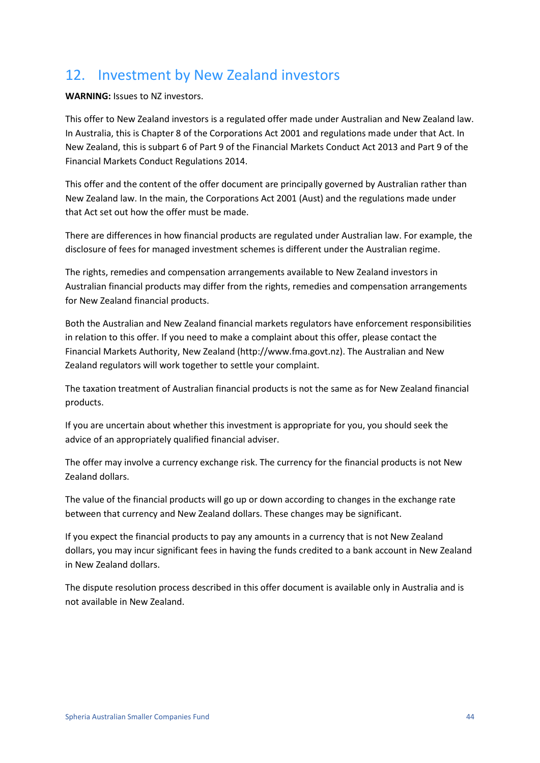## 12. Investment by New Zealand investors

**WARNING:** Issues to NZ investors.

This offer to New Zealand investors is a regulated offer made under Australian and New Zealand law. In Australia, this is Chapter 8 of the Corporations Act 2001 and regulations made under that Act. In New Zealand, this is subpart 6 of Part 9 of the Financial Markets Conduct Act 2013 and Part 9 of the Financial Markets Conduct Regulations 2014.

This offer and the content of the offer document are principally governed by Australian rather than New Zealand law. In the main, the Corporations Act 2001 (Aust) and the regulations made under that Act set out how the offer must be made.

There are differences in how financial products are regulated under Australian law. For example, the disclosure of fees for managed investment schemes is different under the Australian regime.

The rights, remedies and compensation arrangements available to New Zealand investors in Australian financial products may differ from the rights, remedies and compensation arrangements for New Zealand financial products.

Both the Australian and New Zealand financial markets regulators have enforcement responsibilities in relation to this offer. If you need to make a complaint about this offer, please contact the Financial Markets Authority, New Zealand (http://www.fma.govt.nz). The Australian and New Zealand regulators will work together to settle your complaint.

The taxation treatment of Australian financial products is not the same as for New Zealand financial products.

If you are uncertain about whether this investment is appropriate for you, you should seek the advice of an appropriately qualified financial adviser.

The offer may involve a currency exchange risk. The currency for the financial products is not New Zealand dollars.

The value of the financial products will go up or down according to changes in the exchange rate between that currency and New Zealand dollars. These changes may be significant.

If you expect the financial products to pay any amounts in a currency that is not New Zealand dollars, you may incur significant fees in having the funds credited to a bank account in New Zealand in New Zealand dollars.

The dispute resolution process described in this offer document is available only in Australia and is not available in New Zealand.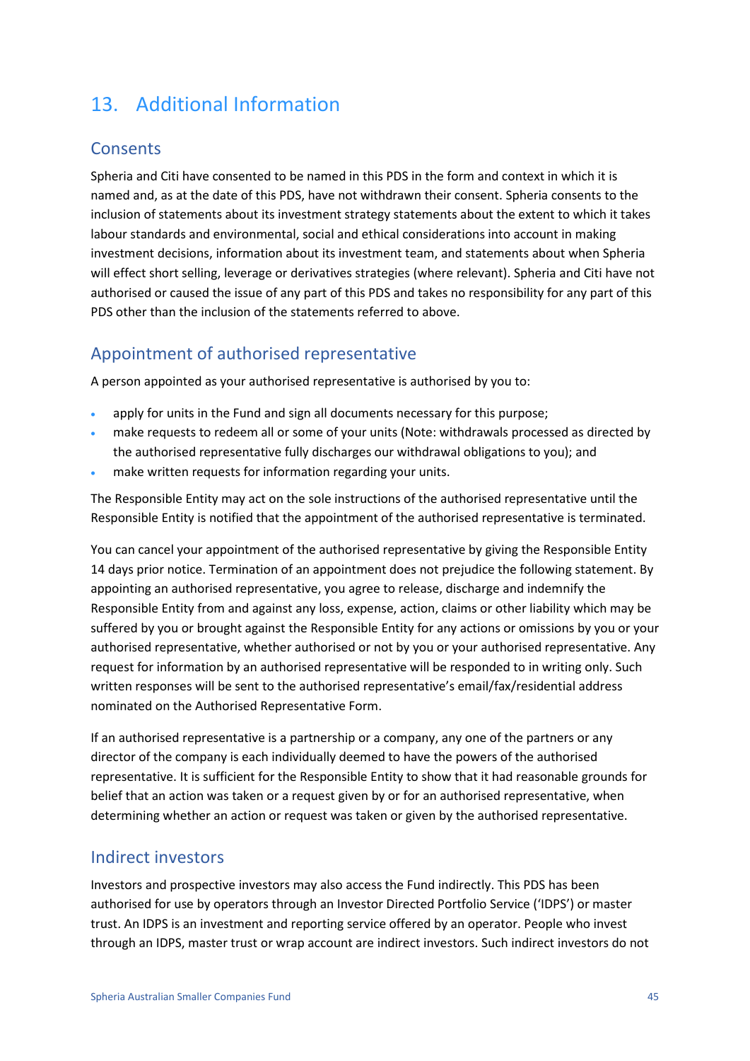# 13. Additional Information

## Consents

Spheria and Citi have consented to be named in this PDS in the form and context in which it is named and, as at the date of this PDS, have not withdrawn their consent. Spheria consents to the inclusion of statements about its investment strategy statements about the extent to which it takes labour standards and environmental, social and ethical considerations into account in making investment decisions, information about its investment team, and statements about when Spheria will effect short selling, leverage or derivatives strategies (where relevant). Spheria and Citi have not authorised or caused the issue of any part of this PDS and takes no responsibility for any part of this PDS other than the inclusion of the statements referred to above.

## Appointment of authorised representative

A person appointed as your authorised representative is authorised by you to:

- apply for units in the Fund and sign all documents necessary for this purpose;
- make requests to redeem all or some of your units (Note: withdrawals processed as directed by the authorised representative fully discharges our withdrawal obligations to you); and
- make written requests for information regarding your units.

The Responsible Entity may act on the sole instructions of the authorised representative until the Responsible Entity is notified that the appointment of the authorised representative is terminated.

You can cancel your appointment of the authorised representative by giving the Responsible Entity 14 days prior notice. Termination of an appointment does not prejudice the following statement. By appointing an authorised representative, you agree to release, discharge and indemnify the Responsible Entity from and against any loss, expense, action, claims or other liability which may be suffered by you or brought against the Responsible Entity for any actions or omissions by you or your authorised representative, whether authorised or not by you or your authorised representative. Any request for information by an authorised representative will be responded to in writing only. Such written responses will be sent to the authorised representative's email/fax/residential address nominated on the Authorised Representative Form.

If an authorised representative is a partnership or a company, any one of the partners or any director of the company is each individually deemed to have the powers of the authorised representative. It is sufficient for the Responsible Entity to show that it had reasonable grounds for belief that an action was taken or a request given by or for an authorised representative, when determining whether an action or request was taken or given by the authorised representative.

## Indirect investors

Investors and prospective investors may also access the Fund indirectly. This PDS has been authorised for use by operators through an Investor Directed Portfolio Service ('IDPS') or master trust. An IDPS is an investment and reporting service offered by an operator. People who invest through an IDPS, master trust or wrap account are indirect investors. Such indirect investors do not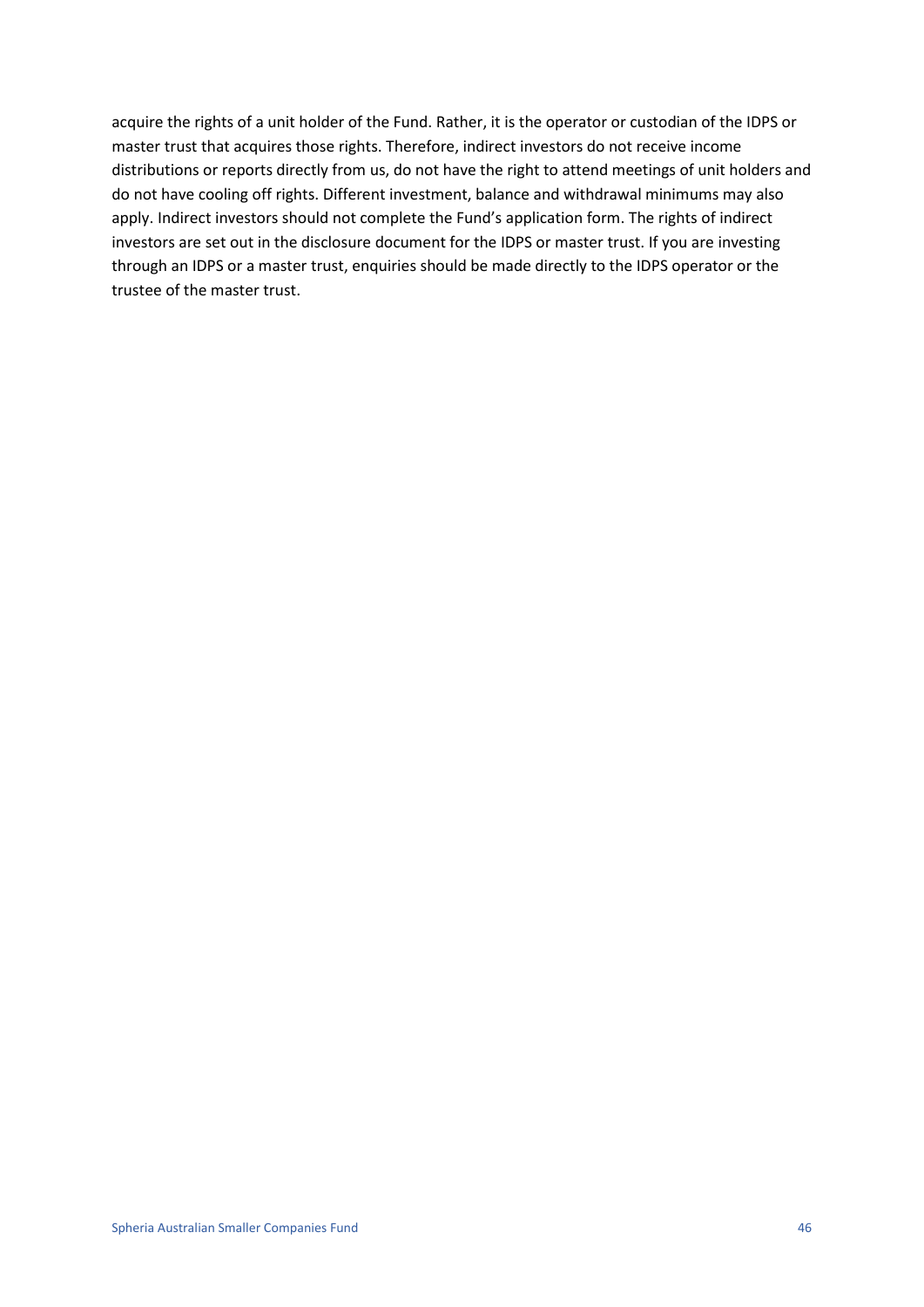acquire the rights of a unit holder of the Fund. Rather, it is the operator or custodian of the IDPS or master trust that acquires those rights. Therefore, indirect investors do not receive income distributions or reports directly from us, do not have the right to attend meetings of unit holders and do not have cooling off rights. Different investment, balance and withdrawal minimums may also apply. Indirect investors should not complete the Fund's application form. The rights of indirect investors are set out in the disclosure document for the IDPS or master trust. If you are investing through an IDPS or a master trust, enquiries should be made directly to the IDPS operator or the trustee of the master trust.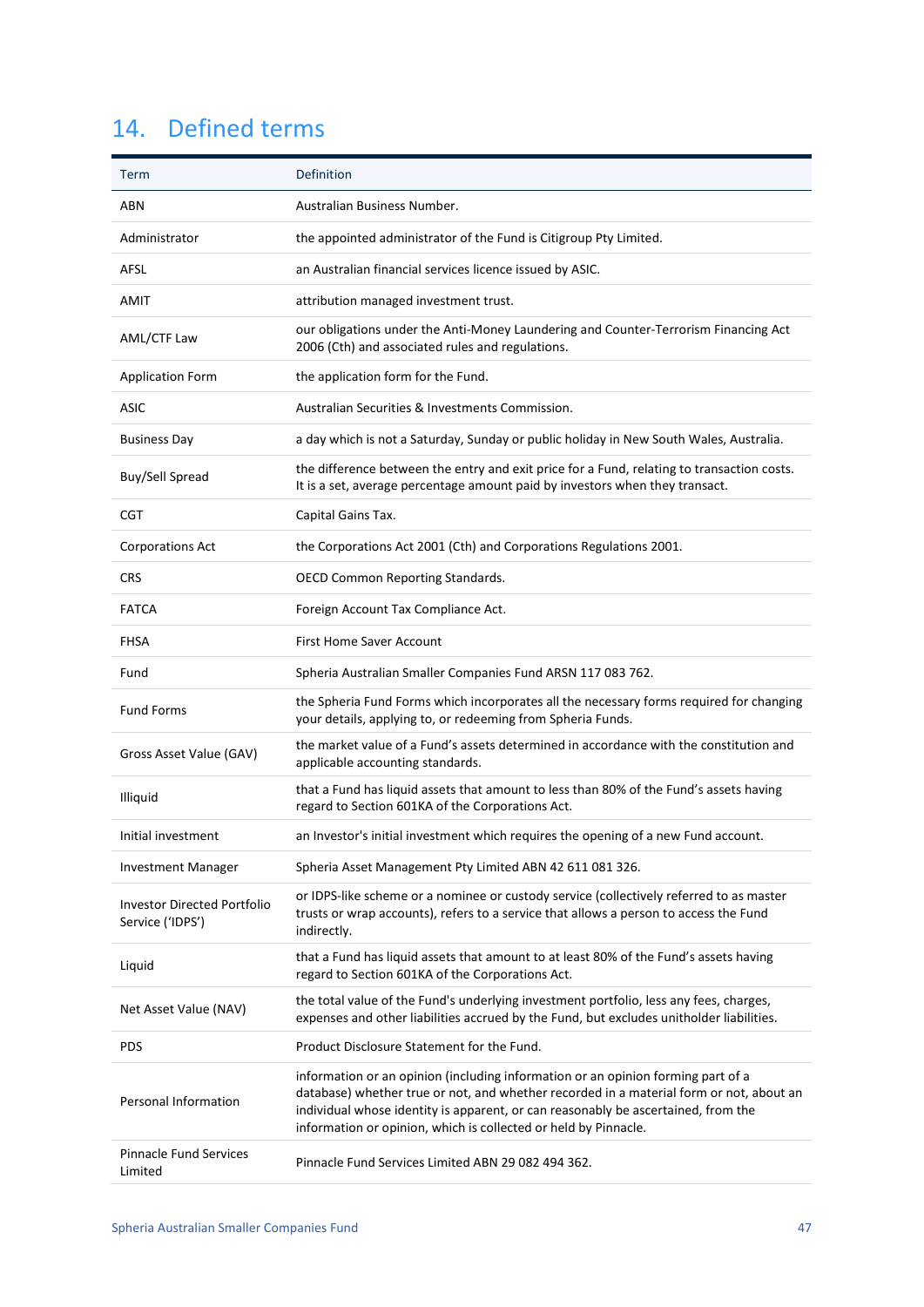# 14. Defined terms

| Term | Definition |
|---|---|
| ABN | Australian Business Number. |
| Administrator | the appointed administrator of the Fund is Citigroup Pty Limited. |
| AFSL | an Australian financial services licence issued by ASIC. |
| AMIT | attribution managed investment trust. |
| AML/CTF Law | our obligations under the Anti-Money Laundering and Counter-Terrorism Financing Act 2006 (Cth) and associated rules and regulations. |
| Application Form | the application form for the Fund. |
| ASIC | Australian Securities & Investments Commission. |
| Business Day | a day which is not a Saturday, Sunday or public holiday in New South Wales, Australia. |
| Buy/Sell Spread | the difference between the entry and exit price for a Fund, relating to transaction costs. It is a set, average percentage amount paid by investors when they transact. |
| CGT | Capital Gains Tax. |
| Corporations Act | the Corporations Act 2001 (Cth) and Corporations Regulations 2001. |
| CRS | OECD Common Reporting Standards. |
| FATCA | Foreign Account Tax Compliance Act. |
| FHSA | First Home Saver Account |
| Fund | Spheria Australian Smaller Companies Fund ARSN 117 083 762. |
| Fund Forms | the Spheria Fund Forms which incorporates all the necessary forms required for changing your details, applying to, or redeeming from Spheria Funds. |
| Gross Asset Value (GAV) | the market value of a Fund's assets determined in accordance with the constitution and applicable accounting standards. |
| Illiquid | that a Fund has liquid assets that amount to less than 80% of the Fund's assets having regard to Section 601KA of the Corporations Act. |
| Initial investment | an Investor's initial investment which requires the opening of a new Fund account. |
| Investment Manager | Spheria Asset Management Pty Limited ABN 42 611 081 326. |
| Investor Directed Portfolio Service ('IDPS') | or IDPS-like scheme or a nominee or custody service (collectively referred to as master trusts or wrap accounts), refers to a service that allows a person to access the Fund indirectly. |
| Liquid | that a Fund has liquid assets that amount to at least 80% of the Fund's assets having regard to Section 601KA of the Corporations Act. |
| Net Asset Value (NAV) | the total value of the Fund's underlying investment portfolio, less any fees, charges, expenses and other liabilities accrued by the Fund, but excludes unitholder liabilities. |
| PDS | Product Disclosure Statement for the Fund. |
| Personal Information | information or an opinion (including information or an opinion forming part of a database) whether true or not, and whether recorded in a material form or not, about an individual whose identity is apparent, or can reasonably be ascertained, from the information or opinion, which is collected or held by Pinnacle. |
| Pinnacle Fund Services Limited | Pinnacle Fund Services Limited ABN 29 082 494 362. |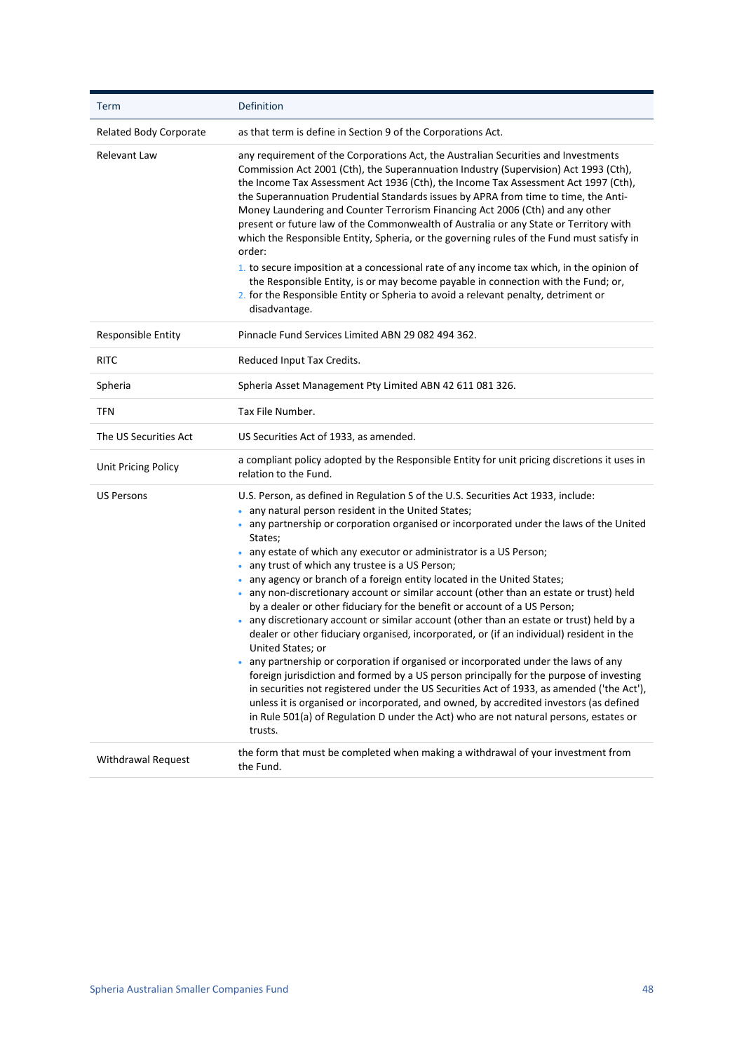| Term | Definition |
|---|---|
| Related Body Corporate | as that term is define in Section 9 of the Corporations Act. |
| Relevant Law | any requirement of the Corporations Act, the Australian Securities and Investments Commission Act 2001 (Cth), the Superannuation Industry (Supervision) Act 1993 (Cth), the Income Tax Assessment Act 1936 (Cth), the Income Tax Assessment Act 1997 (Cth), the Superannuation Prudential Standards issues by APRA from time to time, the Anti-Money Laundering and Counter Terrorism Financing Act 2006 (Cth) and any other present or future law of the Commonwealth of Australia or any State or Territory with which the Responsible Entity, Spheria, or the governing rules of the Fund must satisfy in order:<br>1. to secure imposition at a concessional rate of any income tax which, in the opinion of the Responsible Entity, is or may become payable in connection with the Fund; or,<br>2. for the Responsible Entity or Spheria to avoid a relevant penalty, detriment or disadvantage. |
| Responsible Entity | Pinnacle Fund Services Limited ABN 29 082 494 362. |
| RITC | Reduced Input Tax Credits. |
| Spheria | Spheria Asset Management Pty Limited ABN 42 611 081 326. |
| TFN | Tax File Number. |
| The US Securities Act | US Securities Act of 1933, as amended. |
| Unit Pricing Policy | a compliant policy adopted by the Responsible Entity for unit pricing discretions it uses in relation to the Fund. |
| US Persons | U.S. Person, as defined in Regulation S of the U.S. Securities Act 1933, include:<br>• any natural person resident in the United States;<br>• any partnership or corporation organised or incorporated under the laws of the United States;<br>• any estate of which any executor or administrator is a US Person;<br>• any trust of which any trustee is a US Person;<br>• any agency or branch of a foreign entity located in the United States;<br>• any non-discretionary account or similar account (other than an estate or trust) held by a dealer or other fiduciary for the benefit or account of a US Person;<br>• any discretionary account or similar account (other than an estate or trust) held by a dealer or other fiduciary organised, incorporated, or (if an individual) resident in the United States; or<br>• any partnership or corporation if organised or incorporated under the laws of any foreign jurisdiction and formed by a US person principally for the purpose of investing in securities not registered under the US Securities Act of 1933, as amended ('the Act'), unless it is organised or incorporated, and owned, by accredited investors (as defined in Rule 501(a) of Regulation D under the Act) who are not natural persons, estates or trusts. |
| Withdrawal Request | the form that must be completed when making a withdrawal of your investment from the Fund. |